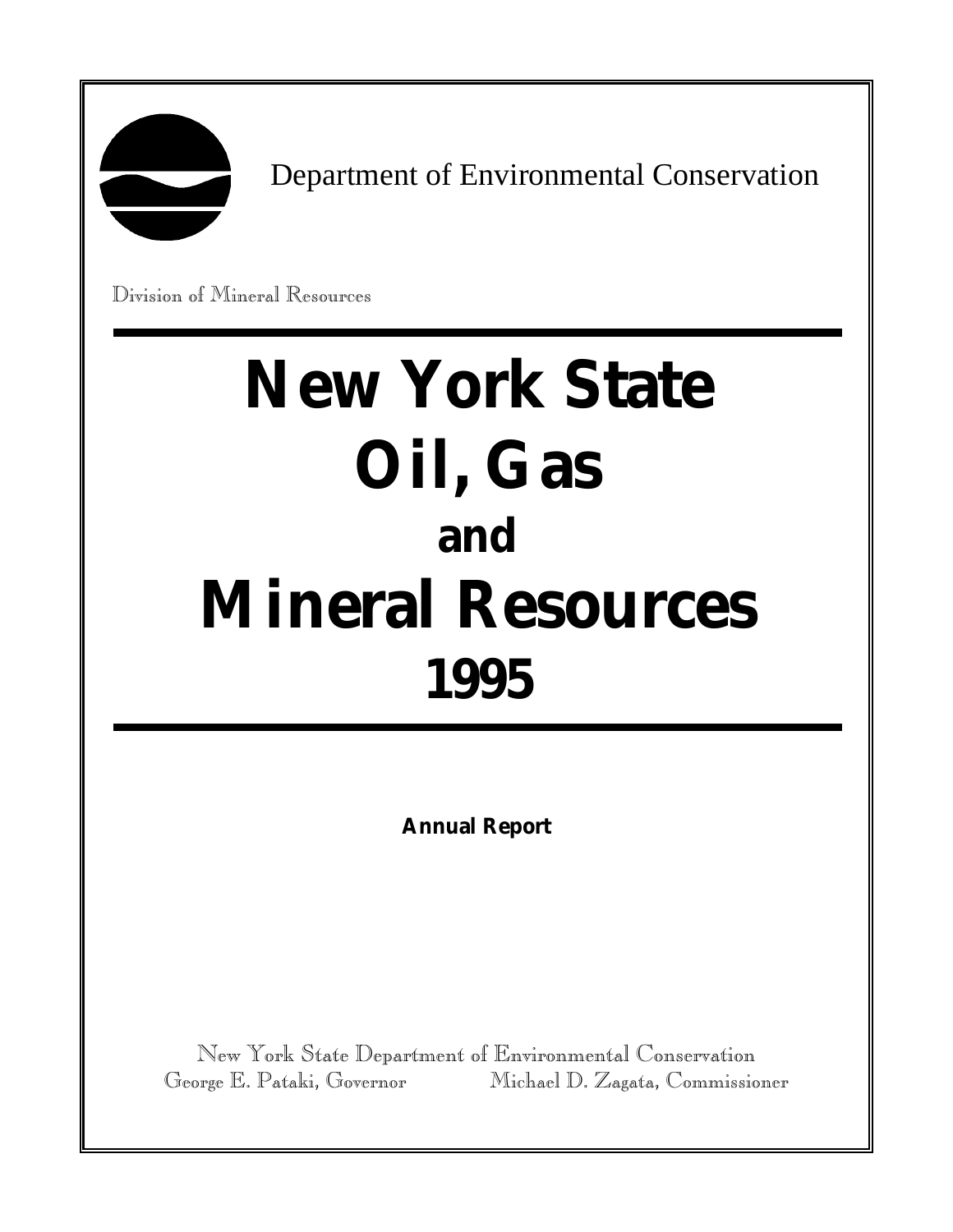Department of Environmental Conservation

Division of Mineral Resources

# New York State Oil, Gas and Mineral Resources 1995

**Annual Report**

New York State Department of Environmental Conservation

George E. Pataki, Governor    Michael D. Zagata, Commissioner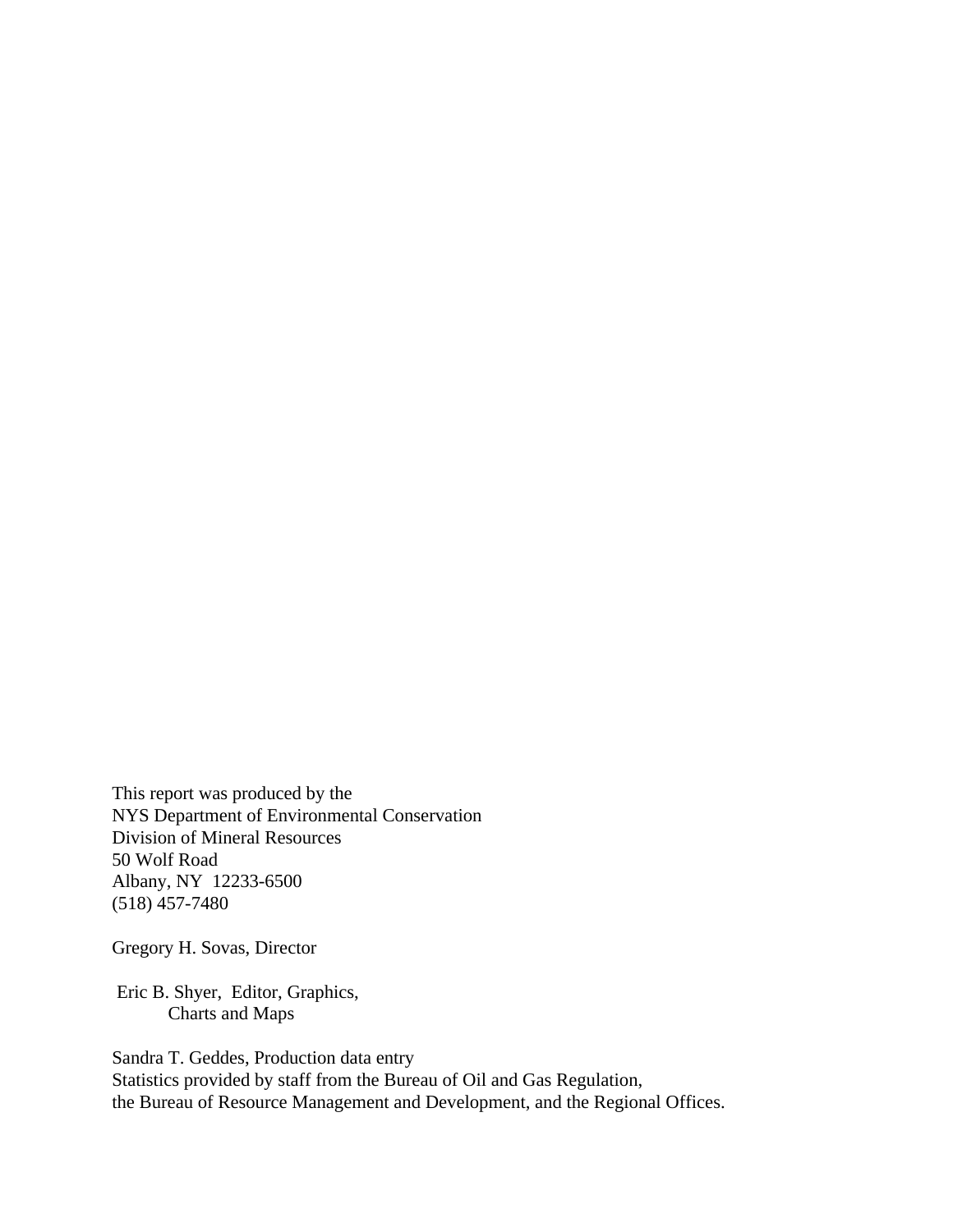This report was produced by the
NYS Department of Environmental Conservation
Division of Mineral Resources
50 Wolf Road
Albany, NY 12233-6500
(518) 457-7480

Gregory H. Sovas, Director

Eric B. Shyer, Editor, Graphics,
Charts and Maps

Sandra T. Geddes, Production data entry
Statistics provided by staff from the Bureau of Oil and Gas Regulation,
the Bureau of Resource Management and Development, and the Regional Offices.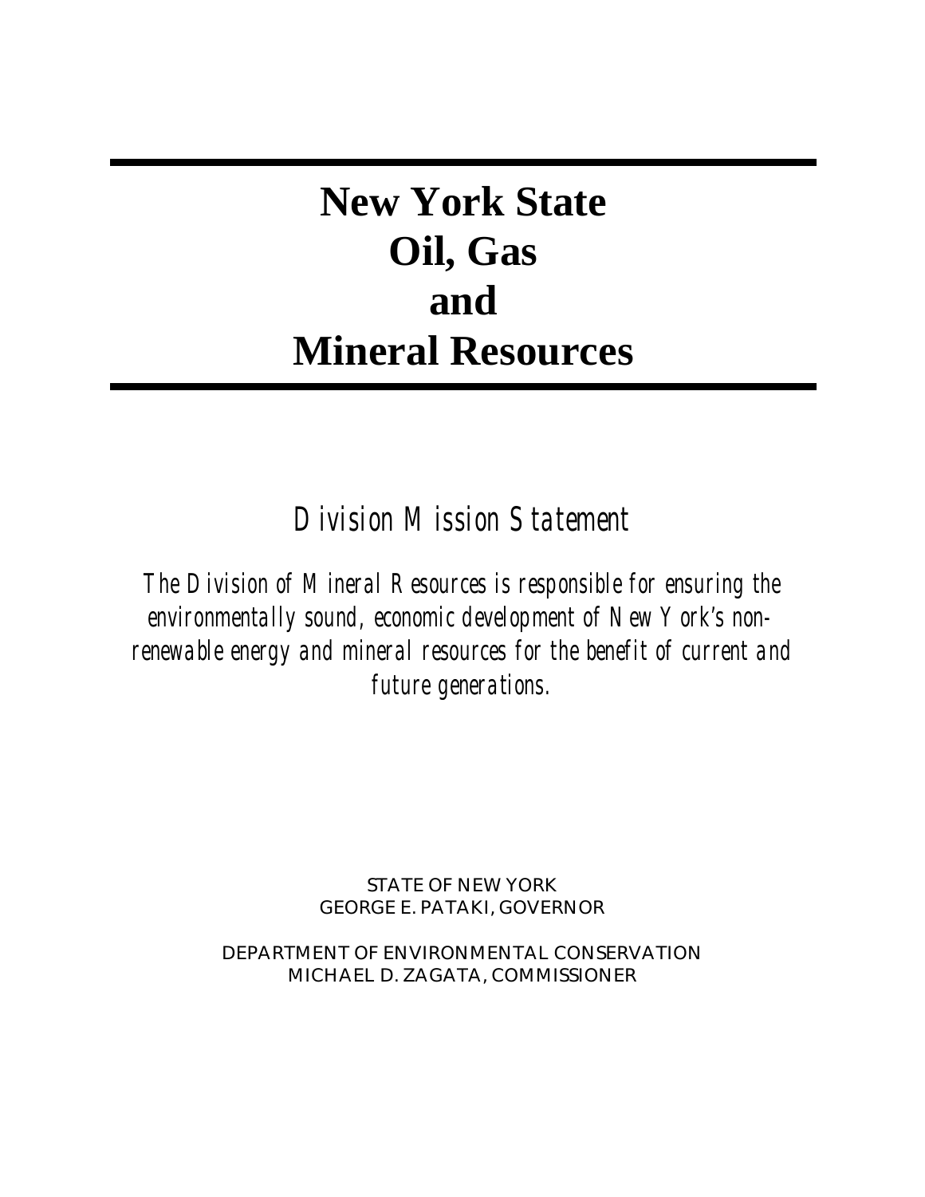# New York State Oil, Gas and Mineral Resources

## *Division Mission Statement*

*The Division of Mineral Resources is responsible for ensuring the environmentally sound, economic development of New York's non-renewable energy and mineral resources for the benefit of current and future generations.*

STATE OF NEW YORK
GEORGE E. PATAKI, GOVERNOR

DEPARTMENT OF ENVIRONMENTAL CONSERVATION
MICHAEL D. ZAGATA, COMMISSIONER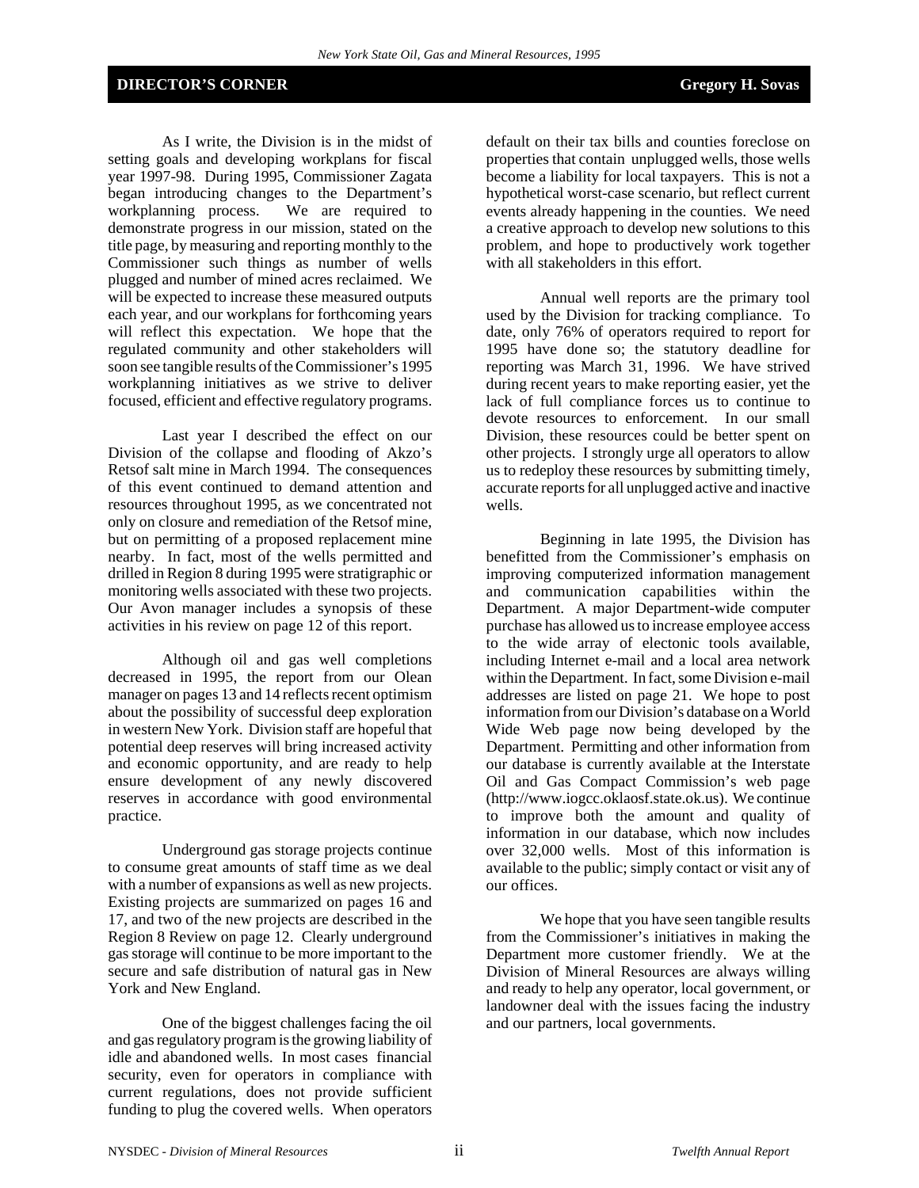## DIRECTOR'S CORNER

**Gregory H. Sovas**

As I write, the Division is in the midst of setting goals and developing workplans for fiscal year 1997-98. During 1995, Commissioner Zagata began introducing changes to the Department's workplanning process. We are required to demonstrate progress in our mission, stated on the title page, by measuring and reporting monthly to the Commissioner such things as number of wells plugged and number of mined acres reclaimed. We will be expected to increase these measured outputs each year, and our workplans for forthcoming years will reflect this expectation. We hope that the regulated community and other stakeholders will soon see tangible results of the Commissioner's 1995 workplanning initiatives as we strive to deliver focused, efficient and effective regulatory programs.

Last year I described the effect on our Division of the collapse and flooding of Akzo's Retsof salt mine in March 1994. The consequences of this event continued to demand attention and resources throughout 1995, as we concentrated not only on closure and remediation of the Retsof mine, but on permitting of a proposed replacement mine nearby. In fact, most of the wells permitted and drilled in Region 8 during 1995 were stratigraphic or monitoring wells associated with these two projects. Our Avon manager includes a synopsis of these activities in his review on page 12 of this report.

Although oil and gas well completions decreased in 1995, the report from our Olean manager on pages 13 and 14 reflects recent optimism about the possibility of successful deep exploration in western New York. Division staff are hopeful that potential deep reserves will bring increased activity and economic opportunity, and are ready to help ensure development of any newly discovered reserves in accordance with good environmental practice.

Underground gas storage projects continue to consume great amounts of staff time as we deal with a number of expansions as well as new projects. Existing projects are summarized on pages 16 and 17, and two of the new projects are described in the Region 8 Review on page 12. Clearly underground gas storage will continue to be more important to the secure and safe distribution of natural gas in New York and New England.

One of the biggest challenges facing the oil and gas regulatory program is the growing liability of idle and abandoned wells. In most cases financial security, even for operators in compliance with current regulations, does not provide sufficient funding to plug the covered wells. When operators default on their tax bills and counties foreclose on properties that contain unplugged wells, those wells become a liability for local taxpayers. This is not a hypothetical worst-case scenario, but reflect current events already happening in the counties. We need a creative approach to develop new solutions to this problem, and hope to productively work together with all stakeholders in this effort.

Annual well reports are the primary tool used by the Division for tracking compliance. To date, only 76% of operators required to report for 1995 have done so; the statutory deadline for reporting was March 31, 1996. We have strived during recent years to make reporting easier, yet the lack of full compliance forces us to continue to devote resources to enforcement. In our small Division, these resources could be better spent on other projects. I strongly urge all operators to allow us to redeploy these resources by submitting timely, accurate reports for all unplugged active and inactive wells.

Beginning in late 1995, the Division has benefitted from the Commissioner's emphasis on improving computerized information management and communication capabilities within the Department. A major Department-wide computer purchase has allowed us to increase employee access to the wide array of electonic tools available, including Internet e-mail and a local area network within the Department. In fact, some Division e-mail addresses are listed on page 21. We hope to post information from our Division's database on a World Wide Web page now being developed by the Department. Permitting and other information from our database is currently available at the Interstate Oil and Gas Compact Commission's web page (http://www.iogcc.oklaosf.state.ok.us). We continue to improve both the amount and quality of information in our database, which now includes over 32,000 wells. Most of this information is available to the public; simply contact or visit any of our offices.

We hope that you have seen tangible results from the Commissioner's initiatives in making the Department more customer friendly. We at the Division of Mineral Resources are always willing and ready to help any operator, local government, or landowner deal with the issues facing the industry and our partners, local governments.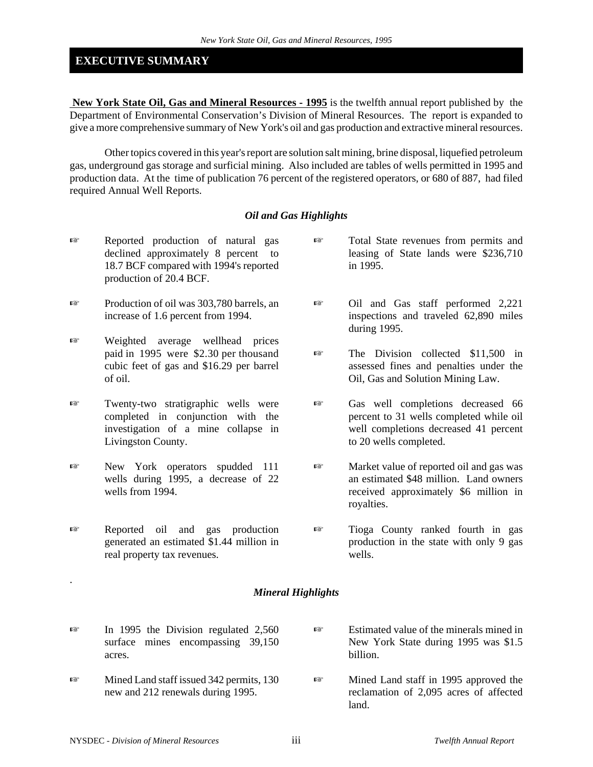## EXECUTIVE SUMMARY

**New York State Oil, Gas and Mineral Resources - 1995** is the twelfth annual report published by the Department of Environmental Conservation's Division of Mineral Resources. The report is expanded to give a more comprehensive summary of New York's oil and gas production and extractive mineral resources.

Other topics covered in this year's report are solution salt mining, brine disposal, liquefied petroleum gas, underground gas storage and surficial mining. Also included are tables of wells permitted in 1995 and production data. At the time of publication 76 percent of the registered operators, or 680 of 887, had filed required Annual Well Reports.

### *Oil and Gas Highlights*

- Reported production of natural gas declined approximately 8 percent to 18.7 BCF compared with 1994's reported production of 20.4 BCF.
- Production of oil was 303,780 barrels, an increase of 1.6 percent from 1994.
- Weighted average wellhead prices paid in 1995 were $2.30 per thousand cubic feet of gas and $16.29 per barrel of oil.
- Twenty-two stratigraphic wells were completed in conjunction with the investigation of a mine collapse in Livingston County.
- New York operators spudded 111 wells during 1995, a decrease of 22 wells from 1994.
- Reported oil and gas production generated an estimated $1.44 million in real property tax revenues.
- Total State revenues from permits and leasing of State lands were $236,710 in 1995.
- Oil and Gas staff performed 2,221 inspections and traveled 62,890 miles during 1995.
- The Division collected $11,500 in assessed fines and penalties under the Oil, Gas and Solution Mining Law.
- Gas well completions decreased 66 percent to 31 wells completed while oil well completions decreased 41 percent to 20 wells completed.
- Market value of reported oil and gas was an estimated $48 million. Land owners received approximately $6 million in royalties.
- Tioga County ranked fourth in gas production in the state with only 9 gas wells.

### *Mineral Highlights*

- In 1995 the Division regulated 2,560 surface mines encompassing 39,150 acres.
- Mined Land staff issued 342 permits, 130 new and 212 renewals during 1995.
- Estimated value of the minerals mined in New York State during 1995 was $1.5 billion.
- Mined Land staff in 1995 approved the reclamation of 2,095 acres of affected land.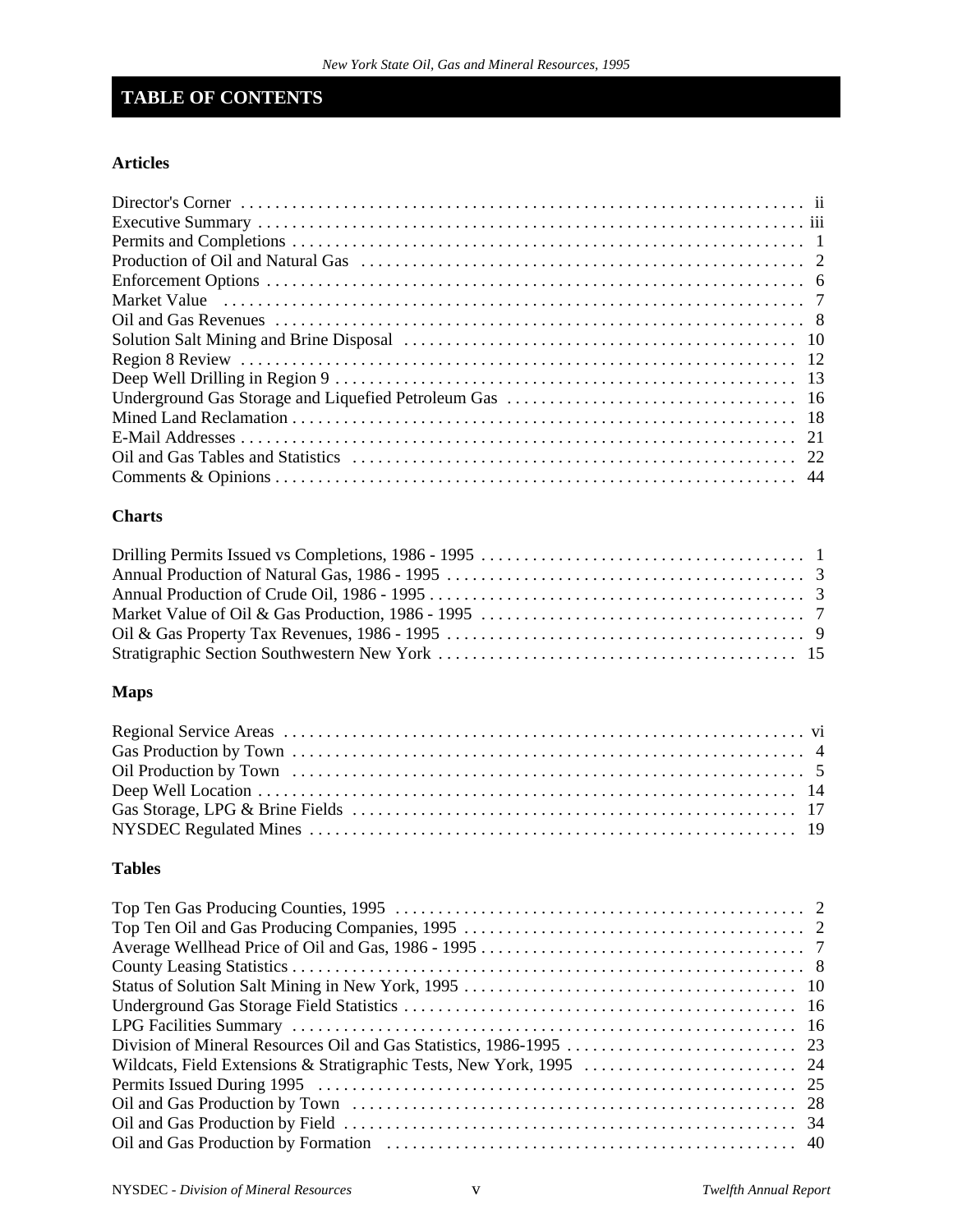# TABLE OF CONTENTS

### Articles

Director's Corner . . . . . . . . . . . . . . . . . . . . . . . . . . . . . . . . . . . . . . . . . . . . . . . . . . . . . . . . . . . . . . . . . . ii
Executive Summary . . . . . . . . . . . . . . . . . . . . . . . . . . . . . . . . . . . . . . . . . . . . . . . . . . . . . . . . . . . . . . . . iii
Permits and Completions . . . . . . . . . . . . . . . . . . . . . . . . . . . . . . . . . . . . . . . . . . . . . . . . . . . . . . . . . . . . 1
Production of Oil and Natural Gas . . . . . . . . . . . . . . . . . . . . . . . . . . . . . . . . . . . . . . . . . . . . . . . . . . . . 2
Enforcement Options . . . . . . . . . . . . . . . . . . . . . . . . . . . . . . . . . . . . . . . . . . . . . . . . . . . . . . . . . . . . . . . 6
Market Value . . . . . . . . . . . . . . . . . . . . . . . . . . . . . . . . . . . . . . . . . . . . . . . . . . . . . . . . . . . . . . . . . . . 7
Oil and Gas Revenues . . . . . . . . . . . . . . . . . . . . . . . . . . . . . . . . . . . . . . . . . . . . . . . . . . . . . . . . . . . . . . 8
Solution Salt Mining and Brine Disposal . . . . . . . . . . . . . . . . . . . . . . . . . . . . . . . . . . . . . . . . . . . . . . . 10
Region 8 Review . . . . . . . . . . . . . . . . . . . . . . . . . . . . . . . . . . . . . . . . . . . . . . . . . . . . . . . . . . . . . . . . . 12
Deep Well Drilling in Region 9 . . . . . . . . . . . . . . . . . . . . . . . . . . . . . . . . . . . . . . . . . . . . . . . . . . . . . . 13
Underground Gas Storage and Liquefied Petroleum Gas . . . . . . . . . . . . . . . . . . . . . . . . . . . . . . . . . 16
Mined Land Reclamation . . . . . . . . . . . . . . . . . . . . . . . . . . . . . . . . . . . . . . . . . . . . . . . . . . . . . . . . . . . 18
E-Mail Addresses . . . . . . . . . . . . . . . . . . . . . . . . . . . . . . . . . . . . . . . . . . . . . . . . . . . . . . . . . . . . . . . . 21
Oil and Gas Tables and Statistics . . . . . . . . . . . . . . . . . . . . . . . . . . . . . . . . . . . . . . . . . . . . . . . . . . . . 22
Comments & Opinions . . . . . . . . . . . . . . . . . . . . . . . . . . . . . . . . . . . . . . . . . . . . . . . . . . . . . . . . . . . . . 44

### Charts

Drilling Permits Issued vs Completions, 1986 - 1995 . . . . . . . . . . . . . . . . . . . . . . . . . . . . . . . . . . . . . 1
Annual Production of Natural Gas, 1986 - 1995 . . . . . . . . . . . . . . . . . . . . . . . . . . . . . . . . . . . . . . . . . 3
Annual Production of Crude Oil, 1986 - 1995 . . . . . . . . . . . . . . . . . . . . . . . . . . . . . . . . . . . . . . . . . . . 3
Market Value of Oil & Gas Production, 1986 - 1995 . . . . . . . . . . . . . . . . . . . . . . . . . . . . . . . . . . . . . 7
Oil & Gas Property Tax Revenues, 1986 - 1995 . . . . . . . . . . . . . . . . . . . . . . . . . . . . . . . . . . . . . . . . . 9
Stratigraphic Section Southwestern New York . . . . . . . . . . . . . . . . . . . . . . . . . . . . . . . . . . . . . . . . . . 15

### Maps

Regional Service Areas . . . . . . . . . . . . . . . . . . . . . . . . . . . . . . . . . . . . . . . . . . . . . . . . . . . . . . . . . . . . vi
Gas Production by Town . . . . . . . . . . . . . . . . . . . . . . . . . . . . . . . . . . . . . . . . . . . . . . . . . . . . . . . . . . . . 4
Oil Production by Town . . . . . . . . . . . . . . . . . . . . . . . . . . . . . . . . . . . . . . . . . . . . . . . . . . . . . . . . . . . . . 5
Deep Well Location . . . . . . . . . . . . . . . . . . . . . . . . . . . . . . . . . . . . . . . . . . . . . . . . . . . . . . . . . . . . . . . 14
Gas Storage, LPG & Brine Fields . . . . . . . . . . . . . . . . . . . . . . . . . . . . . . . . . . . . . . . . . . . . . . . . . . . . 17
NYSDEC Regulated Mines . . . . . . . . . . . . . . . . . . . . . . . . . . . . . . . . . . . . . . . . . . . . . . . . . . . . . . . . . 19

### Tables

Top Ten Gas Producing Counties, 1995 . . . . . . . . . . . . . . . . . . . . . . . . . . . . . . . . . . . . . . . . . . . . . . . 2
Top Ten Oil and Gas Producing Companies, 1995 . . . . . . . . . . . . . . . . . . . . . . . . . . . . . . . . . . . . . . . 2
Average Wellhead Price of Oil and Gas, 1986 - 1995 . . . . . . . . . . . . . . . . . . . . . . . . . . . . . . . . . . . . . 7
County Leasing Statistics . . . . . . . . . . . . . . . . . . . . . . . . . . . . . . . . . . . . . . . . . . . . . . . . . . . . . . . . . . . 8
Status of Solution Salt Mining in New York, 1995 . . . . . . . . . . . . . . . . . . . . . . . . . . . . . . . . . . . . . . . 10
Underground Gas Storage Field Statistics . . . . . . . . . . . . . . . . . . . . . . . . . . . . . . . . . . . . . . . . . . . . . 16
LPG Facilities Summary . . . . . . . . . . . . . . . . . . . . . . . . . . . . . . . . . . . . . . . . . . . . . . . . . . . . . . . . . . . 16
Division of Mineral Resources Oil and Gas Statistics, 1986-1995 . . . . . . . . . . . . . . . . . . . . . . . . . . . 23
Wildcats, Field Extensions & Stratigraphic Tests, New York, 1995 . . . . . . . . . . . . . . . . . . . . . . . . . 24
Permits Issued During 1995 . . . . . . . . . . . . . . . . . . . . . . . . . . . . . . . . . . . . . . . . . . . . . . . . . . . . . . . . 25
Oil and Gas Production by Town . . . . . . . . . . . . . . . . . . . . . . . . . . . . . . . . . . . . . . . . . . . . . . . . . . . . 28
Oil and Gas Production by Field . . . . . . . . . . . . . . . . . . . . . . . . . . . . . . . . . . . . . . . . . . . . . . . . . . . . . 34
Oil and Gas Production by Formation . . . . . . . . . . . . . . . . . . . . . . . . . . . . . . . . . . . . . . . . . . . . . . . . . 40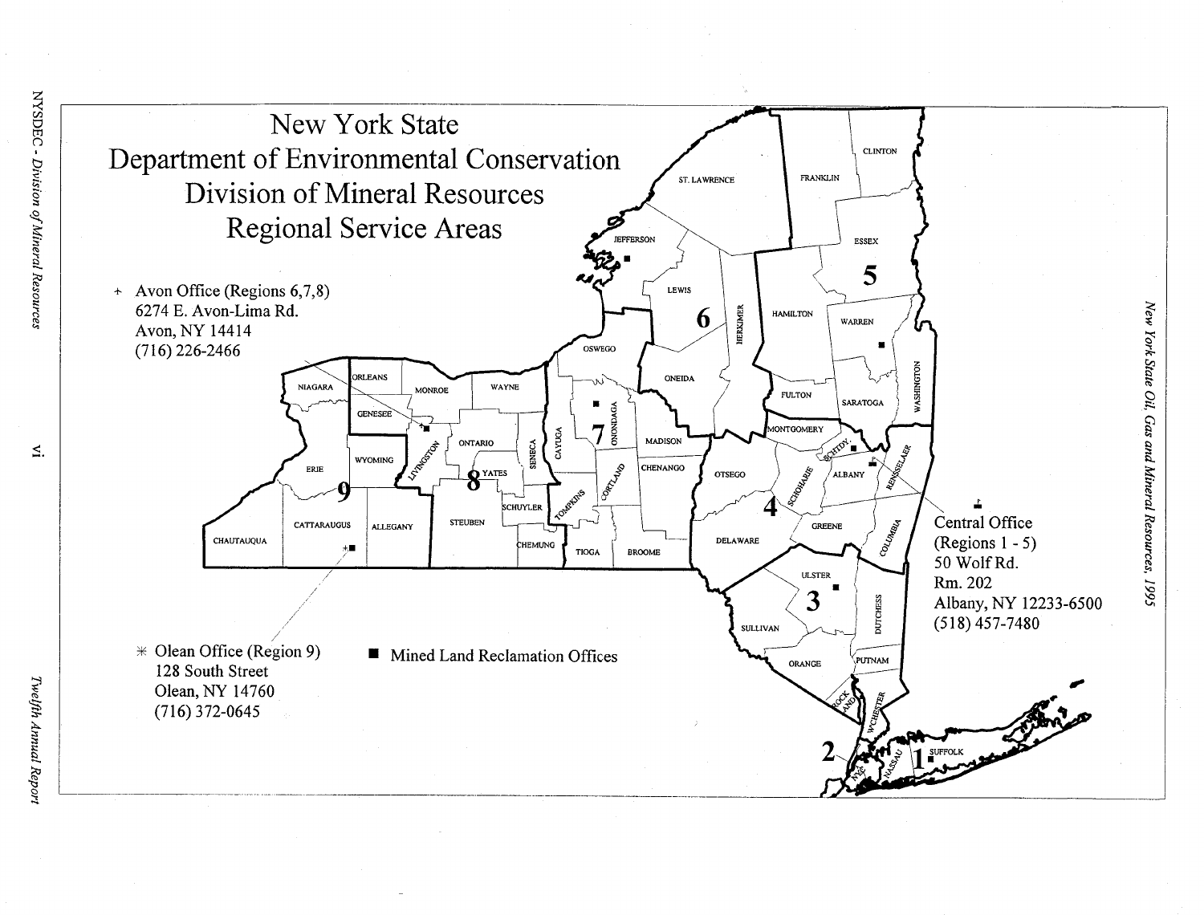# New York State Department of Environmental Conservation Division of Mineral Resources Regional Service Areas

+ Avon Office (Regions 6,7,8)
6274 E. Avon-Lima Rd.
Avon, NY 14414
(716) 226-2466

* Olean Office (Region 9)
128 South Street
Olean, NY 14760
(716) 372-0645

■ Mined Land Reclamation Offices

Central Office
(Regions 1 - 5)
50 Wolf Rd.
Rm. 202
Albany, NY 12233-6500
(518) 457-7480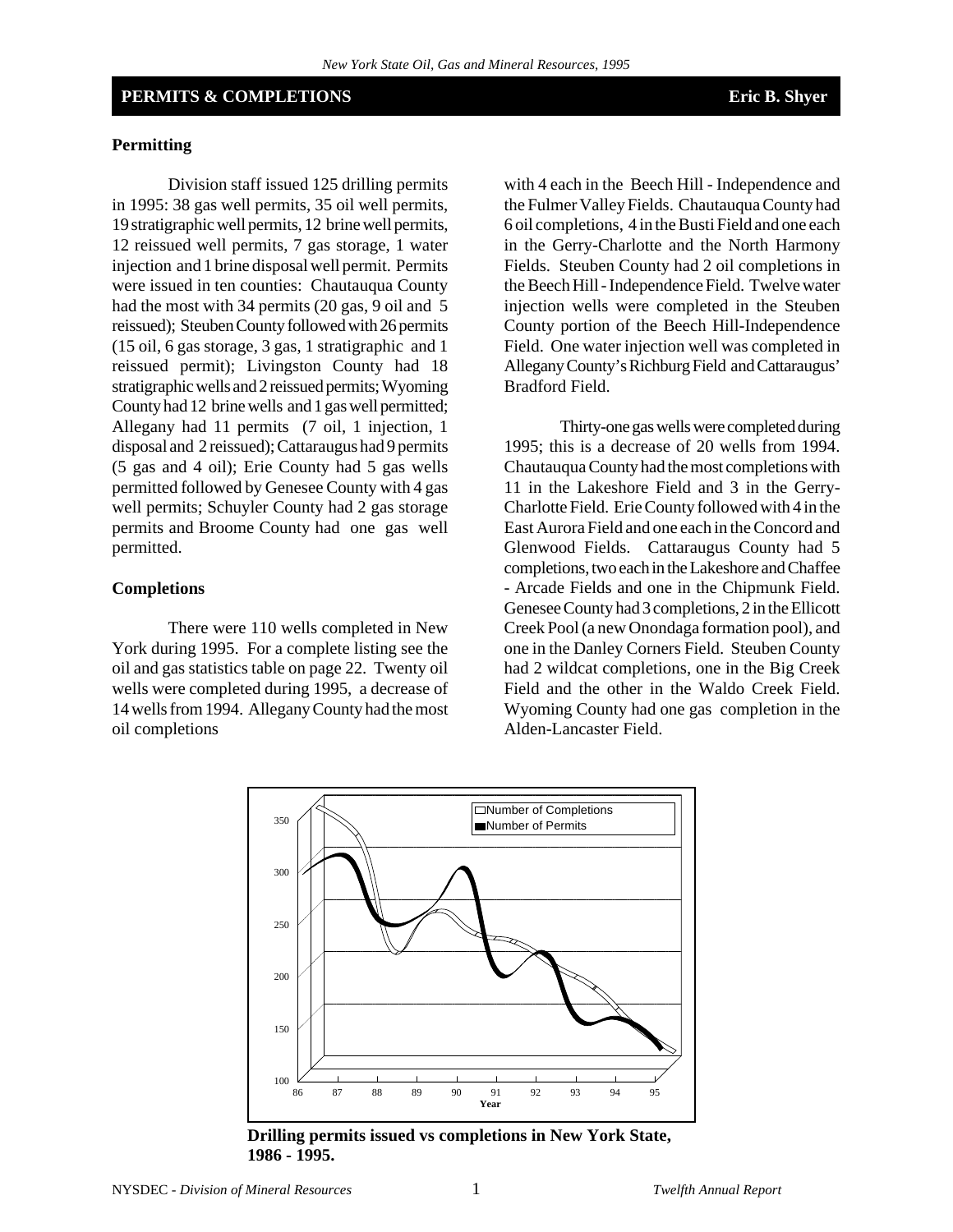## PERMITS & COMPLETIONS

**Eric B. Shyer**

### Permitting

Division staff issued 125 drilling permits in 1995: 38 gas well permits, 35 oil well permits, 19 stratigraphic well permits, 12 brine well permits, 12 reissued well permits, 7 gas storage, 1 water injection and 1 brine disposal well permit. Permits were issued in ten counties: Chautauqua County had the most with 34 permits (20 gas, 9 oil and 5 reissued); Steuben County followed with 26 permits (15 oil, 6 gas storage, 3 gas, 1 stratigraphic and 1 reissued permit); Livingston County had 18 stratigraphic wells and 2 reissued permits; Wyoming County had 12 brine wells and 1 gas well permitted; Allegany had 11 permits (7 oil, 1 injection, 1 disposal and 2 reissued); Cattaraugus had 9 permits (5 gas and 4 oil); Erie County had 5 gas wells permitted followed by Genesee County with 4 gas well permits; Schuyler County had 2 gas storage permits and Broome County had one gas well permitted.

### Completions

There were 110 wells completed in New York during 1995. For a complete listing see the oil and gas statistics table on page 22. Twenty oil wells were completed during 1995, a decrease of 14 wells from 1994. Allegany County had the most oil completions with 4 each in the Beech Hill - Independence and the Fulmer Valley Fields. Chautauqua County had 6 oil completions, 4 in the Busti Field and one each in the Gerry-Charlotte and the North Harmony Fields. Steuben County had 2 oil completions in the Beech Hill - Independence Field. Twelve water injection wells were completed in the Steuben County portion of the Beech Hill-Independence Field. One water injection well was completed in Allegany County's Richburg Field and Cattaraugus' Bradford Field.

Thirty-one gas wells were completed during 1995; this is a decrease of 20 wells from 1994. Chautauqua County had the most completions with 11 in the Lakeshore Field and 3 in the Gerry-Charlotte Field. Erie County followed with 4 in the East Aurora Field and one each in the Concord and Glenwood Fields. Cattaraugus County had 5 completions, two each in the Lakeshore and Chaffee - Arcade Fields and one in the Chipmunk Field. Genesee County had 3 completions, 2 in the Ellicott Creek Pool (a new Onondaga formation pool), and one in the Danley Corners Field. Steuben County had 2 wildcat completions, one in the Big Creek Field and the other in the Waldo Creek Field. Wyoming County had one gas completion in the Alden-Lancaster Field.

**Drilling permits issued vs completions in New York State, 1986 - 1995.**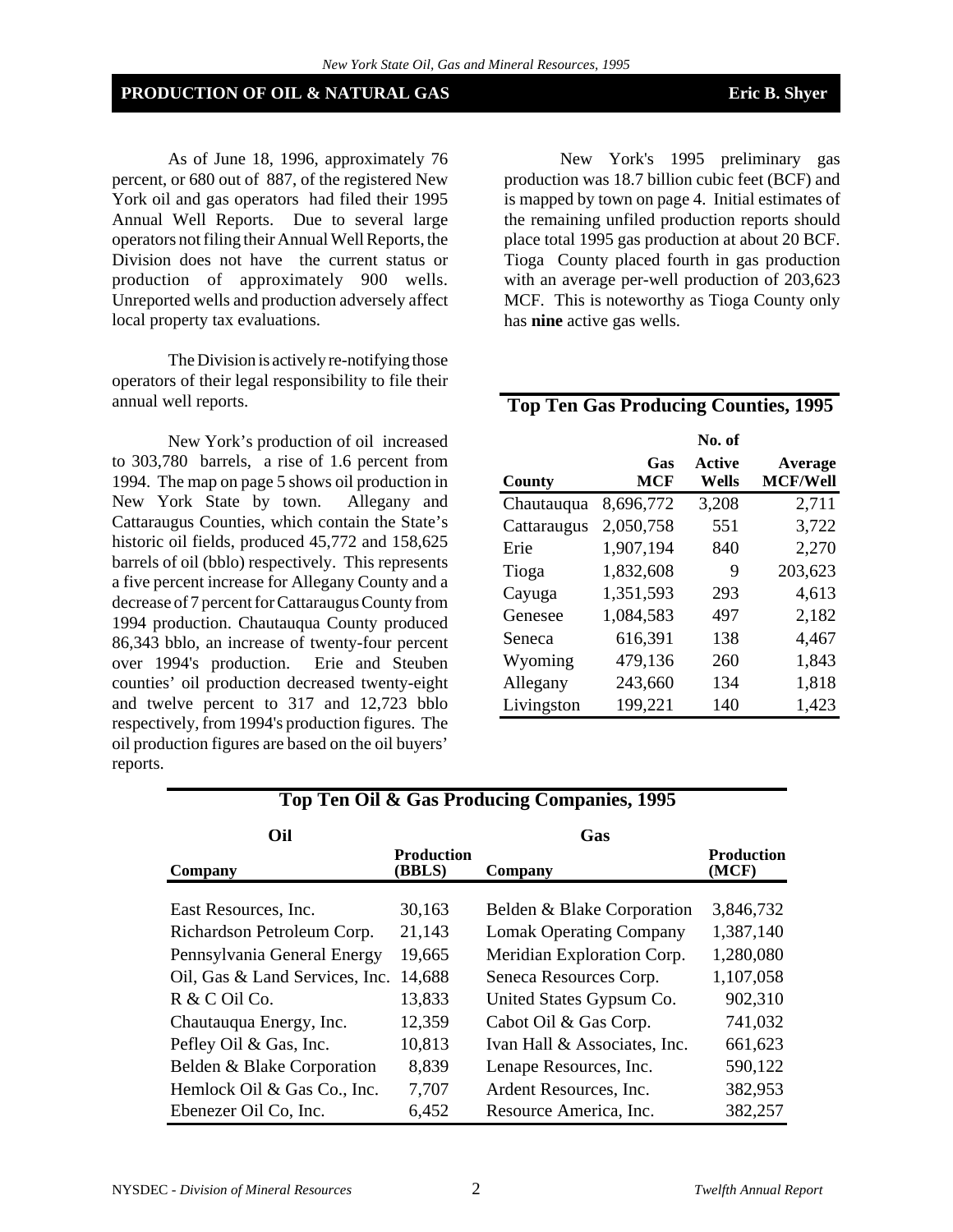## PRODUCTION OF OIL & NATURAL GAS

**Eric B. Shyer**

As of June 18, 1996, approximately 76 percent, or 680 out of 887, of the registered New York oil and gas operators had filed their 1995 Annual Well Reports. Due to several large operators not filing their Annual Well Reports, the Division does not have the current status or production of approximately 900 wells. Unreported wells and production adversely affect local property tax evaluations.

The Division is actively re-notifying those operators of their legal responsibility to file their annual well reports.

New York's production of oil increased to 303,780 barrels, a rise of 1.6 percent from 1994. The map on page 5 shows oil production in New York State by town. Allegany and Cattaraugus Counties, which contain the State's historic oil fields, produced 45,772 and 158,625 barrels of oil (bblo) respectively. This represents a five percent increase for Allegany County and a decrease of 7 percent for Cattaraugus County from 1994 production. Chautauqua County produced 86,343 bblo, an increase of twenty-four percent over 1994's production. Erie and Steuben counties' oil production decreased twenty-eight and twelve percent to 317 and 12,723 bblo respectively, from 1994's production figures. The oil production figures are based on the oil buyers' reports.

New York's 1995 preliminary gas production was 18.7 billion cubic feet (BCF) and is mapped by town on page 4. Initial estimates of the remaining unfiled production reports should place total 1995 gas production at about 20 BCF. Tioga County placed fourth in gas production with an average per-well production of 203,623 MCF. This is noteworthy as Tioga County only has **nine** active gas wells.

### Top Ten Gas Producing Counties, 1995

| County | Gas MCF | No. of Active Wells | Average MCF/Well |
|---|---|---|---|
| Chautauqua | 8,696,772 | 3,208 | 2,711 |
| Cattaraugus | 2,050,758 | 551 | 3,722 |
| Erie | 1,907,194 | 840 | 2,270 |
| Tioga | 1,832,608 | 9 | 203,623 |
| Cayuga | 1,351,593 | 293 | 4,613 |
| Genesee | 1,084,583 | 497 | 2,182 |
| Seneca | 616,391 | 138 | 4,467 |
| Wyoming | 479,136 | 260 | 1,843 |
| Allegany | 243,660 | 134 | 1,818 |
| Livingston | 199,221 | 140 | 1,423 |

### Top Ten Oil & Gas Producing Companies, 1995

| Oil | | Gas | |
|---|---|---|---|
| **Company** | **Production (BBLS)** | **Company** | **Production (MCF)** |
| East Resources, Inc. | 30,163 | Belden & Blake Corporation | 3,846,732 |
| Richardson Petroleum Corp. | 21,143 | Lomak Operating Company | 1,387,140 |
| Pennsylvania General Energy | 19,665 | Meridian Exploration Corp. | 1,280,080 |
| Oil, Gas & Land Services, Inc. | 14,688 | Seneca Resources Corp. | 1,107,058 |
| R & C Oil Co. | 13,833 | United States Gypsum Co. | 902,310 |
| Chautauqua Energy, Inc. | 12,359 | Cabot Oil & Gas Corp. | 741,032 |
| Pefley Oil & Gas, Inc. | 10,813 | Ivan Hall & Associates, Inc. | 661,623 |
| Belden & Blake Corporation | 8,839 | Lenape Resources, Inc. | 590,122 |
| Hemlock Oil & Gas Co., Inc. | 7,707 | Ardent Resources, Inc. | 382,953 |
| Ebenezer Oil Co, Inc. | 6,452 | Resource America, Inc. | 382,257 |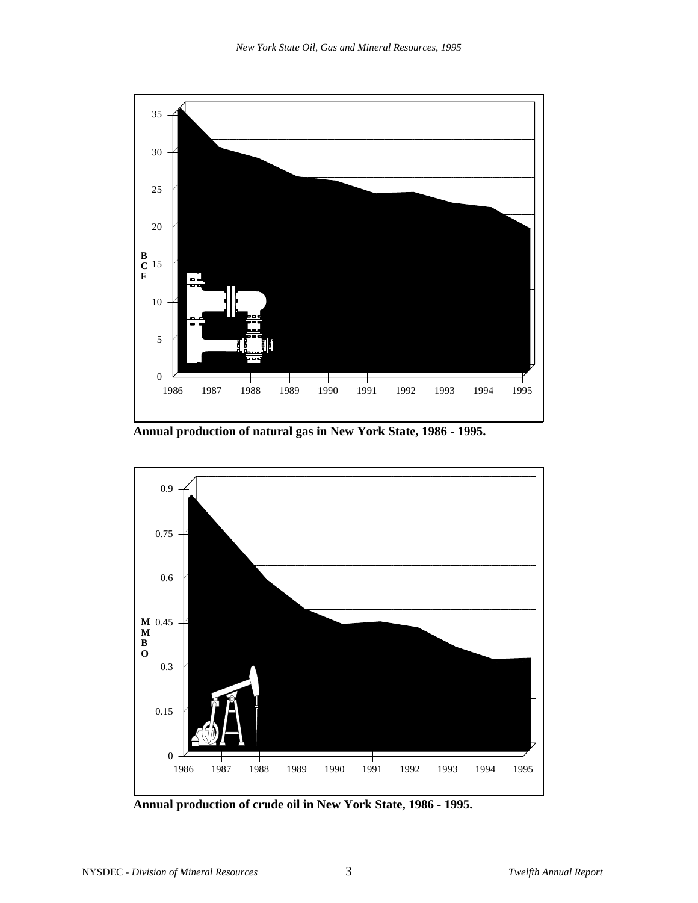Annual production of natural gas in New York State, 1986 - 1995.

Annual production of crude oil in New York State, 1986 - 1995.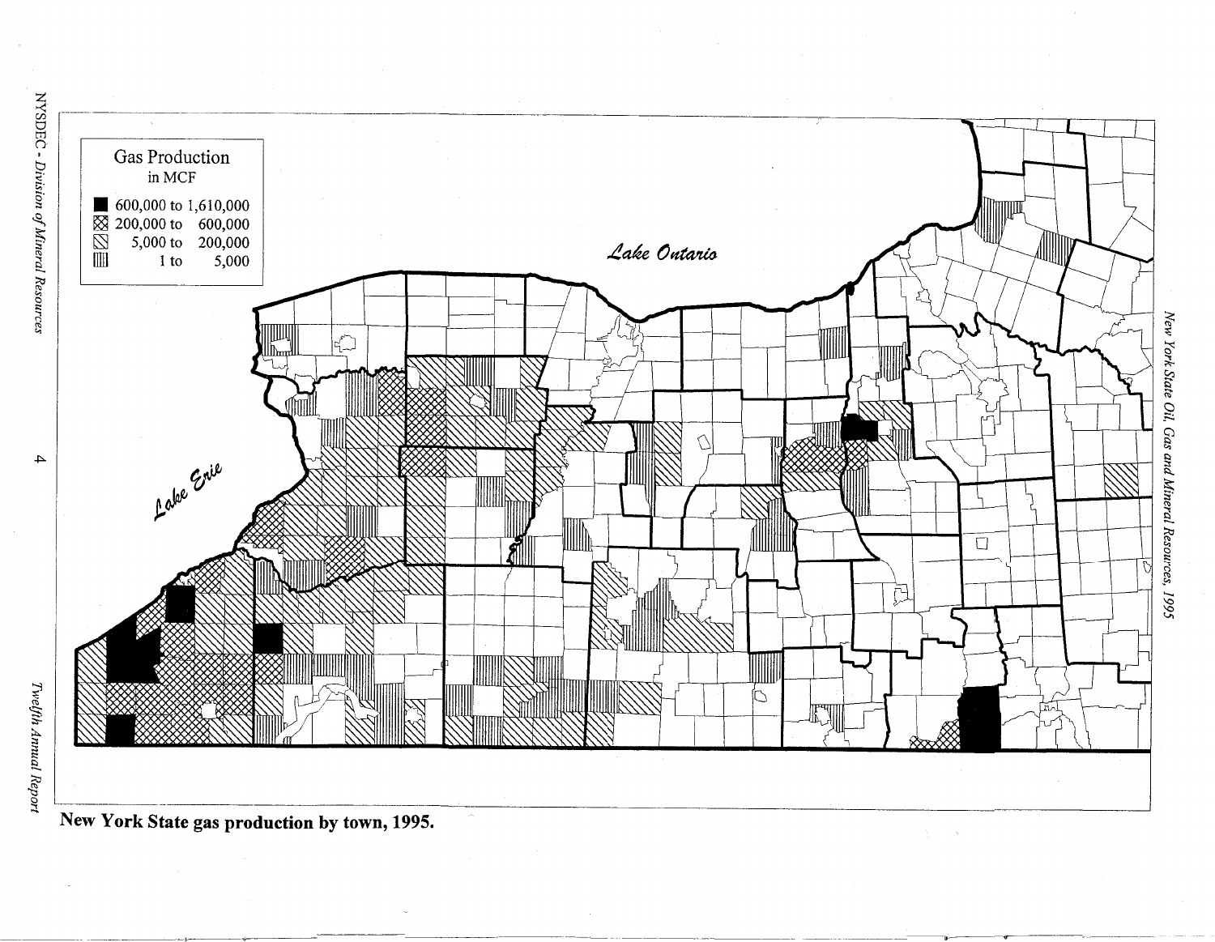Gas Production
in MCF

- 600,000 to 1,610,000
- 200,000 to 600,000
- 5,000 to 200,000
- 1 to 5,000

*Lake Ontario*

*Lake Erie*

**New York State gas production by town, 1995.**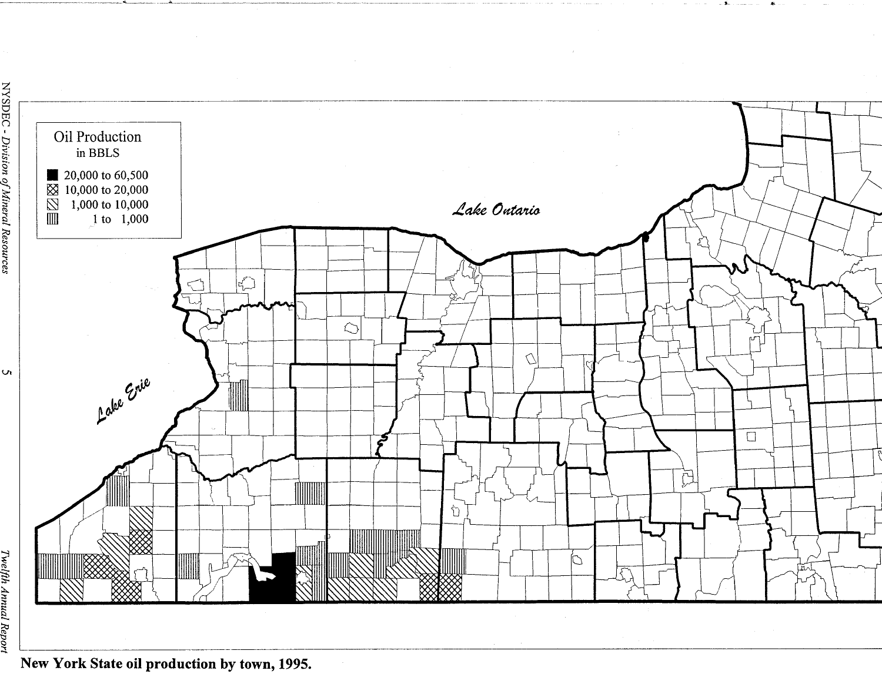**Oil Production**
in BBLS

- 20,000 to 60,500
- 10,000 to 20,000
- 1,000 to 10,000
- 1 to 1,000

*Lake Ontario*

*Lake Erie*

**New York State oil production by town, 1995.**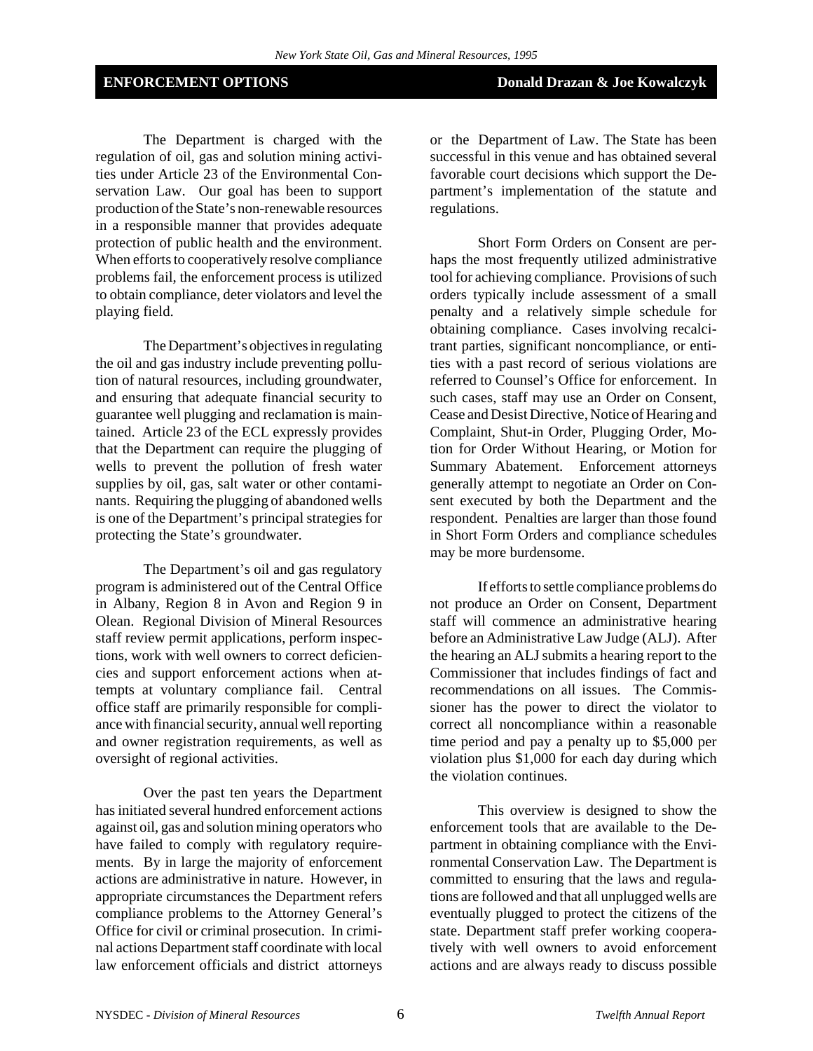## ENFORCEMENT OPTIONS

**Donald Drazan & Joe Kowalczyk**

The Department is charged with the regulation of oil, gas and solution mining activities under Article 23 of the Environmental Conservation Law. Our goal has been to support production of the State's non-renewable resources in a responsible manner that provides adequate protection of public health and the environment. When efforts to cooperatively resolve compliance problems fail, the enforcement process is utilized to obtain compliance, deter violators and level the playing field.

The Department's objectives in regulating the oil and gas industry include preventing pollution of natural resources, including groundwater, and ensuring that adequate financial security to guarantee well plugging and reclamation is maintained. Article 23 of the ECL expressly provides that the Department can require the plugging of wells to prevent the pollution of fresh water supplies by oil, gas, salt water or other contaminants. Requiring the plugging of abandoned wells is one of the Department's principal strategies for protecting the State's groundwater.

The Department's oil and gas regulatory program is administered out of the Central Office in Albany, Region 8 in Avon and Region 9 in Olean. Regional Division of Mineral Resources staff review permit applications, perform inspections, work with well owners to correct deficiencies and support enforcement actions when attempts at voluntary compliance fail. Central office staff are primarily responsible for compliance with financial security, annual well reporting and owner registration requirements, as well as oversight of regional activities.

Over the past ten years the Department has initiated several hundred enforcement actions against oil, gas and solution mining operators who have failed to comply with regulatory requirements. By in large the majority of enforcement actions are administrative in nature. However, in appropriate circumstances the Department refers compliance problems to the Attorney General's Office for civil or criminal prosecution. In criminal actions Department staff coordinate with local law enforcement officials and district attorneys or the Department of Law. The State has been successful in this venue and has obtained several favorable court decisions which support the Department's implementation of the statute and regulations.

Short Form Orders on Consent are perhaps the most frequently utilized administrative tool for achieving compliance. Provisions of such orders typically include assessment of a small penalty and a relatively simple schedule for obtaining compliance. Cases involving recalcitrant parties, significant noncompliance, or entities with a past record of serious violations are referred to Counsel's Office for enforcement. In such cases, staff may use an Order on Consent, Cease and Desist Directive, Notice of Hearing and Complaint, Shut-in Order, Plugging Order, Motion for Order Without Hearing, or Motion for Summary Abatement. Enforcement attorneys generally attempt to negotiate an Order on Consent executed by both the Department and the respondent. Penalties are larger than those found in Short Form Orders and compliance schedules may be more burdensome.

If efforts to settle compliance problems do not produce an Order on Consent, Department staff will commence an administrative hearing before an Administrative Law Judge (ALJ). After the hearing an ALJ submits a hearing report to the Commissioner that includes findings of fact and recommendations on all issues. The Commissioner has the power to direct the violator to correct all noncompliance within a reasonable time period and pay a penalty up to $5,000 per violation plus $1,000 for each day during which the violation continues.

This overview is designed to show the enforcement tools that are available to the Department in obtaining compliance with the Environmental Conservation Law. The Department is committed to ensuring that the laws and regulations are followed and that all unplugged wells are eventually plugged to protect the citizens of the state. Department staff prefer working cooperatively with well owners to avoid enforcement actions and are always ready to discuss possible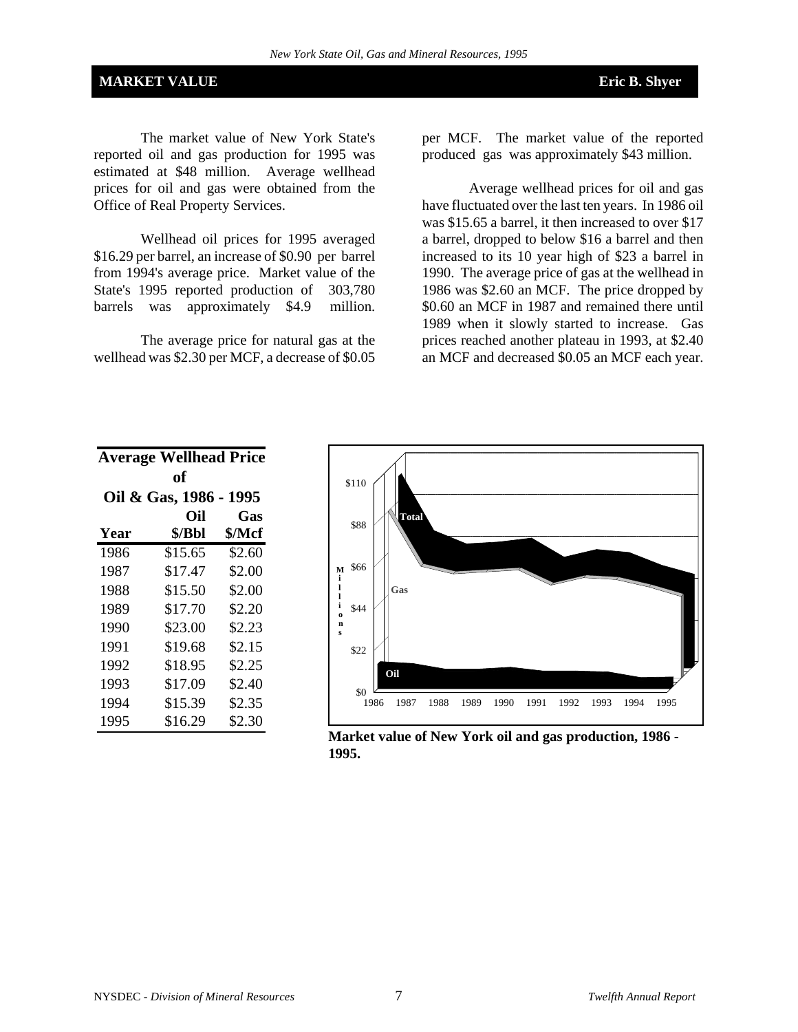## MARKET VALUE

**Eric B. Shyer**

The market value of New York State's reported oil and gas production for 1995 was estimated at $48 million. Average wellhead prices for oil and gas were obtained from the Office of Real Property Services.

Wellhead oil prices for 1995 averaged $16.29 per barrel, an increase of $0.90 per barrel from 1994's average price. Market value of the State's 1995 reported production of 303,780 barrels was approximately $4.9 million.

The average price for natural gas at the wellhead was $2.30 per MCF, a decrease of $0.05 per MCF. The market value of the reported produced gas was approximately $43 million.

Average wellhead prices for oil and gas have fluctuated over the last ten years. In 1986 oil was $15.65 a barrel, it then increased to over $17 a barrel, dropped to below $16 a barrel and then increased to its 10 year high of $23 a barrel in 1990. The average price of gas at the wellhead in 1986 was $2.60 an MCF. The price dropped by $0.60 an MCF in 1987 and remained there until 1989 when it slowly started to increase. Gas prices reached another plateau in 1993, at $2.40 an MCF and decreased $0.05 an MCF each year.

**Average Wellhead Price of Oil & Gas, 1986 - 1995**

| Year | Oil $/Bbl | Gas $/Mcf |
|---|---|---|
| 1986 | $15.65 | $2.60 |
| 1987 | $17.47 | $2.00 |
| 1988 | $15.50 | $2.00 |
| 1989 | $17.70 | $2.20 |
| 1990 | $23.00 | $2.23 |
| 1991 | $19.68 | $2.15 |
| 1992 | $18.95 | $2.25 |
| 1993 | $17.09 | $2.40 |
| 1994 | $15.39 | $2.35 |
| 1995 | $16.29 | $2.30 |

**Market value of New York oil and gas production, 1986 - 1995.**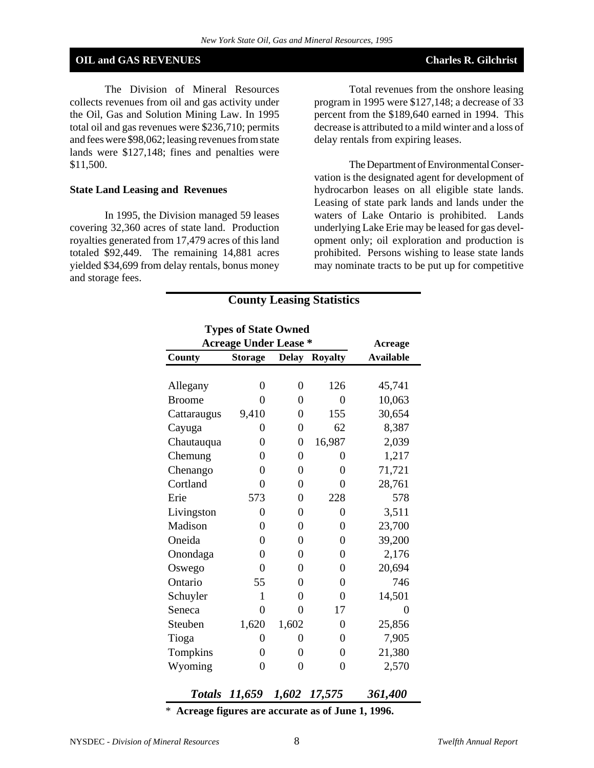## OIL and GAS REVENUES

**Charles R. Gilchrist**

The Division of Mineral Resources collects revenues from oil and gas activity under the Oil, Gas and Solution Mining Law. In 1995 total oil and gas revenues were $236,710; permits and fees were $98,062; leasing revenues from state lands were $127,148; fines and penalties were $11,500.

### State Land Leasing and Revenues

In 1995, the Division managed 59 leases covering 32,360 acres of state land. Production royalties generated from 17,479 acres of this land totaled $92,449. The remaining 14,881 acres yielded $34,699 from delay rentals, bonus money and storage fees.

Total revenues from the onshore leasing program in 1995 were $127,148; a decrease of 33 percent from the $189,640 earned in 1994. This decrease is attributed to a mild winter and a loss of delay rentals from expiring leases.

The Department of Environmental Conservation is the designated agent for development of hydrocarbon leases on all eligible state lands. Leasing of state park lands and lands under the waters of Lake Ontario is prohibited. Lands underlying Lake Erie may be leased for gas development only; oil exploration and production is prohibited. Persons wishing to lease state lands may nominate tracts to be put up for competitive

**County Leasing Statistics**

| | Types of State Owned Acreage Under Lease * | | | Acreage |
|---|---|---|---|---|
| **County** | **Storage** | **Delay** | **Royalty** | **Available** |
| Allegany | 0 | 0 | 126 | 45,741 |
| Broome | 0 | 0 | 0 | 10,063 |
| Cattaraugus | 9,410 | 0 | 155 | 30,654 |
| Cayuga | 0 | 0 | 62 | 8,387 |
| Chautauqua | 0 | 0 | 16,987 | 2,039 |
| Chemung | 0 | 0 | 0 | 1,217 |
| Chenango | 0 | 0 | 0 | 71,721 |
| Cortland | 0 | 0 | 0 | 28,761 |
| Erie | 573 | 0 | 228 | 578 |
| Livingston | 0 | 0 | 0 | 3,511 |
| Madison | 0 | 0 | 0 | 23,700 |
| Oneida | 0 | 0 | 0 | 39,200 |
| Onondaga | 0 | 0 | 0 | 2,176 |
| Oswego | 0 | 0 | 0 | 20,694 |
| Ontario | 55 | 0 | 0 | 746 |
| Schuyler | 1 | 0 | 0 | 14,501 |
| Seneca | 0 | 0 | 17 | 0 |
| Steuben | 1,620 | 1,602 | 0 | 25,856 |
| Tioga | 0 | 0 | 0 | 7,905 |
| Tompkins | 0 | 0 | 0 | 21,380 |
| Wyoming | 0 | 0 | 0 | 2,570 |
| ***Totals*** | ***11,659*** | ***1,602*** | ***17,575*** | ***361,400*** |

\* **Acreage figures are accurate as of June 1, 1996.**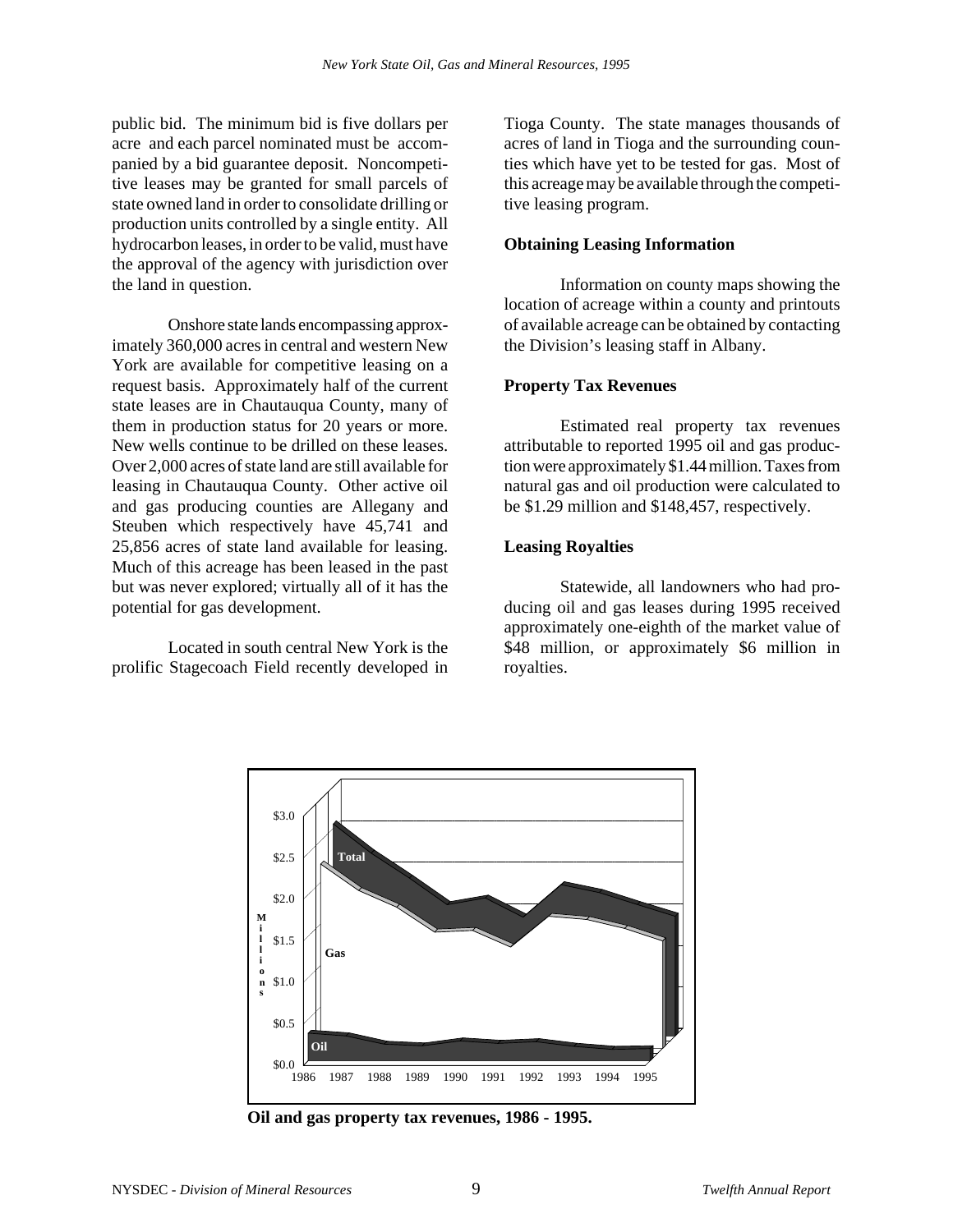public bid. The minimum bid is five dollars per acre and each parcel nominated must be accompanied by a bid guarantee deposit. Noncompetitive leases may be granted for small parcels of state owned land in order to consolidate drilling or production units controlled by a single entity. All hydrocarbon leases, in order to be valid, must have the approval of the agency with jurisdiction over the land in question.

Onshore state lands encompassing approximately 360,000 acres in central and western New York are available for competitive leasing on a request basis. Approximately half of the current state leases are in Chautauqua County, many of them in production status for 20 years or more. New wells continue to be drilled on these leases. Over 2,000 acres of state land are still available for leasing in Chautauqua County. Other active oil and gas producing counties are Allegany and Steuben which respectively have 45,741 and 25,856 acres of state land available for leasing. Much of this acreage has been leased in the past but was never explored; virtually all of it has the potential for gas development.

Located in south central New York is the prolific Stagecoach Field recently developed in Tioga County. The state manages thousands of acres of land in Tioga and the surrounding counties which have yet to be tested for gas. Most of this acreage may be available through the competitive leasing program.

**Obtaining Leasing Information**

Information on county maps showing the location of acreage within a county and printouts of available acreage can be obtained by contacting the Division's leasing staff in Albany.

**Property Tax Revenues**

Estimated real property tax revenues attributable to reported 1995 oil and gas production were approximately $1.44 million. Taxes from natural gas and oil production were calculated to be $1.29 million and $148,457, respectively.

**Leasing Royalties**

Statewide, all landowners who had producing oil and gas leases during 1995 received approximately one-eighth of the market value of $48 million, or approximately $6 million in royalties.

**Oil and gas property tax revenues, 1986 - 1995.**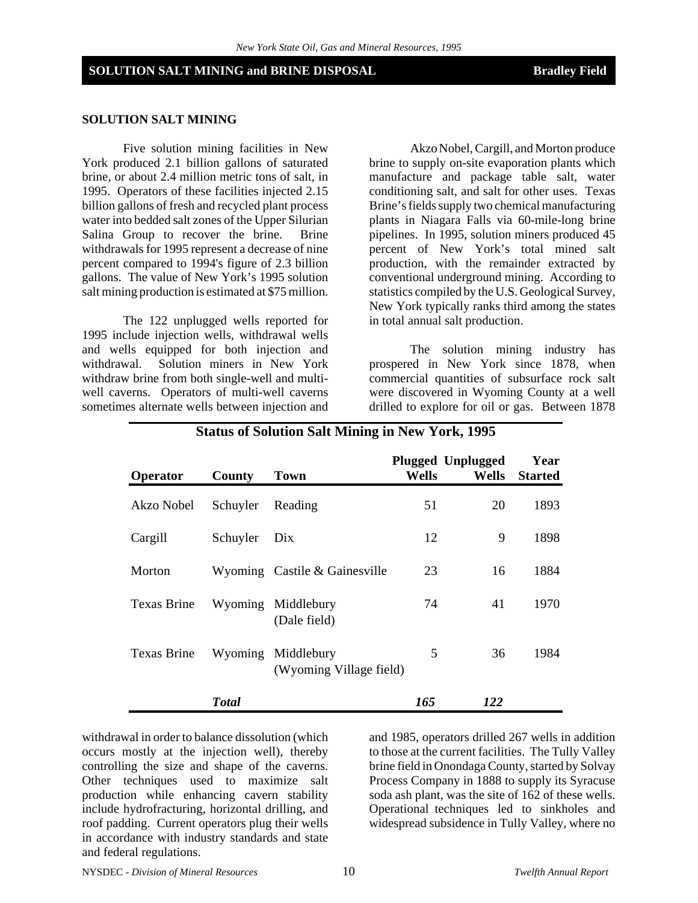## SOLUTION SALT MINING and BRINE DISPOSAL — Bradley Field

### SOLUTION SALT MINING

Five solution mining facilities in New York produced 2.1 billion gallons of saturated brine, or about 2.4 million metric tons of salt, in 1995. Operators of these facilities injected 2.15 billion gallons of fresh and recycled plant process water into bedded salt zones of the Upper Silurian Salina Group to recover the brine. Brine withdrawals for 1995 represent a decrease of nine percent compared to 1994's figure of 2.3 billion gallons. The value of New York's 1995 solution salt mining production is estimated at $75 million.

The 122 unplugged wells reported for 1995 include injection wells, withdrawal wells and wells equipped for both injection and withdrawal. Solution miners in New York withdraw brine from both single-well and multi-well caverns. Operators of multi-well caverns sometimes alternate wells between injection and withdrawal in order to balance dissolution (which occurs mostly at the injection well), thereby controlling the size and shape of the caverns. Other techniques used to maximize salt production while enhancing cavern stability include hydrofracturing, horizontal drilling, and roof padding. Current operators plug their wells in accordance with industry standards and state and federal regulations.

Akzo Nobel, Cargill, and Morton produce brine to supply on-site evaporation plants which manufacture and package table salt, water conditioning salt, and salt for other uses. Texas Brine's fields supply two chemical manufacturing plants in Niagara Falls via 60-mile-long brine pipelines. In 1995, solution miners produced 45 percent of New York's total mined salt production, with the remainder extracted by conventional underground mining. According to statistics compiled by the U.S. Geological Survey, New York typically ranks third among the states in total annual salt production.

The solution mining industry has prospered in New York since 1878, when commercial quantities of subsurface rock salt were discovered in Wyoming County at a well drilled to explore for oil or gas. Between 1878 and 1985, operators drilled 267 wells in addition to those at the current facilities. The Tully Valley brine field in Onondaga County, started by Solvay Process Company in 1888 to supply its Syracuse soda ash plant, was the site of 162 of these wells. Operational techniques led to sinkholes and widespread subsidence in Tully Valley, where no

**Status of Solution Salt Mining in New York, 1995**

| Operator | County | Town | Plugged Wells | Unplugged Wells | Year Started |
|---|---|---|---|---|---|
| Akzo Nobel | Schuyler | Reading | 51 | 20 | 1893 |
| Cargill | Schuyler | Dix | 12 | 9 | 1898 |
| Morton | Wyoming | Castile & Gainesville | 23 | 16 | 1884 |
| Texas Brine | Wyoming | Middlebury (Dale field) | 74 | 41 | 1970 |
| Texas Brine | Wyoming | Middlebury (Wyoming Village field) | 5 | 36 | 1984 |
| | ***Total*** | | ***165*** | ***122*** | |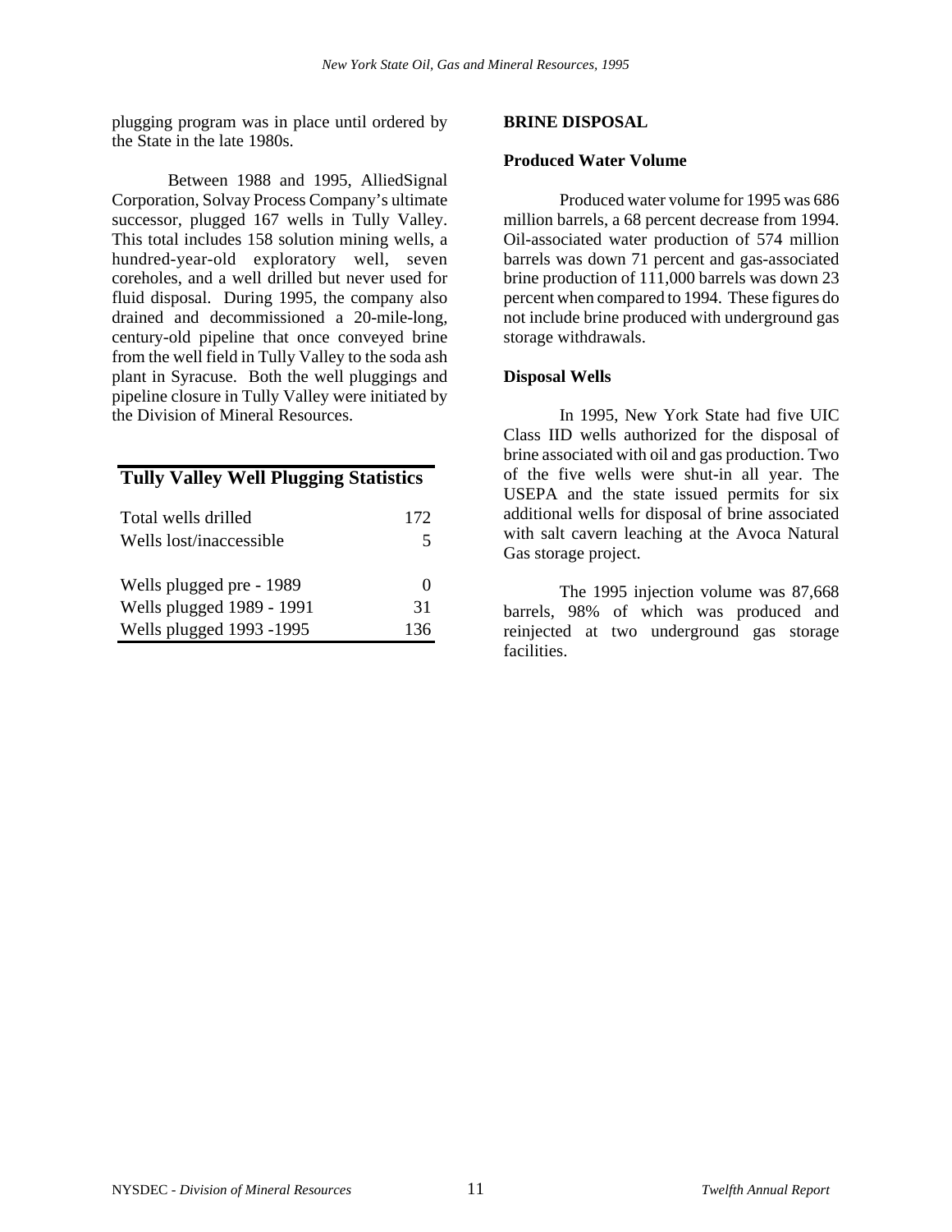plugging program was in place until ordered by the State in the late 1980s.

Between 1988 and 1995, AlliedSignal Corporation, Solvay Process Company's ultimate successor, plugged 167 wells in Tully Valley. This total includes 158 solution mining wells, a hundred-year-old exploratory well, seven coreholes, and a well drilled but never used for fluid disposal. During 1995, the company also drained and decommissioned a 20-mile-long, century-old pipeline that once conveyed brine from the well field in Tully Valley to the soda ash plant in Syracuse. Both the well pluggings and pipeline closure in Tully Valley were initiated by the Division of Mineral Resources.

**Tully Valley Well Plugging Statistics**

| | |
|---|---|
| Total wells drilled | 172 |
| Wells lost/inaccessible | 5 |
| Wells plugged pre - 1989 | 0 |
| Wells plugged 1989 - 1991 | 31 |
| Wells plugged 1993 -1995 | 136 |

## BRINE DISPOSAL

### Produced Water Volume

Produced water volume for 1995 was 686 million barrels, a 68 percent decrease from 1994. Oil-associated water production of 574 million barrels was down 71 percent and gas-associated brine production of 111,000 barrels was down 23 percent when compared to 1994. These figures do not include brine produced with underground gas storage withdrawals.

### Disposal Wells

In 1995, New York State had five UIC Class IID wells authorized for the disposal of brine associated with oil and gas production. Two of the five wells were shut-in all year. The USEPA and the state issued permits for six additional wells for disposal of brine associated with salt cavern leaching at the Avoca Natural Gas storage project.

The 1995 injection volume was 87,668 barrels, 98% of which was produced and reinjected at two underground gas storage facilities.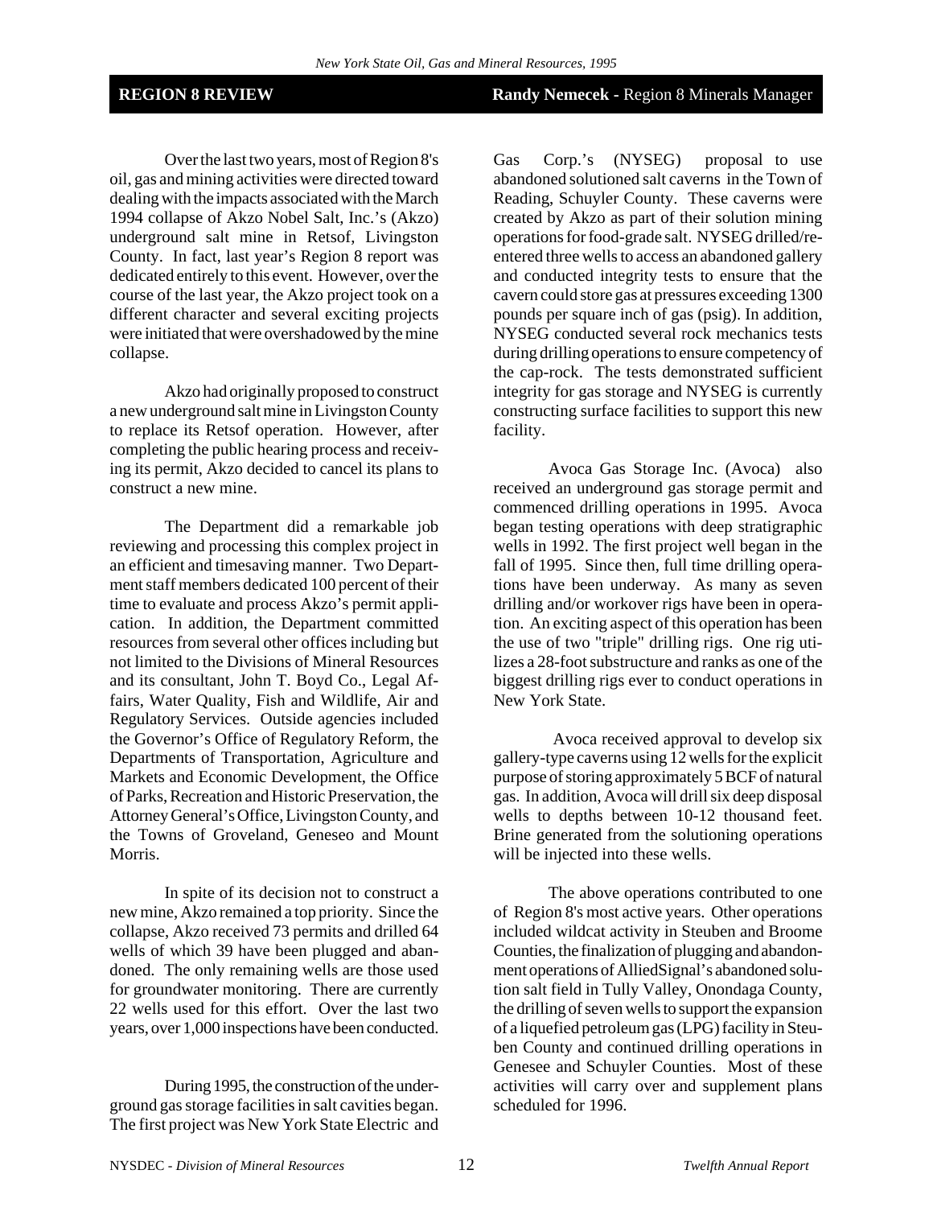## REGION 8 REVIEW

**Randy Nemecek** - Region 8 Minerals Manager

Over the last two years, most of Region 8's oil, gas and mining activities were directed toward dealing with the impacts associated with the March 1994 collapse of Akzo Nobel Salt, Inc.'s (Akzo) underground salt mine in Retsof, Livingston County. In fact, last year's Region 8 report was dedicated entirely to this event. However, over the course of the last year, the Akzo project took on a different character and several exciting projects were initiated that were overshadowed by the mine collapse.

Akzo had originally proposed to construct a new underground salt mine in Livingston County to replace its Retsof operation. However, after completing the public hearing process and receiving its permit, Akzo decided to cancel its plans to construct a new mine.

The Department did a remarkable job reviewing and processing this complex project in an efficient and timesaving manner. Two Department staff members dedicated 100 percent of their time to evaluate and process Akzo's permit application. In addition, the Department committed resources from several other offices including but not limited to the Divisions of Mineral Resources and its consultant, John T. Boyd Co., Legal Affairs, Water Quality, Fish and Wildlife, Air and Regulatory Services. Outside agencies included the Governor's Office of Regulatory Reform, the Departments of Transportation, Agriculture and Markets and Economic Development, the Office of Parks, Recreation and Historic Preservation, the Attorney General's Office, Livingston County, and the Towns of Groveland, Geneseo and Mount Morris.

In spite of its decision not to construct a new mine, Akzo remained a top priority. Since the collapse, Akzo received 73 permits and drilled 64 wells of which 39 have been plugged and abandoned. The only remaining wells are those used for groundwater monitoring. There are currently 22 wells used for this effort. Over the last two years, over 1,000 inspections have been conducted.

During 1995, the construction of the underground gas storage facilities in salt cavities began. The first project was New York State Electric and Gas Corp.'s (NYSEG) proposal to use abandoned solutioned salt caverns in the Town of Reading, Schuyler County. These caverns were created by Akzo as part of their solution mining operations for food-grade salt. NYSEG drilled/re-entered three wells to access an abandoned gallery and conducted integrity tests to ensure that the cavern could store gas at pressures exceeding 1300 pounds per square inch of gas (psig). In addition, NYSEG conducted several rock mechanics tests during drilling operations to ensure competency of the cap-rock. The tests demonstrated sufficient integrity for gas storage and NYSEG is currently constructing surface facilities to support this new facility.

Avoca Gas Storage Inc. (Avoca) also received an underground gas storage permit and commenced drilling operations in 1995. Avoca began testing operations with deep stratigraphic wells in 1992. The first project well began in the fall of 1995. Since then, full time drilling operations have been underway. As many as seven drilling and/or workover rigs have been in operation. An exciting aspect of this operation has been the use of two "triple" drilling rigs. One rig utilizes a 28-foot substructure and ranks as one of the biggest drilling rigs ever to conduct operations in New York State.

Avoca received approval to develop six gallery-type caverns using 12 wells for the explicit purpose of storing approximately 5 BCF of natural gas. In addition, Avoca will drill six deep disposal wells to depths between 10-12 thousand feet. Brine generated from the solutioning operations will be injected into these wells.

The above operations contributed to one of Region 8's most active years. Other operations included wildcat activity in Steuben and Broome Counties, the finalization of plugging and abandonment operations of AlliedSignal's abandoned solution salt field in Tully Valley, Onondaga County, the drilling of seven wells to support the expansion of a liquefied petroleum gas (LPG) facility in Steuben County and continued drilling operations in Genesee and Schuyler Counties. Most of these activities will carry over and supplement plans scheduled for 1996.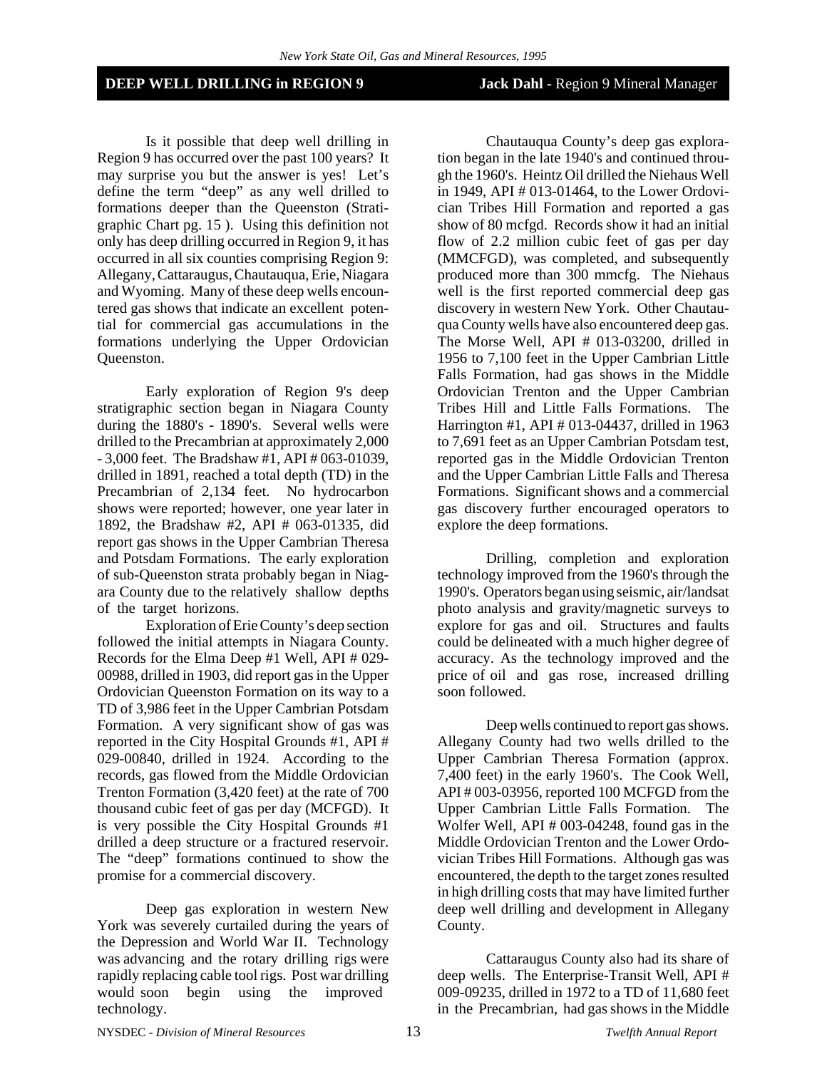## DEEP WELL DRILLING in REGION 9

**Jack Dahl** - Region 9 Mineral Manager

Is it possible that deep well drilling in Region 9 has occurred over the past 100 years? It may surprise you but the answer is yes! Let's define the term "deep" as any well drilled to formations deeper than the Queenston (Stratigraphic Chart pg. 15 ). Using this definition not only has deep drilling occurred in Region 9, it has occurred in all six counties comprising Region 9: Allegany, Cattaraugus, Chautauqua, Erie, Niagara and Wyoming. Many of these deep wells encountered gas shows that indicate an excellent potential for commercial gas accumulations in the formations underlying the Upper Ordovician Queenston.

Early exploration of Region 9's deep stratigraphic section began in Niagara County during the 1880's - 1890's. Several wells were drilled to the Precambrian at approximately 2,000 - 3,000 feet. The Bradshaw #1, API # 063-01039, drilled in 1891, reached a total depth (TD) in the Precambrian of 2,134 feet. No hydrocarbon shows were reported; however, one year later in 1892, the Bradshaw #2, API # 063-01335, did report gas shows in the Upper Cambrian Theresa and Potsdam Formations. The early exploration of sub-Queenston strata probably began in Niagara County due to the relatively shallow depths of the target horizons.

Exploration of Erie County's deep section followed the initial attempts in Niagara County. Records for the Elma Deep #1 Well, API # 029-00988, drilled in 1903, did report gas in the Upper Ordovician Queenston Formation on its way to a TD of 3,986 feet in the Upper Cambrian Potsdam Formation. A very significant show of gas was reported in the City Hospital Grounds #1, API # 029-00840, drilled in 1924. According to the records, gas flowed from the Middle Ordovician Trenton Formation (3,420 feet) at the rate of 700 thousand cubic feet of gas per day (MCFGD). It is very possible the City Hospital Grounds #1 drilled a deep structure or a fractured reservoir. The "deep" formations continued to show the promise for a commercial discovery.

Deep gas exploration in western New York was severely curtailed during the years of the Depression and World War II. Technology was advancing and the rotary drilling rigs were rapidly replacing cable tool rigs. Post war drilling would soon begin using the improved technology.

Chautauqua County's deep gas exploration began in the late 1940's and continued through the 1960's. Heintz Oil drilled the Niehaus Well in 1949, API # 013-01464, to the Lower Ordovician Tribes Hill Formation and reported a gas show of 80 mcfgd. Records show it had an initial flow of 2.2 million cubic feet of gas per day (MMCFGD), was completed, and subsequently produced more than 300 mmcfg. The Niehaus well is the first reported commercial deep gas discovery in western New York. Other Chautauqua County wells have also encountered deep gas. The Morse Well, API # 013-03200, drilled in 1956 to 7,100 feet in the Upper Cambrian Little Falls Formation, had gas shows in the Middle Ordovician Trenton and the Upper Cambrian Tribes Hill and Little Falls Formations. The Harrington #1, API # 013-04437, drilled in 1963 to 7,691 feet as an Upper Cambrian Potsdam test, reported gas in the Middle Ordovician Trenton and the Upper Cambrian Little Falls and Theresa Formations. Significant shows and a commercial gas discovery further encouraged operators to explore the deep formations.

Drilling, completion and exploration technology improved from the 1960's through the 1990's. Operators began using seismic, air/landsat photo analysis and gravity/magnetic surveys to explore for gas and oil. Structures and faults could be delineated with a much higher degree of accuracy. As the technology improved and the price of oil and gas rose, increased drilling soon followed.

Deep wells continued to report gas shows. Allegany County had two wells drilled to the Upper Cambrian Theresa Formation (approx. 7,400 feet) in the early 1960's. The Cook Well, API # 003-03956, reported 100 MCFGD from the Upper Cambrian Little Falls Formation. The Wolfer Well, API # 003-04248, found gas in the Middle Ordovician Trenton and the Lower Ordovician Tribes Hill Formations. Although gas was encountered, the depth to the target zones resulted in high drilling costs that may have limited further deep well drilling and development in Allegany County.

Cattaraugus County also had its share of deep wells. The Enterprise-Transit Well, API # 009-09235, drilled in 1972 to a TD of 11,680 feet in the Precambrian, had gas shows in the Middle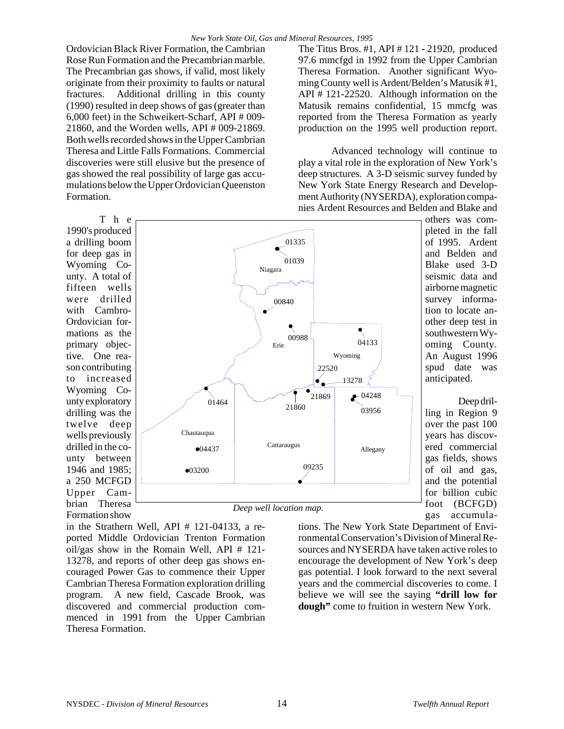Ordovician Black River Formation, the Cambrian Rose Run Formation and the Precambrian marble. The Precambrian gas shows, if valid, most likely originate from their proximity to faults or natural fractures. Additional drilling in this county (1990) resulted in deep shows of gas (greater than 6,000 feet) in the Schweikert-Scharf, API # 009-21860, and the Worden wells, API # 009-21869. Both wells recorded shows in the Upper Cambrian Theresa and Little Falls Formations. Commercial discoveries were still elusive but the presence of gas showed the real possibility of large gas accumulations below the Upper Ordovician Queenston Formation.

The 1990's produced a drilling boom for deep gas in Wyoming County. A total of fifteen wells were drilled with Cambro-Ordovician formations as the primary objective. One reason contributing to increased Wyoming County exploratory drilling was the twelve deep wells previously drilled in the county between 1946 and 1985; a 250 MCFGD Upper Cambrian Theresa Formation show in the Strathern Well, API # 121-04133, a reported Middle Ordovician Trenton Formation oil/gas show in the Romain Well, API # 121-13278, and reports of other deep gas shows encouraged Power Gas to commence their Upper Cambrian Theresa Formation exploration drilling program. A new field, Cascade Brook, was discovered and commercial production commenced in 1991 from the Upper Cambrian Theresa Formation.

*Deep well location map.*

The Titus Bros. #1, API # 121 - 21920, produced 97.6 mmcfgd in 1992 from the Upper Cambrian Theresa Formation. Another significant Wyoming County well is Ardent/Belden's Matusik #1, API # 121-22520. Although information on the Matusik remains confidential, 15 mmcfg was reported from the Theresa Formation as yearly production on the 1995 well production report.

Advanced technology will continue to play a vital role in the exploration of New York's deep structures. A 3-D seismic survey funded by New York State Energy Research and Development Authority (NYSERDA), exploration companies Ardent Resources and Belden and Blake and others was completed in the fall of 1995. Ardent and Belden and Blake used 3-D seismic data and airborne magnetic survey information to locate another deep test in southwestern Wyoming County. An August 1996 spud date was anticipated.

Deep drilling in Region 9 over the past 100 years has discovered commercial gas fields, shows of oil and gas, and the potential for billion cubic foot (BCFGD) gas accumulations. The New York State Department of Environmental Conservation's Division of Mineral Resources and NYSERDA have taken active roles to encourage the development of New York's deep gas potential. I look forward to the next several years and the commercial discoveries to come. I believe we will see the saying **"drill low for dough"** come to fruition in western New York.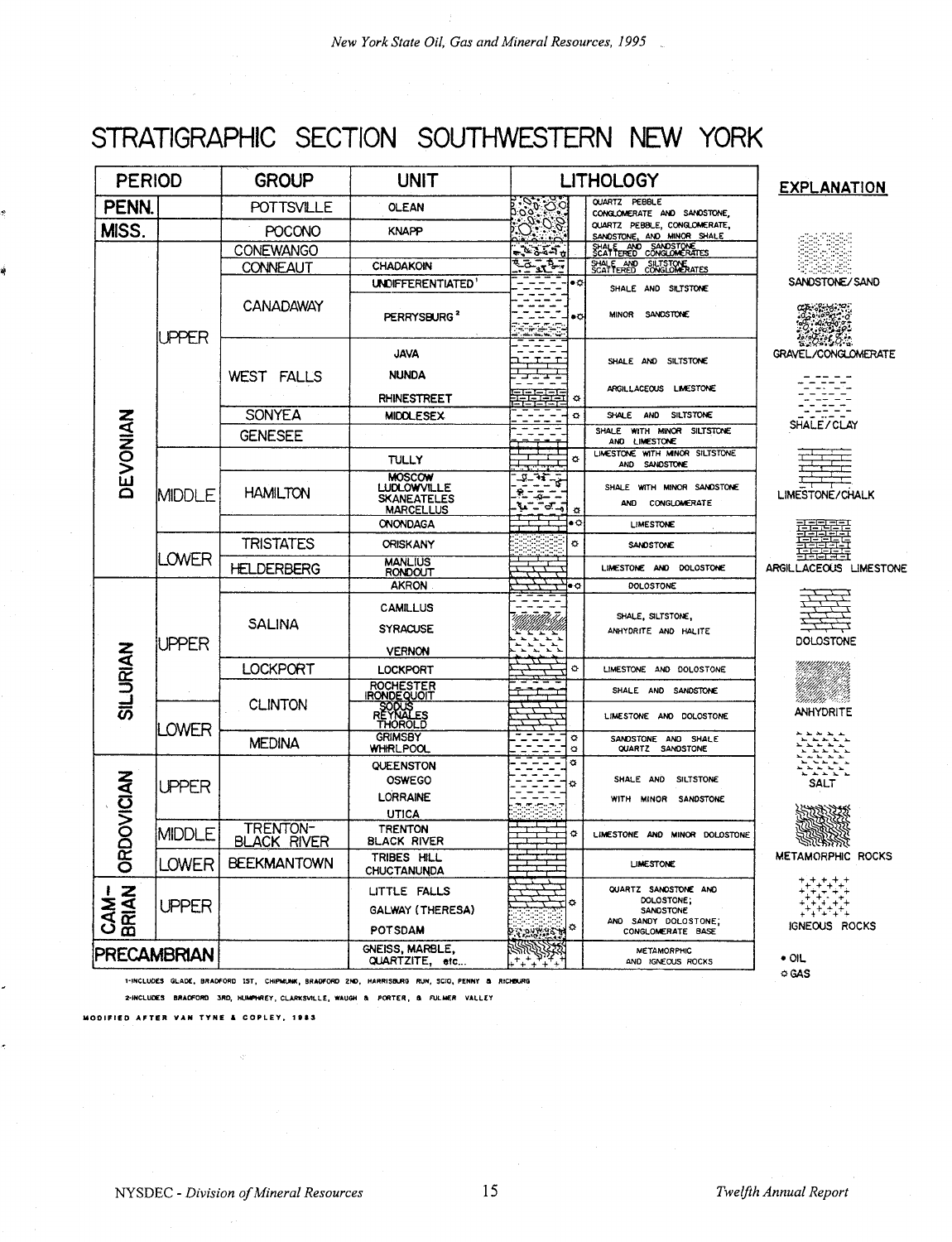# STRATIGRAPHIC SECTION SOUTHWESTERN NEW YORK

| PERIOD | | GROUP | UNIT | LITHOLOGY | Oil/Gas |
|---|---|---|---|---|---|
| PENN. | | POTTSVILLE | OLEAN | QUARTZ PEBBLE CONGLOMERATE AND SANDSTONE, | |
| MISS. | | POCONO | KNAPP | QUARTZ PEBBLE, CONGLOMERATE, SANDSTONE, AND MINOR SHALE | |
| DEVONIAN | UPPER | CONEWANGO | | SHALE AND SANDSTONE SCATTERED CONGLOMERATES | |
| | | CONNEAUT | CHADAKOIN | SHALE AND SILTSTONE SCATTERED CONGLOMERATES | |
| | | CANADAWAY | UNDIFFERENTIATED[1] | SHALE AND SILTSTONE | Oil, Gas |
| | | | PERRYSBURG[2] | MINOR SANDSTONE | Oil, Gas |
| | | WEST FALLS | JAVA, NUNDA | SHALE AND SILTSTONE | |
| | | | RHINESTREET | ARGILLACEOUS LIMESTONE | Gas |
| | | SONYEA | MIDDLESEX | SHALE AND SILTSTONE | Gas |
| | | GENESEE | | SHALE WITH MINOR SILTSTONE AND LIMESTONE | |
| | MIDDLE | | TULLY | LIMESTONE WITH MINOR SILTSTONE AND SANDSTONE | Gas |
| | | HAMILTON | MOSCOW, LUDLOWVILLE, SKANEATELES, MARCELLUS | SHALE WITH MINOR SANDSTONE AND CONGLOMERATE | Gas |
| | | | ONONDAGA | LIMESTONE | Oil, Gas |
| | LOWER | TRISTATES | ORISKANY | SANDSTONE | Gas |
| | | HELDERBERG | MANLIUS, RONDOUT | LIMESTONE AND DOLOSTONE | |
| SILURIAN | UPPER | | AKRON | DOLOSTONE | Oil, Gas |
| | | SALINA | CAMILLUS, SYRACUSE, VERNON | SHALE, SILTSTONE, ANHYDRITE AND HALITE | |
| | | LOCKPORT | LOCKPORT | LIMESTONE AND DOLOSTONE | Gas |
| | LOWER | CLINTON | ROCHESTER, IRONDEQUOIT | SHALE AND SANDSTONE | |
| | | | SODUS, REYNALES, THOROLD | LIMESTONE AND DOLOSTONE | |
| | | MEDINA | GRIMSBY, WHIRLPOOL | SANDSTONE AND SHALE, QUARTZ SANDSTONE | Gas |
| ORDOVICIAN | UPPER | | QUEENSTON, OSWEGO, LORRAINE, UTICA | SHALE AND SILTSTONE WITH MINOR SANDSTONE | Gas |
| | MIDDLE | TRENTON-BLACK RIVER | TRENTON, BLACK RIVER | LIMESTONE AND MINOR DOLOSTONE | Gas |
| | LOWER | BEEKMANTOWN | TRIBES HILL, CHUCTANUNDA | LIMESTONE | |
| CAMBRIAN | UPPER | | LITTLE FALLS, GALWAY (THERESA), POTSDAM | QUARTZ SANDSTONE AND DOLOSTONE; SANDSTONE AND SANDY DOLOSTONE; CONGLOMERATE BASE | Gas |
| PRECAMBRIAN | | | GNEISS, MARBLE, QUARTZITE, etc... | METAMORPHIC AND IGNEOUS ROCKS | |

**EXPLANATION**

- SANDSTONE/SAND
- GRAVEL/CONGLOMERATE
- SHALE/CLAY
- LIMESTONE/CHALK
- ARGILLACEOUS LIMESTONE
- DOLOSTONE
- ANHYDRITE
- SALT
- METAMORPHIC ROCKS
- IGNEOUS ROCKS
- • OIL
- ☼ GAS

1-INCLUDES GLADE, BRADFORD 1ST, CHIPMUNK, BRADFORD 2ND, HARRISBURG RUN, SCIO, PENNY & RICHBURG

2-INCLUDES BRADFORD 3RD, HUMPHREY, CLARKSVILLE, WAUGH & PORTER, & FULMER VALLEY

MODIFIED AFTER VAN TYNE & COPLEY, 1983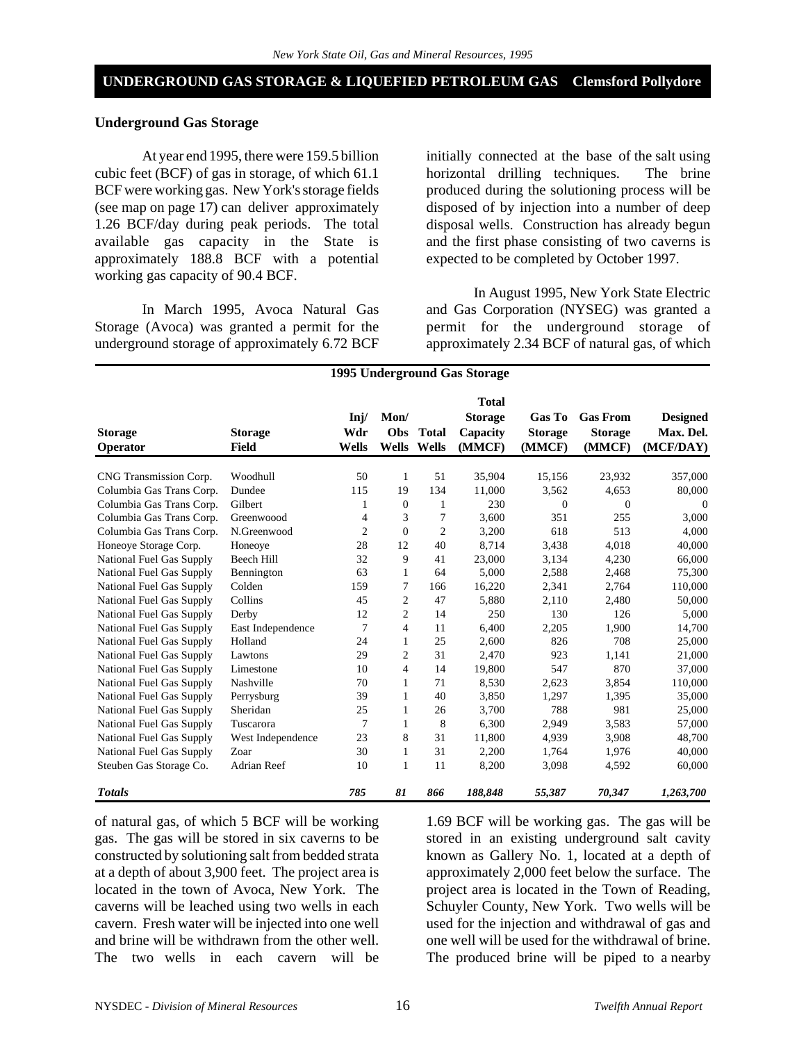## UNDERGROUND GAS STORAGE & LIQUEFIED PETROLEUM GAS Clemsford Pollydore

### Underground Gas Storage

At year end 1995, there were 159.5 billion cubic feet (BCF) of gas in storage, of which 61.1 BCF were working gas. New York's storage fields (see map on page 17) can deliver approximately 1.26 BCF/day during peak periods. The total available gas capacity in the State is approximately 188.8 BCF with a potential working gas capacity of 90.4 BCF.

In March 1995, Avoca Natural Gas Storage (Avoca) was granted a permit for the underground storage of approximately 6.72 BCF of natural gas, of which 5 BCF will be working gas. The gas will be stored in six caverns to be constructed by solutioning salt from bedded strata at a depth of about 3,900 feet. The project area is located in the town of Avoca, New York. The caverns will be leached using two wells in each cavern. Fresh water will be injected into one well and brine will be withdrawn from the other well. The two wells in each cavern will be initially connected at the base of the salt using horizontal drilling techniques. The brine produced during the solutioning process will be disposed of by injection into a number of deep disposal wells. Construction has already begun and the first phase consisting of two caverns is expected to be completed by October 1997.

In August 1995, New York State Electric and Gas Corporation (NYSEG) was granted a permit for the underground storage of approximately 2.34 BCF of natural gas, of which 1.69 BCF will be working gas. The gas will be stored in an existing underground salt cavity known as Gallery No. 1, located at a depth of approximately 2,000 feet below the surface. The project area is located in the Town of Reading, Schuyler County, New York. Two wells will be used for the injection and withdrawal of gas and one well will be used for the withdrawal of brine. The produced brine will be piped to a nearby

**1995 Underground Gas Storage**

| Storage Operator | Storage Field | Inj/ Wdr Wells | Mon/ Obs Wells | Total Wells | Total Storage Capacity (MMCF) | Gas To Storage (MMCF) | Gas From Storage (MMCF) | Designed Max. Del. (MCF/DAY) |
|---|---|---|---|---|---|---|---|---|
| CNG Transmission Corp. | Woodhull | 50 | 1 | 51 | 35,904 | 15,156 | 23,932 | 357,000 |
| Columbia Gas Trans Corp. | Dundee | 115 | 19 | 134 | 11,000 | 3,562 | 4,653 | 80,000 |
| Columbia Gas Trans Corp. | Gilbert | 1 | 0 | 1 | 230 | 0 | 0 | 0 |
| Columbia Gas Trans Corp. | Greenwoood | 4 | 3 | 7 | 3,600 | 351 | 255 | 3,000 |
| Columbia Gas Trans Corp. | N.Greenwood | 2 | 0 | 2 | 3,200 | 618 | 513 | 4,000 |
| Honeoye Storage Corp. | Honeoye | 28 | 12 | 40 | 8,714 | 3,438 | 4,018 | 40,000 |
| National Fuel Gas Supply | Beech Hill | 32 | 9 | 41 | 23,000 | 3,134 | 4,230 | 66,000 |
| National Fuel Gas Supply | Bennington | 63 | 1 | 64 | 5,000 | 2,588 | 2,468 | 75,300 |
| National Fuel Gas Supply | Colden | 159 | 7 | 166 | 16,220 | 2,341 | 2,764 | 110,000 |
| National Fuel Gas Supply | Collins | 45 | 2 | 47 | 5,880 | 2,110 | 2,480 | 50,000 |
| National Fuel Gas Supply | Derby | 12 | 2 | 14 | 250 | 130 | 126 | 5,000 |
| National Fuel Gas Supply | East Independence | 7 | 4 | 11 | 6,400 | 2,205 | 1,900 | 14,700 |
| National Fuel Gas Supply | Holland | 24 | 1 | 25 | 2,600 | 826 | 708 | 25,000 |
| National Fuel Gas Supply | Lawtons | 29 | 2 | 31 | 2,470 | 923 | 1,141 | 21,000 |
| National Fuel Gas Supply | Limestone | 10 | 4 | 14 | 19,800 | 547 | 870 | 37,000 |
| National Fuel Gas Supply | Nashville | 70 | 1 | 71 | 8,530 | 2,623 | 3,854 | 110,000 |
| National Fuel Gas Supply | Perrysburg | 39 | 1 | 40 | 3,850 | 1,297 | 1,395 | 35,000 |
| National Fuel Gas Supply | Sheridan | 25 | 1 | 26 | 3,700 | 788 | 981 | 25,000 |
| National Fuel Gas Supply | Tuscarora | 7 | 1 | 8 | 6,300 | 2,949 | 3,583 | 57,000 |
| National Fuel Gas Supply | West Independence | 23 | 8 | 31 | 11,800 | 4,939 | 3,908 | 48,700 |
| National Fuel Gas Supply | Zoar | 30 | 1 | 31 | 2,200 | 1,764 | 1,976 | 40,000 |
| Steuben Gas Storage Co. | Adrian Reef | 10 | 1 | 11 | 8,200 | 3,098 | 4,592 | 60,000 |
| ***Totals*** | | ***785*** | ***81*** | ***866*** | ***188,848*** | ***55,387*** | ***70,347*** | ***1,263,700*** |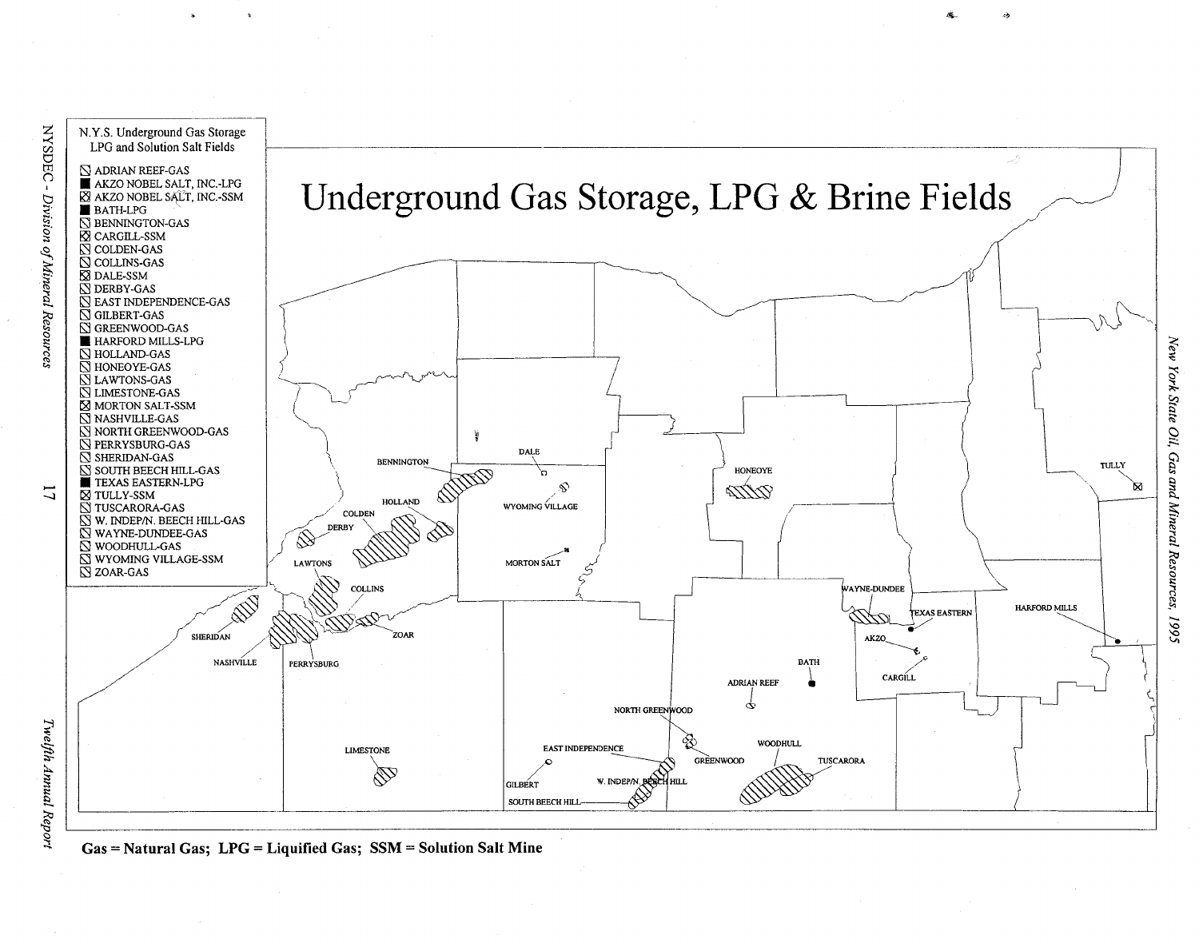# Underground Gas Storage, LPG & Brine Fields

**N.Y.S. Underground Gas Storage LPG and Solution Salt Fields**

- ADRIAN REEF-GAS
- AKZO NOBEL SALT, INC.-LPG
- AKZO NOBEL SALT, INC.-SSM
- BATH-LPG
- BENNINGTON-GAS
- CARGILL-SSM
- COLDEN-GAS
- COLLINS-GAS
- DALE-SSM
- DERBY-GAS
- EAST INDEPENDENCE-GAS
- GILBERT-GAS
- GREENWOOD-GAS
- HARFORD MILLS-LPG
- HOLLAND-GAS
- HONEOYE-GAS
- LAWTONS-GAS
- LIMESTONE-GAS
- MORTON SALT-SSM
- NASHVILLE-GAS
- NORTH GREENWOOD-GAS
- PERRYSBURG-GAS
- SHERIDAN-GAS
- SOUTH BEECH HILL-GAS
- TEXAS EASTERN-LPG
- TULLY-SSM
- TUSCARORA-GAS
- W. INDEP/N. BEECH HILL-GAS
- WAYNE-DUNDEE-GAS
- WOODHULL-GAS
- WYOMING VILLAGE-SSM
- ZOAR-GAS

**Gas = Natural Gas; LPG = Liquified Gas; SSM = Solution Salt Mine**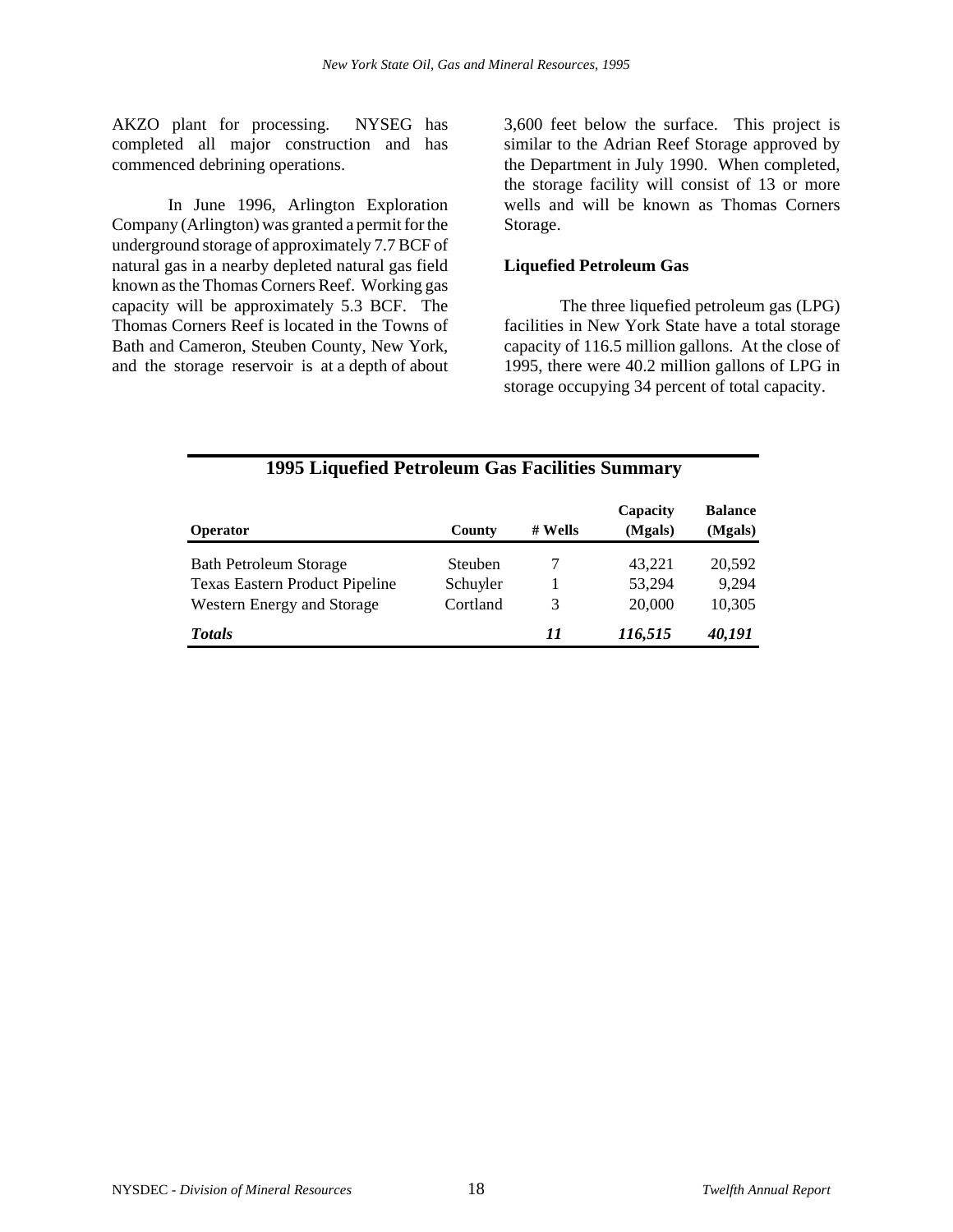AKZO plant for processing. NYSEG has completed all major construction and has commenced debrining operations.

In June 1996, Arlington Exploration Company (Arlington) was granted a permit for the underground storage of approximately 7.7 BCF of natural gas in a nearby depleted natural gas field known as the Thomas Corners Reef. Working gas capacity will be approximately 5.3 BCF. The Thomas Corners Reef is located in the Towns of Bath and Cameron, Steuben County, New York, and the storage reservoir is at a depth of about 3,600 feet below the surface. This project is similar to the Adrian Reef Storage approved by the Department in July 1990. When completed, the storage facility will consist of 13 or more wells and will be known as Thomas Corners Storage.

### Liquefied Petroleum Gas

The three liquefied petroleum gas (LPG) facilities in New York State have a total storage capacity of 116.5 million gallons. At the close of 1995, there were 40.2 million gallons of LPG in storage occupying 34 percent of total capacity.

**1995 Liquefied Petroleum Gas Facilities Summary**

| Operator | County | # Wells | Capacity (Mgals) | Balance (Mgals) |
|---|---|---|---|---|
| Bath Petroleum Storage | Steuben | 7 | 43,221 | 20,592 |
| Texas Eastern Product Pipeline | Schuyler | 1 | 53,294 | 9,294 |
| Western Energy and Storage | Cortland | 3 | 20,000 | 10,305 |
| ***Totals*** | | ***11*** | ***116,515*** | ***40,191*** |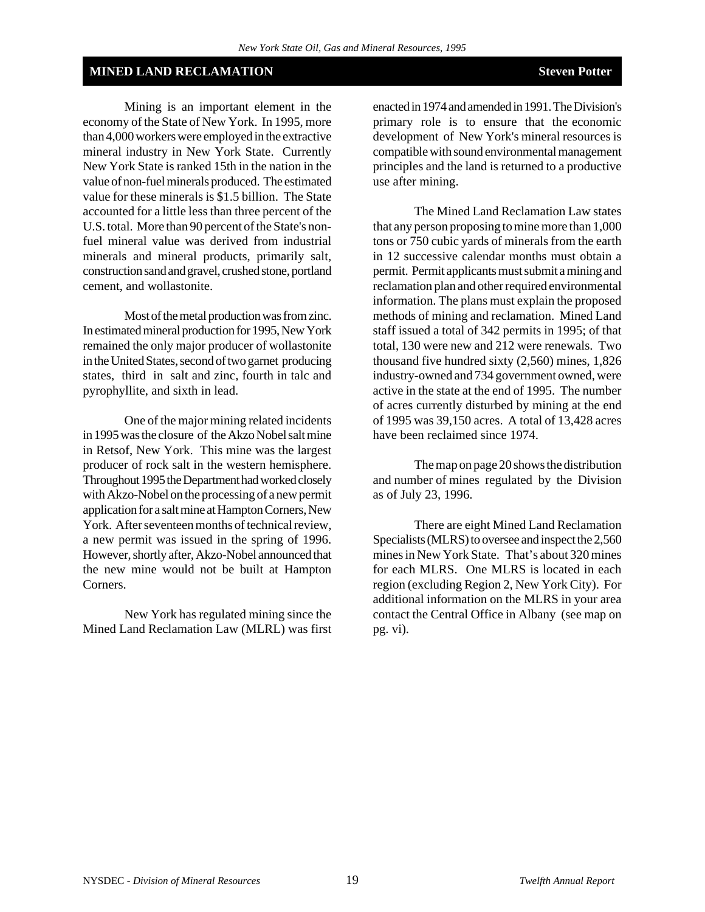## MINED LAND RECLAMATION

**Steven Potter**

Mining is an important element in the economy of the State of New York. In 1995, more than 4,000 workers were employed in the extractive mineral industry in New York State. Currently New York State is ranked 15th in the nation in the value of non-fuel minerals produced. The estimated value for these minerals is $1.5 billion. The State accounted for a little less than three percent of the U.S. total. More than 90 percent of the State's non-fuel mineral value was derived from industrial minerals and mineral products, primarily salt, construction sand and gravel, crushed stone, portland cement, and wollastonite.

Most of the metal production was from zinc. In estimated mineral production for 1995, New York remained the only major producer of wollastonite in the United States, second of two garnet producing states, third in salt and zinc, fourth in talc and pyrophyllite, and sixth in lead.

One of the major mining related incidents in 1995 was the closure of the Akzo Nobel salt mine in Retsof, New York. This mine was the largest producer of rock salt in the western hemisphere. Throughout 1995 the Department had worked closely with Akzo-Nobel on the processing of a new permit application for a salt mine at Hampton Corners, New York. After seventeen months of technical review, a new permit was issued in the spring of 1996. However, shortly after, Akzo-Nobel announced that the new mine would not be built at Hampton Corners.

New York has regulated mining since the Mined Land Reclamation Law (MLRL) was first enacted in 1974 and amended in 1991. The Division's primary role is to ensure that the economic development of New York's mineral resources is compatible with sound environmental management principles and the land is returned to a productive use after mining.

The Mined Land Reclamation Law states that any person proposing to mine more than 1,000 tons or 750 cubic yards of minerals from the earth in 12 successive calendar months must obtain a permit. Permit applicants must submit a mining and reclamation plan and other required environmental information. The plans must explain the proposed methods of mining and reclamation. Mined Land staff issued a total of 342 permits in 1995; of that total, 130 were new and 212 were renewals. Two thousand five hundred sixty (2,560) mines, 1,826 industry-owned and 734 government owned, were active in the state at the end of 1995. The number of acres currently disturbed by mining at the end of 1995 was 39,150 acres. A total of 13,428 acres have been reclaimed since 1974.

The map on page 20 shows the distribution and number of mines regulated by the Division as of July 23, 1996.

There are eight Mined Land Reclamation Specialists (MLRS) to oversee and inspect the 2,560 mines in New York State. That's about 320 mines for each MLRS. One MLRS is located in each region (excluding Region 2, New York City). For additional information on the MLRS in your area contact the Central Office in Albany (see map on pg. vi).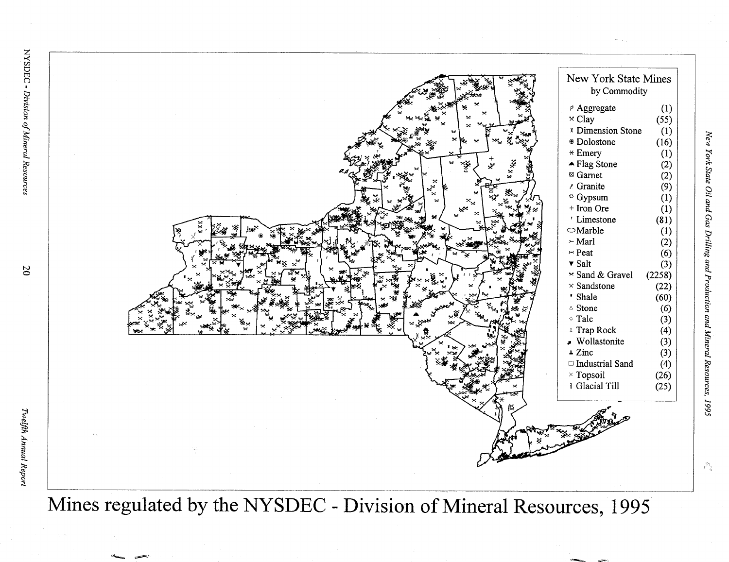**New York State Mines by Commodity**

| Commodity | Count |
|---|---|
| Aggregate | (1) |
| Clay | (55) |
| Dimension Stone | (1) |
| Dolostone | (16) |
| Emery | (1) |
| Flag Stone | (2) |
| Garnet | (2) |
| Granite | (9) |
| Gypsum | (1) |
| Iron Ore | (1) |
| Limestone | (81) |
| Marble | (1) |
| Marl | (2) |
| Peat | (6) |
| Salt | (3) |
| Sand & Gravel | (2258) |
| Sandstone | (22) |
| Shale | (60) |
| Stone | (6) |
| Talc | (3) |
| Trap Rock | (4) |
| Wollastonite | (3) |
| Zinc | (3) |
| Industrial Sand | (4) |
| Topsoil | (26) |
| Glacial Till | (25) |

# Mines regulated by the NYSDEC - Division of Mineral Resources, 1995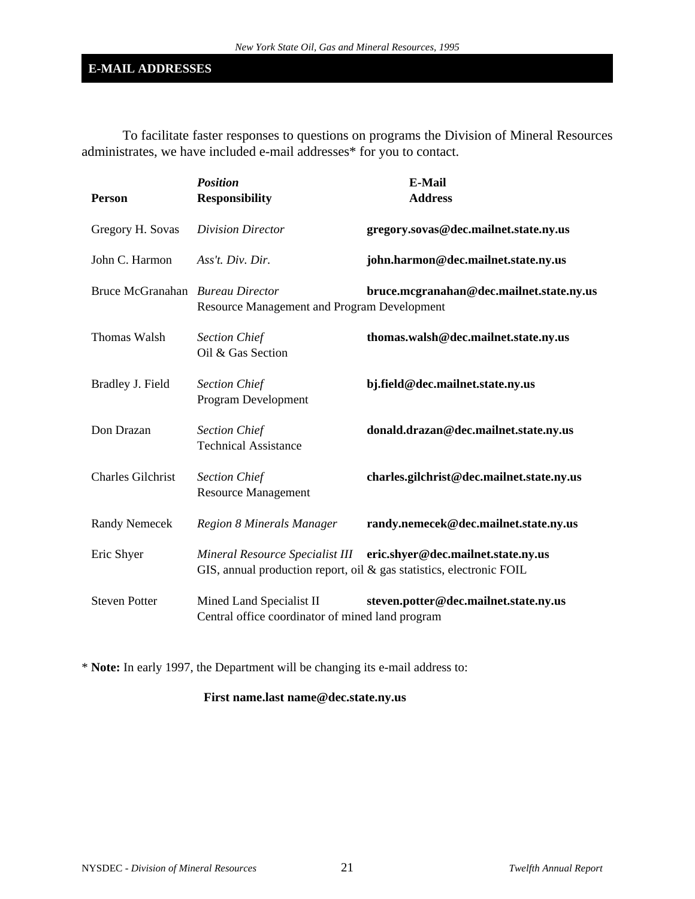## E-MAIL ADDRESSES

To facilitate faster responses to questions on programs the Division of Mineral Resources administrates, we have included e-mail addresses* for you to contact.

| Person | *Position* **Responsibility** | **E-Mail Address** |
|---|---|---|
| Gregory H. Sovas | *Division Director* | **gregory.sovas@dec.mailnet.state.ny.us** |
| John C. Harmon | *Ass't. Div. Dir.* | **john.harmon@dec.mailnet.state.ny.us** |
| Bruce McGranahan | *Bureau Director* Resource Management and Program Development | **bruce.mcgranahan@dec.mailnet.state.ny.us** |
| Thomas Walsh | *Section Chief* Oil & Gas Section | **thomas.walsh@dec.mailnet.state.ny.us** |
| Bradley J. Field | *Section Chief* Program Development | **bj.field@dec.mailnet.state.ny.us** |
| Don Drazan | *Section Chief* Technical Assistance | **donald.drazan@dec.mailnet.state.ny.us** |
| Charles Gilchrist | *Section Chief* Resource Management | **charles.gilchrist@dec.mailnet.state.ny.us** |
| Randy Nemecek | *Region 8 Minerals Manager* | **randy.nemecek@dec.mailnet.state.ny.us** |
| Eric Shyer | *Mineral Resource Specialist III* GIS, annual production report, oil & gas statistics, electronic FOIL | **eric.shyer@dec.mailnet.state.ny.us** |
| Steven Potter | Mined Land Specialist II Central office coordinator of mined land program | **steven.potter@dec.mailnet.state.ny.us** |

* **Note:** In early 1997, the Department will be changing its e-mail address to:

**First name.last name@dec.state.ny.us**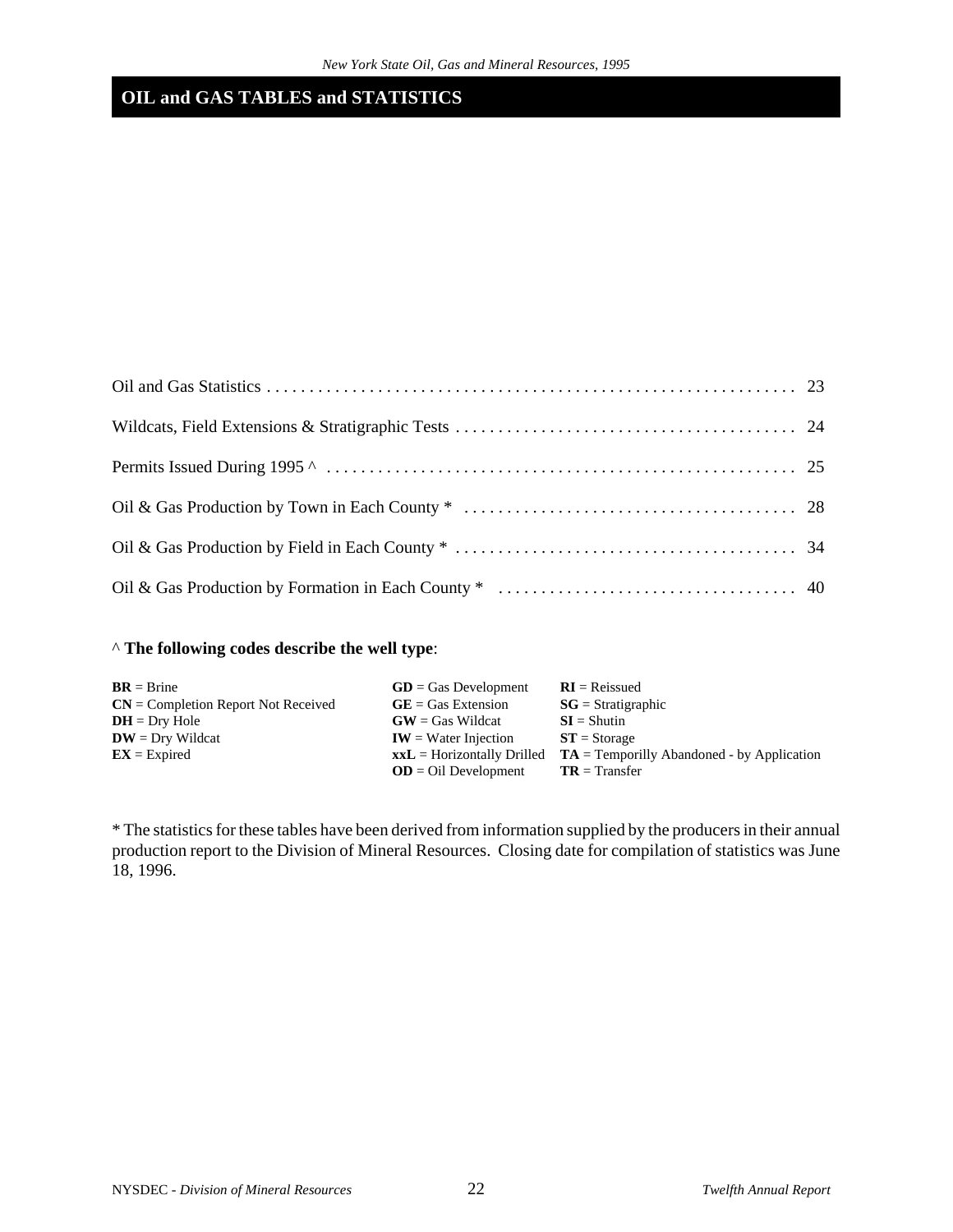# OIL and GAS TABLES and STATISTICS

| | |
|---|---|
| Oil and Gas Statistics | 23 |
| Wildcats, Field Extensions & Stratigraphic Tests | 24 |
| Permits Issued During 1995 ^ | 25 |
| Oil & Gas Production by Town in Each County * | 28 |
| Oil & Gas Production by Field in Each County * | 34 |
| Oil & Gas Production by Formation in Each County * | 40 |

^ **The following codes describe the well type**:

| | | |
|---|---|---|
| **BR** = Brine | **GD** = Gas Development | **RI** = Reissued |
| **CN** = Completion Report Not Received | **GE** = Gas Extension | **SG** = Stratigraphic |
| **DH** = Dry Hole | **GW** = Gas Wildcat | **SI** = Shutin |
| **DW** = Dry Wildcat | **IW** = Water Injection | **ST** = Storage |
| **EX** = Expired | **xxL** = Horizontally Drilled | **TA** = Temporilly Abandoned - by Application |
| | **OD** = Oil Development | **TR** = Transfer |

* The statistics for these tables have been derived from information supplied by the producers in their annual production report to the Division of Mineral Resources. Closing date for compilation of statistics was June 18, 1996.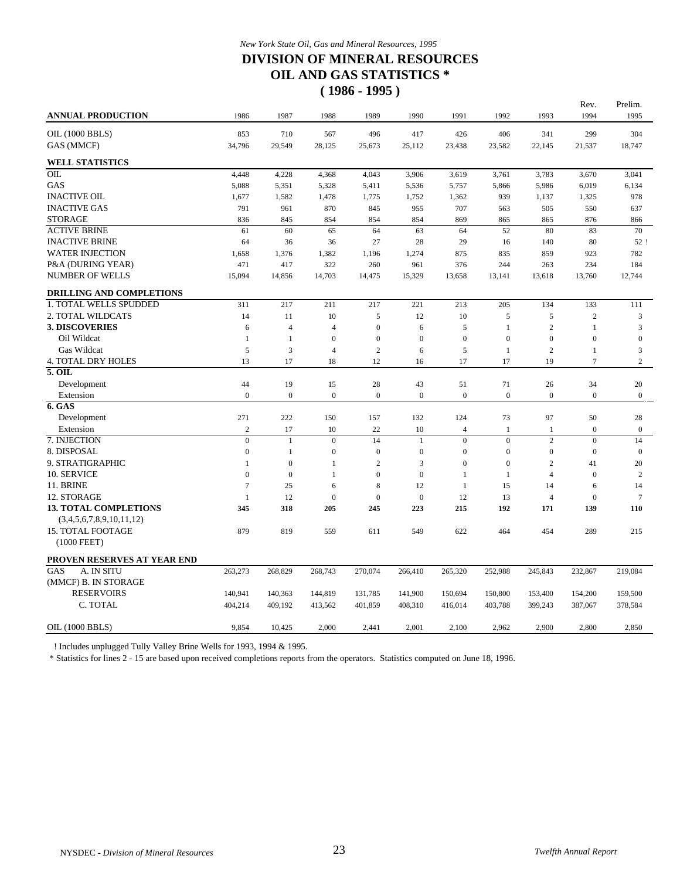*New York State Oil, Gas and Mineral Resources, 1995*

# DIVISION OF MINERAL RESOURCES
# OIL AND GAS STATISTICS *
# ( 1986 - 1995 )

| ANNUAL PRODUCTION | 1986 | 1987 | 1988 | 1989 | 1990 | 1991 | 1992 | 1993 | Rev. 1994 | Prelim. 1995 |
|---|---|---|---|---|---|---|---|---|---|---|
| OIL (1000 BBLS) | 853 | 710 | 567 | 496 | 417 | 426 | 406 | 341 | 299 | 304 |
| GAS (MMCF) | 34,796 | 29,549 | 28,125 | 25,673 | 25,112 | 23,438 | 23,582 | 22,145 | 21,537 | 18,747 |
| **WELL STATISTICS** | | | | | | | | | | |
| OIL | 4,448 | 4,228 | 4,368 | 4,043 | 3,906 | 3,619 | 3,761 | 3,783 | 3,670 | 3,041 |
| GAS | 5,088 | 5,351 | 5,328 | 5,411 | 5,536 | 5,757 | 5,866 | 5,986 | 6,019 | 6,134 |
| INACTIVE OIL | 1,677 | 1,582 | 1,478 | 1,775 | 1,752 | 1,362 | 939 | 1,137 | 1,325 | 978 |
| INACTIVE GAS | 791 | 961 | 870 | 845 | 955 | 707 | 563 | 505 | 550 | 637 |
| STORAGE | 836 | 845 | 854 | 854 | 854 | 869 | 865 | 865 | 876 | 866 |
| ACTIVE BRINE | 61 | 60 | 65 | 64 | 63 | 64 | 52 | 80 | 83 | 70 |
| INACTIVE BRINE | 64 | 36 | 36 | 27 | 28 | 29 | 16 | 140 | 80 | 52 ! |
| WATER INJECTION | 1,658 | 1,376 | 1,382 | 1,196 | 1,274 | 875 | 835 | 859 | 923 | 782 |
| P&A (DURING YEAR) | 471 | 417 | 322 | 260 | 961 | 376 | 244 | 263 | 234 | 184 |
| NUMBER OF WELLS | 15,094 | 14,856 | 14,703 | 14,475 | 15,329 | 13,658 | 13,141 | 13,618 | 13,760 | 12,744 |
| **DRILLING AND COMPLETIONS** | | | | | | | | | | |
| 1. TOTAL WELLS SPUDDED | 311 | 217 | 211 | 217 | 221 | 213 | 205 | 134 | 133 | 111 |
| 2. TOTAL WILDCATS | 14 | 11 | 10 | 5 | 12 | 10 | 5 | 5 | 2 | 3 |
| **3. DISCOVERIES** | 6 | 4 | 4 | 0 | 6 | 5 | 1 | 2 | 1 | 3 |
| Oil Wildcat | 1 | 1 | 0 | 0 | 0 | 0 | 0 | 0 | 0 | 0 |
| Gas Wildcat | 5 | 3 | 4 | 2 | 6 | 5 | 1 | 2 | 1 | 3 |
| 4. TOTAL DRY HOLES | 13 | 17 | 18 | 12 | 16 | 17 | 17 | 19 | 7 | 2 |
| **5. OIL** | | | | | | | | | | |
| Development | 44 | 19 | 15 | 28 | 43 | 51 | 71 | 26 | 34 | 20 |
| Extension | 0 | 0 | 0 | 0 | 0 | 0 | 0 | 0 | 0 | 0 |
| **6. GAS** | | | | | | | | | | |
| Development | 271 | 222 | 150 | 157 | 132 | 124 | 73 | 97 | 50 | 28 |
| Extension | 2 | 17 | 10 | 22 | 10 | 4 | 1 | 1 | 0 | 0 |
| 7. INJECTION | 0 | 1 | 0 | 14 | 1 | 0 | 0 | 2 | 0 | 14 |
| 8. DISPOSAL | 0 | 1 | 0 | 0 | 0 | 0 | 0 | 0 | 0 | 0 |
| 9. STRATIGRAPHIC | 1 | 0 | 1 | 2 | 3 | 0 | 0 | 2 | 41 | 20 |
| 10. SERVICE | 0 | 0 | 1 | 0 | 0 | 1 | 1 | 4 | 0 | 2 |
| 11. BRINE | 7 | 25 | 6 | 8 | 12 | 1 | 15 | 14 | 6 | 14 |
| 12. STORAGE | 1 | 12 | 0 | 0 | 0 | 12 | 13 | 4 | 0 | 7 |
| **13. TOTAL COMPLETIONS** (3,4,5,6,7,8,9,10,11,12) | **345** | **318** | **205** | **245** | **223** | **215** | **192** | **171** | **139** | **110** |
| 15. TOTAL FOOTAGE (1000 FEET) | 879 | 819 | 559 | 611 | 549 | 622 | 464 | 454 | 289 | 215 |
| **PROVEN RESERVES AT YEAR END** | | | | | | | | | | |
| GAS A. IN SITU | 263,273 | 268,829 | 268,743 | 270,074 | 266,410 | 265,320 | 252,988 | 245,843 | 232,867 | 219,084 |
| (MMCF) B. IN STORAGE RESERVOIRS | 140,941 | 140,363 | 144,819 | 131,785 | 141,900 | 150,694 | 150,800 | 153,400 | 154,200 | 159,500 |
| C. TOTAL | 404,214 | 409,192 | 413,562 | 401,859 | 408,310 | 416,014 | 403,788 | 399,243 | 387,067 | 378,584 |
| OIL (1000 BBLS) | 9,854 | 10,425 | 2,000 | 2,441 | 2,001 | 2,100 | 2,962 | 2,900 | 2,800 | 2,850 |

! Includes unplugged Tully Valley Brine Wells for 1993, 1994 & 1995.

\* Statistics for lines 2 - 15 are based upon received completions reports from the operators. Statistics computed on June 18, 1996.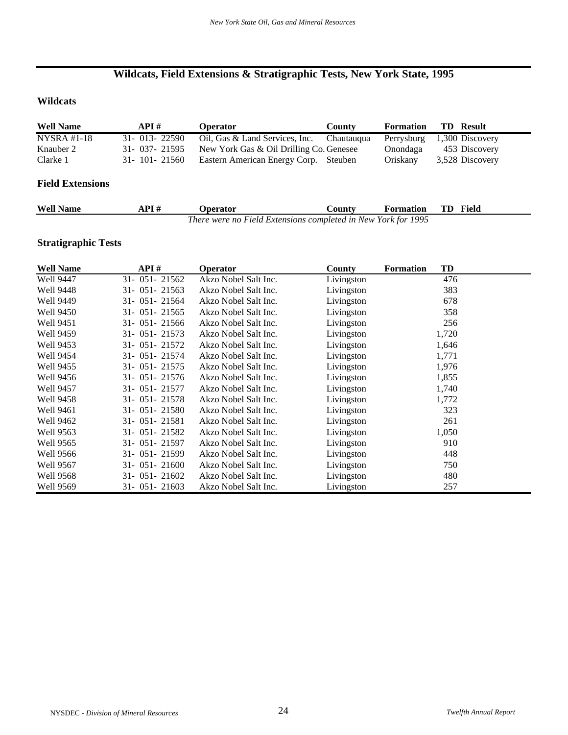# Wildcats, Field Extensions & Stratigraphic Tests, New York State, 1995

## Wildcats

| Well Name | API # | Operator | County | Formation | TD | Result |
|---|---|---|---|---|---|---|
| NYSRA #1-18 | 31- 013- 22590 | Oil, Gas & Land Services, Inc. | Chautauqua | Perrysburg | 1,300 | Discovery |
| Knauber 2 | 31- 037- 21595 | New York Gas & Oil Drilling Co. | Genesee | Onondaga | 453 | Discovery |
| Clarke 1 | 31- 101- 21560 | Eastern American Energy Corp. | Steuben | Oriskany | 3,528 | Discovery |

## Field Extensions

| Well Name | API # | Operator | County | Formation | TD | Field |
|---|---|---|---|---|---|---|

*There were no Field Extensions completed in New York for 1995*

## Stratigraphic Tests

| Well Name | API # | Operator | County | Formation | TD |
|---|---|---|---|---|---|
| Well 9447 | 31- 051- 21562 | Akzo Nobel Salt Inc. | Livingston | | 476 |
| Well 9448 | 31- 051- 21563 | Akzo Nobel Salt Inc. | Livingston | | 383 |
| Well 9449 | 31- 051- 21564 | Akzo Nobel Salt Inc. | Livingston | | 678 |
| Well 9450 | 31- 051- 21565 | Akzo Nobel Salt Inc. | Livingston | | 358 |
| Well 9451 | 31- 051- 21566 | Akzo Nobel Salt Inc. | Livingston | | 256 |
| Well 9459 | 31- 051- 21573 | Akzo Nobel Salt Inc. | Livingston | | 1,720 |
| Well 9453 | 31- 051- 21572 | Akzo Nobel Salt Inc. | Livingston | | 1,646 |
| Well 9454 | 31- 051- 21574 | Akzo Nobel Salt Inc. | Livingston | | 1,771 |
| Well 9455 | 31- 051- 21575 | Akzo Nobel Salt Inc. | Livingston | | 1,976 |
| Well 9456 | 31- 051- 21576 | Akzo Nobel Salt Inc. | Livingston | | 1,855 |
| Well 9457 | 31- 051- 21577 | Akzo Nobel Salt Inc. | Livingston | | 1,740 |
| Well 9458 | 31- 051- 21578 | Akzo Nobel Salt Inc. | Livingston | | 1,772 |
| Well 9461 | 31- 051- 21580 | Akzo Nobel Salt Inc. | Livingston | | 323 |
| Well 9462 | 31- 051- 21581 | Akzo Nobel Salt Inc. | Livingston | | 261 |
| Well 9563 | 31- 051- 21582 | Akzo Nobel Salt Inc. | Livingston | | 1,050 |
| Well 9565 | 31- 051- 21597 | Akzo Nobel Salt Inc. | Livingston | | 910 |
| Well 9566 | 31- 051- 21599 | Akzo Nobel Salt Inc. | Livingston | | 448 |
| Well 9567 | 31- 051- 21600 | Akzo Nobel Salt Inc. | Livingston | | 750 |
| Well 9568 | 31- 051- 21602 | Akzo Nobel Salt Inc. | Livingston | | 480 |
| Well 9569 | 31- 051- 21603 | Akzo Nobel Salt Inc. | Livingston | | 257 |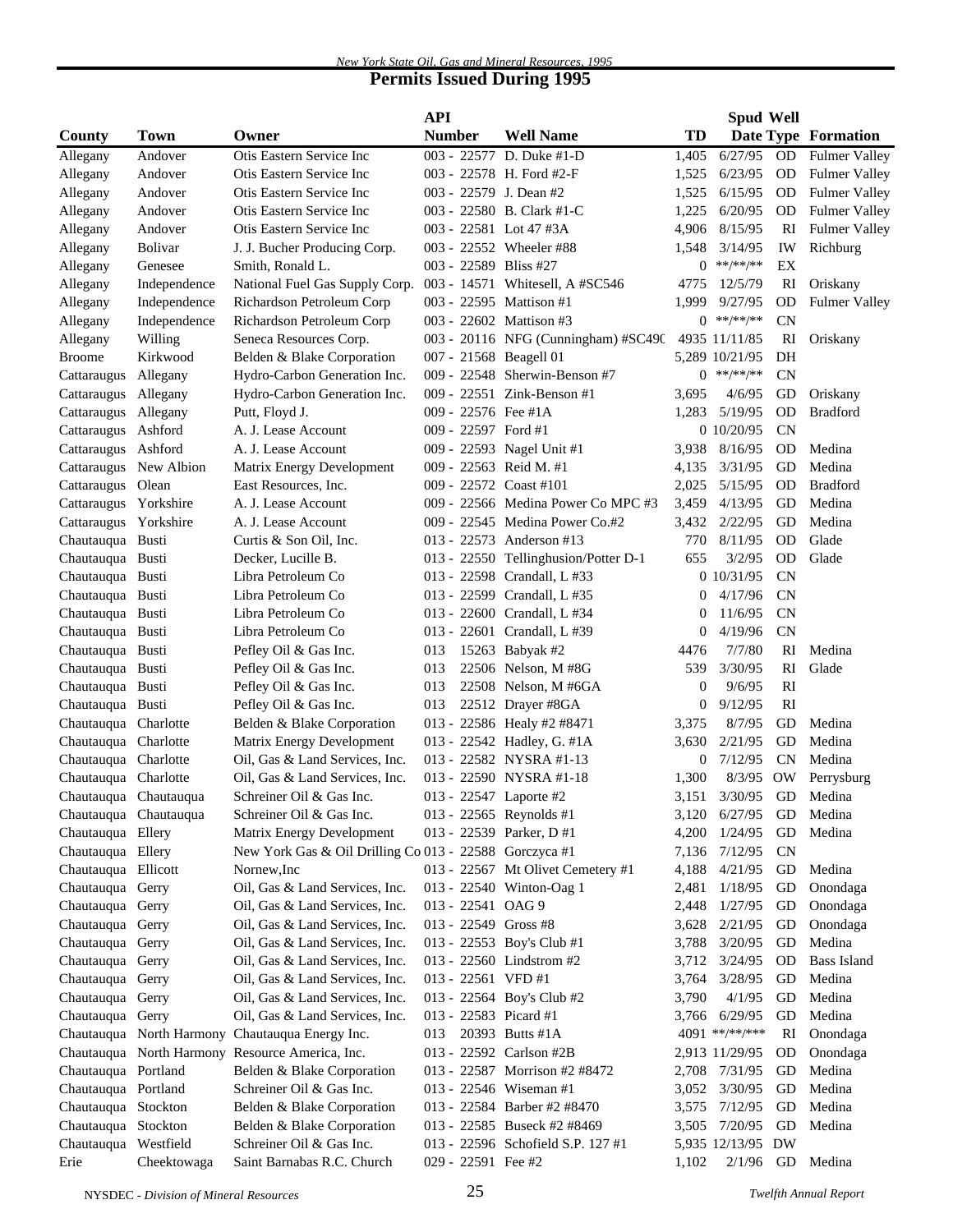## Permits Issued During 1995

| County | Town | Owner | API Number | Well Name | TD | Spud Date | Well Type | Formation |
|---|---|---|---|---|---|---|---|---|
| Allegany | Andover | Otis Eastern Service Inc | 003 - 22577 | D. Duke #1-D | 1,405 | 6/27/95 | OD | Fulmer Valley |
| Allegany | Andover | Otis Eastern Service Inc | 003 - 22578 | H. Ford #2-F | 1,525 | 6/23/95 | OD | Fulmer Valley |
| Allegany | Andover | Otis Eastern Service Inc | 003 - 22579 | J. Dean #2 | 1,525 | 6/15/95 | OD | Fulmer Valley |
| Allegany | Andover | Otis Eastern Service Inc | 003 - 22580 | B. Clark #1-C | 1,225 | 6/20/95 | OD | Fulmer Valley |
| Allegany | Andover | Otis Eastern Service Inc | 003 - 22581 | Lot 47 #3A | 4,906 | 8/15/95 | RI | Fulmer Valley |
| Allegany | Bolivar | J. J. Bucher Producing Corp. | 003 - 22552 | Wheeler #88 | 1,548 | 3/14/95 | IW | Richburg |
| Allegany | Genesee | Smith, Ronald L. | 003 - 22589 | Bliss #27 | 0 | \*\*/\*\*/\*\* | EX | |
| Allegany | Independence | National Fuel Gas Supply Corp. | 003 - 14571 | Whitesell, A #SC546 | 4775 | 12/5/79 | RI | Oriskany |
| Allegany | Independence | Richardson Petroleum Corp | 003 - 22595 | Mattison #1 | 1,999 | 9/27/95 | OD | Fulmer Valley |
| Allegany | Independence | Richardson Petroleum Corp | 003 - 22602 | Mattison #3 | 0 | \*\*/\*\*/\*\* | CN | |
| Allegany | Willing | Seneca Resources Corp. | 003 - 20116 | NFG (Cunningham) #SC490 | 4935 | 11/11/85 | RI | Oriskany |
| Broome | Kirkwood | Belden & Blake Corporation | 007 - 21568 | Beagell 01 | 5,289 | 10/21/95 | DH | |
| Cattaraugus | Allegany | Hydro-Carbon Generation Inc. | 009 - 22548 | Sherwin-Benson #7 | 0 | \*\*/\*\*/\*\* | CN | |
| Cattaraugus | Allegany | Hydro-Carbon Generation Inc. | 009 - 22551 | Zink-Benson #1 | 3,695 | 4/6/95 | GD | Oriskany |
| Cattaraugus | Allegany | Putt, Floyd J. | 009 - 22576 | Fee #1A | 1,283 | 5/19/95 | OD | Bradford |
| Cattaraugus | Ashford | A. J. Lease Account | 009 - 22597 | Ford #1 | 0 | 10/20/95 | CN | |
| Cattaraugus | Ashford | A. J. Lease Account | 009 - 22593 | Nagel Unit #1 | 3,938 | 8/16/95 | OD | Medina |
| Cattaraugus | New Albion | Matrix Energy Development | 009 - 22563 | Reid M. #1 | 4,135 | 3/31/95 | GD | Medina |
| Cattaraugus | Olean | East Resources, Inc. | 009 - 22572 | Coast #101 | 2,025 | 5/15/95 | OD | Bradford |
| Cattaraugus | Yorkshire | A. J. Lease Account | 009 - 22566 | Medina Power Co MPC #3 | 3,459 | 4/13/95 | GD | Medina |
| Cattaraugus | Yorkshire | A. J. Lease Account | 009 - 22545 | Medina Power Co.#2 | 3,432 | 2/22/95 | GD | Medina |
| Chautauqua | Busti | Curtis & Son Oil, Inc. | 013 - 22573 | Anderson #13 | 770 | 8/11/95 | OD | Glade |
| Chautauqua | Busti | Decker, Lucille B. | 013 - 22550 | Tellinghusion/Potter D-1 | 655 | 3/2/95 | OD | Glade |
| Chautauqua | Busti | Libra Petroleum Co | 013 - 22598 | Crandall, L #33 | 0 | 10/31/95 | CN | |
| Chautauqua | Busti | Libra Petroleum Co | 013 - 22599 | Crandall, L #35 | 0 | 4/17/96 | CN | |
| Chautauqua | Busti | Libra Petroleum Co | 013 - 22600 | Crandall, L #34 | 0 | 11/6/95 | CN | |
| Chautauqua | Busti | Libra Petroleum Co | 013 - 22601 | Crandall, L #39 | 0 | 4/19/96 | CN | |
| Chautauqua | Busti | Pefley Oil & Gas Inc. | 013 15263 | Babyak #2 | 4476 | 7/7/80 | RI | Medina |
| Chautauqua | Busti | Pefley Oil & Gas Inc. | 013 22506 | Nelson, M #8G | 539 | 3/30/95 | RI | Glade |
| Chautauqua | Busti | Pefley Oil & Gas Inc. | 013 22508 | Nelson, M #6GA | 0 | 9/6/95 | RI | |
| Chautauqua | Busti | Pefley Oil & Gas Inc. | 013 22512 | Drayer #8GA | 0 | 9/12/95 | RI | |
| Chautauqua | Charlotte | Belden & Blake Corporation | 013 - 22586 | Healy #2 #8471 | 3,375 | 8/7/95 | GD | Medina |
| Chautauqua | Charlotte | Matrix Energy Development | 013 - 22542 | Hadley, G. #1A | 3,630 | 2/21/95 | GD | Medina |
| Chautauqua | Charlotte | Oil, Gas & Land Services, Inc. | 013 - 22582 | NYSRA #1-13 | 0 | 7/12/95 | CN | Medina |
| Chautauqua | Charlotte | Oil, Gas & Land Services, Inc. | 013 - 22590 | NYSRA #1-18 | 1,300 | 8/3/95 | OW | Perrysburg |
| Chautauqua | Chautauqua | Schreiner Oil & Gas Inc. | 013 - 22547 | Laporte #2 | 3,151 | 3/30/95 | GD | Medina |
| Chautauqua | Chautauqua | Schreiner Oil & Gas Inc. | 013 - 22565 | Reynolds #1 | 3,120 | 6/27/95 | GD | Medina |
| Chautauqua | Ellery | Matrix Energy Development | 013 - 22539 | Parker, D #1 | 4,200 | 1/24/95 | GD | Medina |
| Chautauqua | Ellery | New York Gas & Oil Drilling Co | 013 - 22588 | Gorczyca #1 | 7,136 | 7/12/95 | CN | |
| Chautauqua | Ellicott | Nornew,Inc | 013 - 22567 | Mt Olivet Cemetery #1 | 4,188 | 4/21/95 | GD | Medina |
| Chautauqua | Gerry | Oil, Gas & Land Services, Inc. | 013 - 22540 | Winton-Oag 1 | 2,481 | 1/18/95 | GD | Onondaga |
| Chautauqua | Gerry | Oil, Gas & Land Services, Inc. | 013 - 22541 | OAG 9 | 2,448 | 1/27/95 | GD | Onondaga |
| Chautauqua | Gerry | Oil, Gas & Land Services, Inc. | 013 - 22549 | Gross #8 | 3,628 | 2/21/95 | GD | Onondaga |
| Chautauqua | Gerry | Oil, Gas & Land Services, Inc. | 013 - 22553 | Boy's Club #1 | 3,788 | 3/20/95 | GD | Medina |
| Chautauqua | Gerry | Oil, Gas & Land Services, Inc. | 013 - 22560 | Lindstrom #2 | 3,712 | 3/24/95 | OD | Bass Island |
| Chautauqua | Gerry | Oil, Gas & Land Services, Inc. | 013 - 22561 | VFD #1 | 3,764 | 3/28/95 | GD | Medina |
| Chautauqua | Gerry | Oil, Gas & Land Services, Inc. | 013 - 22564 | Boy's Club #2 | 3,790 | 4/1/95 | GD | Medina |
| Chautauqua | Gerry | Oil, Gas & Land Services, Inc. | 013 - 22583 | Picard #1 | 3,766 | 6/29/95 | GD | Medina |
| Chautauqua | North Harmony | Chautauqua Energy Inc. | 013 20393 | Butts #1A | 4091 | \*\*/\*\*/\*\*\* | RI | Onondaga |
| Chautauqua | North Harmony | Resource America, Inc. | 013 - 22592 | Carlson #2B | 2,913 | 11/29/95 | OD | Onondaga |
| Chautauqua | Portland | Belden & Blake Corporation | 013 - 22587 | Morrison #2 #8472 | 2,708 | 7/31/95 | GD | Medina |
| Chautauqua | Portland | Schreiner Oil & Gas Inc. | 013 - 22546 | Wiseman #1 | 3,052 | 3/30/95 | GD | Medina |
| Chautauqua | Stockton | Belden & Blake Corporation | 013 - 22584 | Barber #2 #8470 | 3,575 | 7/12/95 | GD | Medina |
| Chautauqua | Stockton | Belden & Blake Corporation | 013 - 22585 | Buseck #2 #8469 | 3,505 | 7/20/95 | GD | Medina |
| Chautauqua | Westfield | Schreiner Oil & Gas Inc. | 013 - 22596 | Schofield S.P. 127 #1 | 5,935 | 12/13/95 | DW | |
| Erie | Cheektowaga | Saint Barnabas R.C. Church | 029 - 22591 | Fee #2 | 1,102 | 2/1/96 | GD | Medina |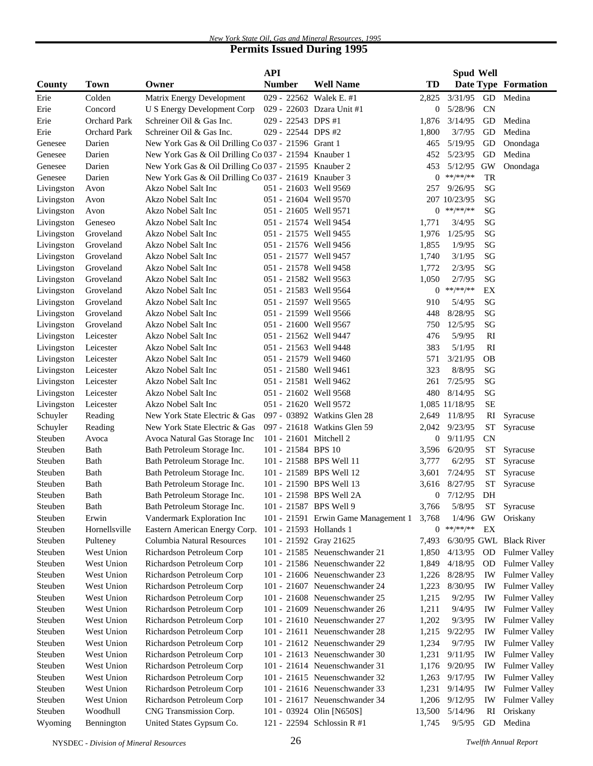## Permits Issued During 1995

| County | Town | Owner | API Number | Well Name | TD | Spud Date | Well Type | Formation |
|---|---|---|---|---|---|---|---|---|
| Erie | Colden | Matrix Energy Development | 029 - 22562 | Walek E. #1 | 2,825 | 3/31/95 | GD | Medina |
| Erie | Concord | U S Energy Development Corp | 029 - 22603 | Dzara Unit #1 | 0 | 5/28/96 | CN | |
| Erie | Orchard Park | Schreiner Oil & Gas Inc. | 029 - 22543 | DPS #1 | 1,876 | 3/14/95 | GD | Medina |
| Erie | Orchard Park | Schreiner Oil & Gas Inc. | 029 - 22544 | DPS #2 | 1,800 | 3/7/95 | GD | Medina |
| Genesee | Darien | New York Gas & Oil Drilling Co | 037 - 21596 | Grant 1 | 465 | 5/19/95 | GD | Onondaga |
| Genesee | Darien | New York Gas & Oil Drilling Co | 037 - 21594 | Knauber 1 | 452 | 5/23/95 | GD | Medina |
| Genesee | Darien | New York Gas & Oil Drilling Co | 037 - 21595 | Knauber 2 | 453 | 5/12/95 | GW | Onondaga |
| Genesee | Darien | New York Gas & Oil Drilling Co | 037 - 21619 | Knauber 3 | 0 | **/**/** | TR | |
| Livingston | Avon | Akzo Nobel Salt Inc | 051 - 21603 | Well 9569 | 257 | 9/26/95 | SG | |
| Livingston | Avon | Akzo Nobel Salt Inc | 051 - 21604 | Well 9570 | 207 | 10/23/95 | SG | |
| Livingston | Avon | Akzo Nobel Salt Inc | 051 - 21605 | Well 9571 | 0 | **/**/** | SG | |
| Livingston | Geneseo | Akzo Nobel Salt Inc | 051 - 21574 | Well 9454 | 1,771 | 3/4/95 | SG | |
| Livingston | Groveland | Akzo Nobel Salt Inc | 051 - 21575 | Well 9455 | 1,976 | 1/25/95 | SG | |
| Livingston | Groveland | Akzo Nobel Salt Inc | 051 - 21576 | Well 9456 | 1,855 | 1/9/95 | SG | |
| Livingston | Groveland | Akzo Nobel Salt Inc | 051 - 21577 | Well 9457 | 1,740 | 3/1/95 | SG | |
| Livingston | Groveland | Akzo Nobel Salt Inc | 051 - 21578 | Well 9458 | 1,772 | 2/3/95 | SG | |
| Livingston | Groveland | Akzo Nobel Salt Inc | 051 - 21582 | Well 9563 | 1,050 | 2/7/95 | SG | |
| Livingston | Groveland | Akzo Nobel Salt Inc | 051 - 21583 | Well 9564 | 0 | **/**/** | EX | |
| Livingston | Groveland | Akzo Nobel Salt Inc | 051 - 21597 | Well 9565 | 910 | 5/4/95 | SG | |
| Livingston | Groveland | Akzo Nobel Salt Inc | 051 - 21599 | Well 9566 | 448 | 8/28/95 | SG | |
| Livingston | Groveland | Akzo Nobel Salt Inc | 051 - 21600 | Well 9567 | 750 | 12/5/95 | SG | |
| Livingston | Leicester | Akzo Nobel Salt Inc | 051 - 21562 | Well 9447 | 476 | 5/9/95 | RI | |
| Livingston | Leicester | Akzo Nobel Salt Inc | 051 - 21563 | Well 9448 | 383 | 5/1/95 | RI | |
| Livingston | Leicester | Akzo Nobel Salt Inc | 051 - 21579 | Well 9460 | 571 | 3/21/95 | OB | |
| Livingston | Leicester | Akzo Nobel Salt Inc | 051 - 21580 | Well 9461 | 323 | 8/8/95 | SG | |
| Livingston | Leicester | Akzo Nobel Salt Inc | 051 - 21581 | Well 9462 | 261 | 7/25/95 | SG | |
| Livingston | Leicester | Akzo Nobel Salt Inc | 051 - 21602 | Well 9568 | 480 | 8/14/95 | SG | |
| Livingston | Leicester | Akzo Nobel Salt Inc | 051 - 21620 | Well 9572 | 1,085 | 11/18/95 | SE | |
| Schuyler | Reading | New York State Electric & Gas | 097 - 03892 | Watkins Glen 28 | 2,649 | 11/8/95 | RI | Syracuse |
| Schuyler | Reading | New York State Electric & Gas | 097 - 21618 | Watkins Glen 59 | 2,042 | 9/23/95 | ST | Syracuse |
| Steuben | Avoca | Avoca Natural Gas Storage Inc | 101 - 21601 | Mitchell 2 | 0 | 9/11/95 | CN | |
| Steuben | Bath | Bath Petroleum Storage Inc. | 101 - 21584 | BPS 10 | 3,596 | 6/20/95 | ST | Syracuse |
| Steuben | Bath | Bath Petroleum Storage Inc. | 101 - 21588 | BPS Well 11 | 3,777 | 6/2/95 | ST | Syracuse |
| Steuben | Bath | Bath Petroleum Storage Inc. | 101 - 21589 | BPS Well 12 | 3,601 | 7/24/95 | ST | Syracuse |
| Steuben | Bath | Bath Petroleum Storage Inc. | 101 - 21590 | BPS Well 13 | 3,616 | 8/27/95 | ST | Syracuse |
| Steuben | Bath | Bath Petroleum Storage Inc. | 101 - 21598 | BPS Well 2A | 0 | 7/12/95 | DH | |
| Steuben | Bath | Bath Petroleum Storage Inc. | 101 - 21587 | BPS Well 9 | 3,766 | 5/8/95 | ST | Syracuse |
| Steuben | Erwin | Vandermark Exploration Inc | 101 - 21591 | Erwin Game Management 1 | 3,768 | 1/4/96 | GW | Oriskany |
| Steuben | Hornellsville | Eastern American Energy Corp. | 101 - 21593 | Hollands 1 | 0 | **/**/** | EX | |
| Steuben | Pulteney | Columbia Natural Resources | 101 - 21592 | Gray 21625 | 7,493 | 6/30/95 | GWL | Black River |
| Steuben | West Union | Richardson Petroleum Corp | 101 - 21585 | Neuenschwander 21 | 1,850 | 4/13/95 | OD | Fulmer Valley |
| Steuben | West Union | Richardson Petroleum Corp | 101 - 21586 | Neuenschwander 22 | 1,849 | 4/18/95 | OD | Fulmer Valley |
| Steuben | West Union | Richardson Petroleum Corp | 101 - 21606 | Neuenschwander 23 | 1,226 | 8/28/95 | IW | Fulmer Valley |
| Steuben | West Union | Richardson Petroleum Corp | 101 - 21607 | Neuenschwander 24 | 1,223 | 8/30/95 | IW | Fulmer Valley |
| Steuben | West Union | Richardson Petroleum Corp | 101 - 21608 | Neuenschwander 25 | 1,215 | 9/2/95 | IW | Fulmer Valley |
| Steuben | West Union | Richardson Petroleum Corp | 101 - 21609 | Neuenschwander 26 | 1,211 | 9/4/95 | IW | Fulmer Valley |
| Steuben | West Union | Richardson Petroleum Corp | 101 - 21610 | Neuenschwander 27 | 1,202 | 9/3/95 | IW | Fulmer Valley |
| Steuben | West Union | Richardson Petroleum Corp | 101 - 21611 | Neuenschwander 28 | 1,215 | 9/22/95 | IW | Fulmer Valley |
| Steuben | West Union | Richardson Petroleum Corp | 101 - 21612 | Neuenschwander 29 | 1,234 | 9/7/95 | IW | Fulmer Valley |
| Steuben | West Union | Richardson Petroleum Corp | 101 - 21613 | Neuenschwander 30 | 1,231 | 9/11/95 | IW | Fulmer Valley |
| Steuben | West Union | Richardson Petroleum Corp | 101 - 21614 | Neuenschwander 31 | 1,176 | 9/20/95 | IW | Fulmer Valley |
| Steuben | West Union | Richardson Petroleum Corp | 101 - 21615 | Neuenschwander 32 | 1,263 | 9/17/95 | IW | Fulmer Valley |
| Steuben | West Union | Richardson Petroleum Corp | 101 - 21616 | Neuenschwander 33 | 1,231 | 9/14/95 | IW | Fulmer Valley |
| Steuben | West Union | Richardson Petroleum Corp | 101 - 21617 | Neuenschwander 34 | 1,206 | 9/12/95 | IW | Fulmer Valley |
| Steuben | Woodhull | CNG Transmission Corp. | 101 - 03924 | Olin [N650S] | 13,500 | 5/14/96 | RI | Oriskany |
| Wyoming | Bennington | United States Gypsum Co. | 121 - 22594 | Schlossin R #1 | 1,745 | 9/5/95 | GD | Medina |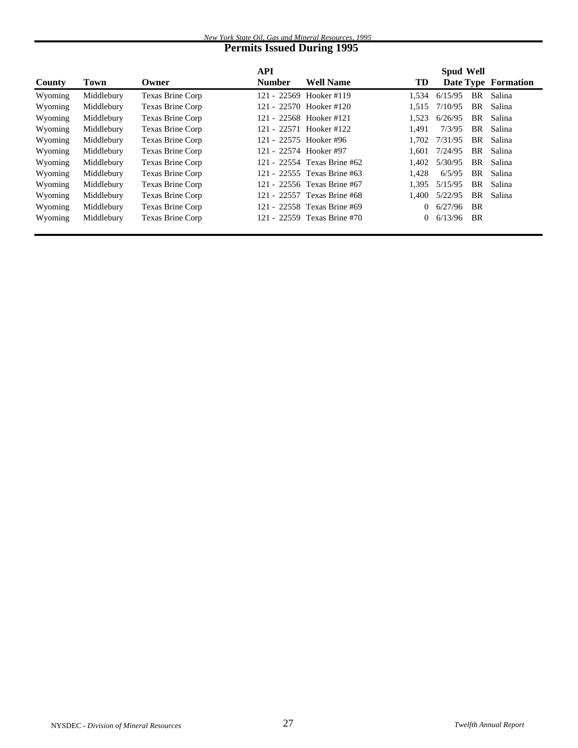## Permits Issued During 1995

| County | Town | Owner | API Number | Well Name | TD | Spud Date | Well Type | Formation |
|---|---|---|---|---|---|---|---|---|
| Wyoming | Middlebury | Texas Brine Corp | 121 - 22569 | Hooker #119 | 1,534 | 6/15/95 | BR | Salina |
| Wyoming | Middlebury | Texas Brine Corp | 121 - 22570 | Hooker #120 | 1,515 | 7/10/95 | BR | Salina |
| Wyoming | Middlebury | Texas Brine Corp | 121 - 22568 | Hooker #121 | 1,523 | 6/26/95 | BR | Salina |
| Wyoming | Middlebury | Texas Brine Corp | 121 - 22571 | Hooker #122 | 1,491 | 7/3/95 | BR | Salina |
| Wyoming | Middlebury | Texas Brine Corp | 121 - 22575 | Hooker #96 | 1,702 | 7/31/95 | BR | Salina |
| Wyoming | Middlebury | Texas Brine Corp | 121 - 22574 | Hooker #97 | 1,601 | 7/24/95 | BR | Salina |
| Wyoming | Middlebury | Texas Brine Corp | 121 - 22554 | Texas Brine #62 | 1,402 | 5/30/95 | BR | Salina |
| Wyoming | Middlebury | Texas Brine Corp | 121 - 22555 | Texas Brine #63 | 1,428 | 6/5/95 | BR | Salina |
| Wyoming | Middlebury | Texas Brine Corp | 121 - 22556 | Texas Brine #67 | 1,395 | 5/15/95 | BR | Salina |
| Wyoming | Middlebury | Texas Brine Corp | 121 - 22557 | Texas Brine #68 | 1,400 | 5/22/95 | BR | Salina |
| Wyoming | Middlebury | Texas Brine Corp | 121 - 22558 | Texas Brine #69 | 0 | 6/27/96 | BR | |
| Wyoming | Middlebury | Texas Brine Corp | 121 - 22559 | Texas Brine #70 | 0 | 6/13/96 | BR | |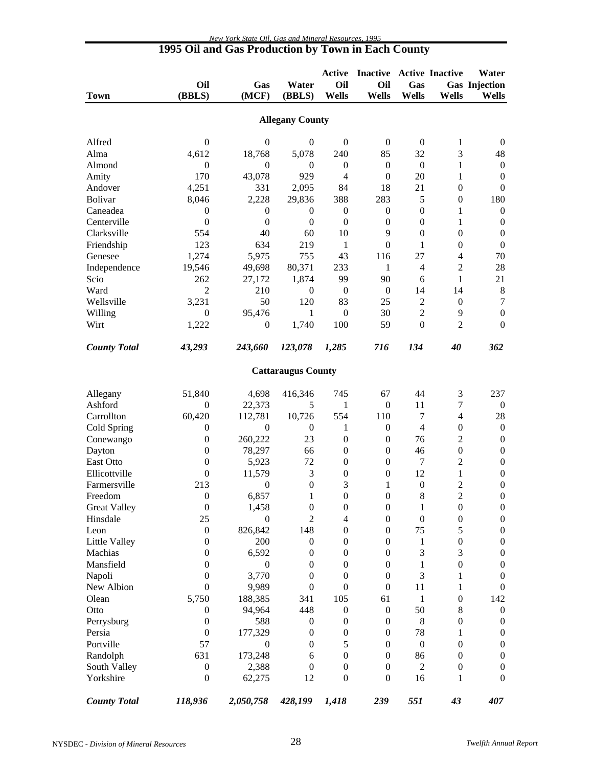# 1995 Oil and Gas Production by Town in Each County

| Town | Oil (BBLS) | Gas (MCF) | Water (BBLS) | Active Oil Wells | Inactive Oil Wells | Active Gas Wells | Inactive Gas Wells | Water Injection Wells |
|---|---|---|---|---|---|---|---|---|
| **Allegany County** | | | | | | | | |
| Alfred | 0 | 0 | 0 | 0 | 0 | 0 | 1 | 0 |
| Alma | 4,612 | 18,768 | 5,078 | 240 | 85 | 32 | 3 | 48 |
| Almond | 0 | 0 | 0 | 0 | 0 | 0 | 1 | 0 |
| Amity | 170 | 43,078 | 929 | 4 | 0 | 20 | 1 | 0 |
| Andover | 4,251 | 331 | 2,095 | 84 | 18 | 21 | 0 | 0 |
| Bolivar | 8,046 | 2,228 | 29,836 | 388 | 283 | 5 | 0 | 180 |
| Caneadea | 0 | 0 | 0 | 0 | 0 | 0 | 1 | 0 |
| Centerville | 0 | 0 | 0 | 0 | 0 | 0 | 1 | 0 |
| Clarksville | 554 | 40 | 60 | 10 | 9 | 0 | 0 | 0 |
| Friendship | 123 | 634 | 219 | 1 | 0 | 1 | 0 | 0 |
| Genesee | 1,274 | 5,975 | 755 | 43 | 116 | 27 | 4 | 70 |
| Independence | 19,546 | 49,698 | 80,371 | 233 | 1 | 4 | 2 | 28 |
| Scio | 262 | 27,172 | 1,874 | 99 | 90 | 6 | 1 | 21 |
| Ward | 2 | 210 | 0 | 0 | 0 | 14 | 14 | 8 |
| Wellsville | 3,231 | 50 | 120 | 83 | 25 | 2 | 0 | 7 |
| Willing | 0 | 95,476 | 1 | 0 | 30 | 2 | 9 | 0 |
| Wirt | 1,222 | 0 | 1,740 | 100 | 59 | 0 | 2 | 0 |
| ***County Total*** | ***43,293*** | ***243,660*** | ***123,078*** | ***1,285*** | ***716*** | ***134*** | ***40*** | ***362*** |
| **Cattaraugus County** | | | | | | | | |
| Allegany | 51,840 | 4,698 | 416,346 | 745 | 67 | 44 | 3 | 237 |
| Ashford | 0 | 22,373 | 5 | 1 | 0 | 11 | 7 | 0 |
| Carrollton | 60,420 | 112,781 | 10,726 | 554 | 110 | 7 | 4 | 28 |
| Cold Spring | 0 | 0 | 0 | 1 | 0 | 4 | 0 | 0 |
| Conewango | 0 | 260,222 | 23 | 0 | 0 | 76 | 2 | 0 |
| Dayton | 0 | 78,297 | 66 | 0 | 0 | 46 | 0 | 0 |
| East Otto | 0 | 5,923 | 72 | 0 | 0 | 7 | 2 | 0 |
| Ellicottville | 0 | 11,579 | 3 | 0 | 0 | 12 | 1 | 0 |
| Farmersville | 213 | 0 | 0 | 3 | 1 | 0 | 2 | 0 |
| Freedom | 0 | 6,857 | 1 | 0 | 0 | 8 | 2 | 0 |
| Great Valley | 0 | 1,458 | 0 | 0 | 0 | 1 | 0 | 0 |
| Hinsdale | 25 | 0 | 2 | 4 | 0 | 0 | 0 | 0 |
| Leon | 0 | 826,842 | 148 | 0 | 0 | 75 | 5 | 0 |
| Little Valley | 0 | 200 | 0 | 0 | 0 | 1 | 0 | 0 |
| Machias | 0 | 6,592 | 0 | 0 | 0 | 3 | 3 | 0 |
| Mansfield | 0 | 0 | 0 | 0 | 0 | 1 | 0 | 0 |
| Napoli | 0 | 3,770 | 0 | 0 | 0 | 3 | 1 | 0 |
| New Albion | 0 | 9,989 | 0 | 0 | 0 | 11 | 1 | 0 |
| Olean | 5,750 | 188,385 | 341 | 105 | 61 | 1 | 0 | 142 |
| Otto | 0 | 94,964 | 448 | 0 | 0 | 50 | 8 | 0 |
| Perrysburg | 0 | 588 | 0 | 0 | 0 | 8 | 0 | 0 |
| Persia | 0 | 177,329 | 0 | 0 | 0 | 78 | 1 | 0 |
| Portville | 57 | 0 | 0 | 5 | 0 | 0 | 0 | 0 |
| Randolph | 631 | 173,248 | 6 | 0 | 0 | 86 | 0 | 0 |
| South Valley | 0 | 2,388 | 0 | 0 | 0 | 2 | 0 | 0 |
| Yorkshire | 0 | 62,275 | 12 | 0 | 0 | 16 | 1 | 0 |
| ***County Total*** | ***118,936*** | ***2,050,758*** | ***428,199*** | ***1,418*** | ***239*** | ***551*** | ***43*** | ***407*** |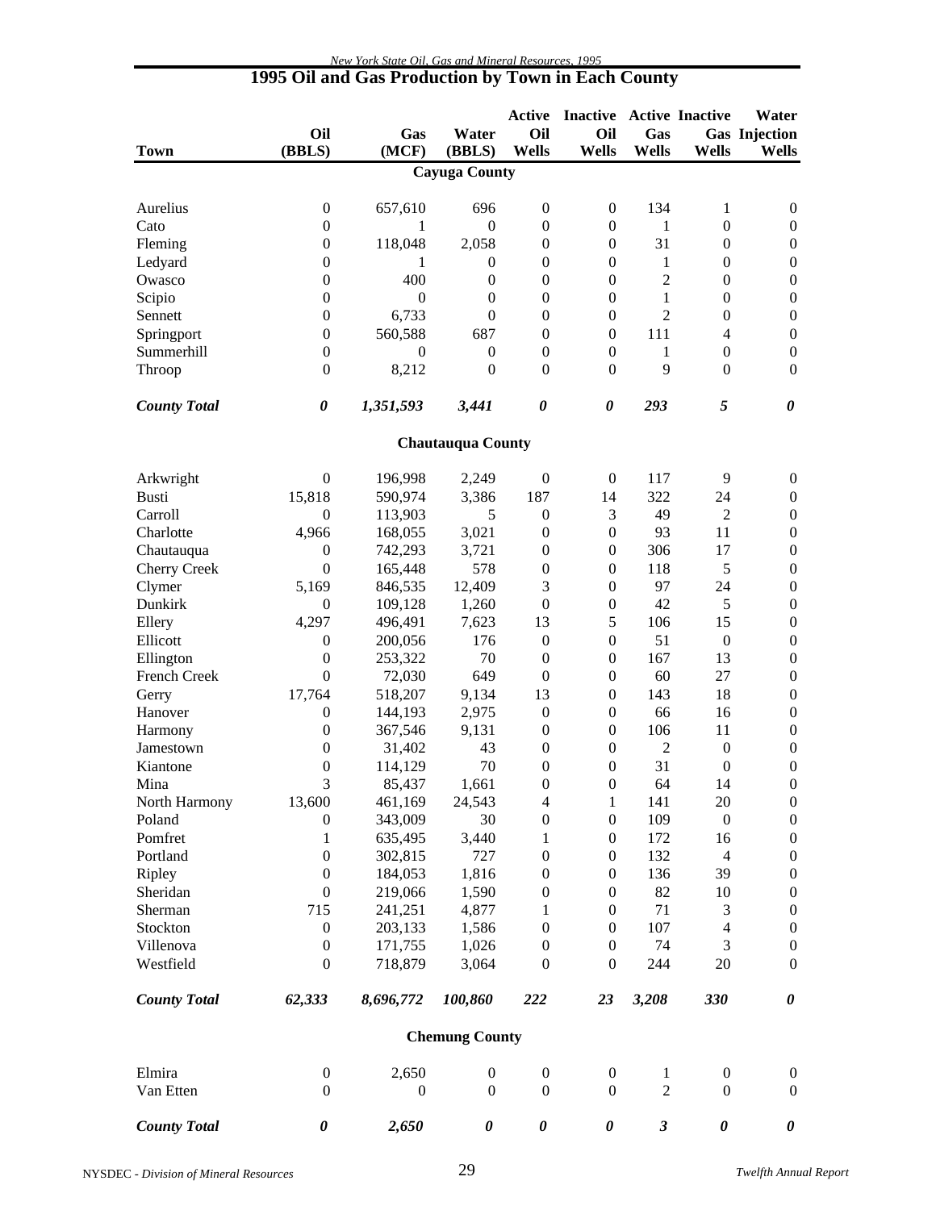# 1995 Oil and Gas Production by Town in Each County

| Town | Oil (BBLS) | Gas (MCF) | Water (BBLS) | Active Oil Wells | Inactive Oil Wells | Active Gas Wells | Inactive Gas Wells | Water Injection Wells |
|---|---|---|---|---|---|---|---|---|
| | | | **Cayuga County** | | | | | |
| Aurelius | 0 | 657,610 | 696 | 0 | 0 | 134 | 1 | 0 |
| Cato | 0 | 1 | 0 | 0 | 0 | 1 | 0 | 0 |
| Fleming | 0 | 118,048 | 2,058 | 0 | 0 | 31 | 0 | 0 |
| Ledyard | 0 | 1 | 0 | 0 | 0 | 1 | 0 | 0 |
| Owasco | 0 | 400 | 0 | 0 | 0 | 2 | 0 | 0 |
| Scipio | 0 | 0 | 0 | 0 | 0 | 1 | 0 | 0 |
| Sennett | 0 | 6,733 | 0 | 0 | 0 | 2 | 0 | 0 |
| Springport | 0 | 560,588 | 687 | 0 | 0 | 111 | 4 | 0 |
| Summerhill | 0 | 0 | 0 | 0 | 0 | 1 | 0 | 0 |
| Throop | 0 | 8,212 | 0 | 0 | 0 | 9 | 0 | 0 |
| ***County Total*** | ***0*** | ***1,351,593*** | ***3,441*** | ***0*** | ***0*** | ***293*** | ***5*** | ***0*** |
| | | | **Chautauqua County** | | | | | |
| Arkwright | 0 | 196,998 | 2,249 | 0 | 0 | 117 | 9 | 0 |
| Busti | 15,818 | 590,974 | 3,386 | 187 | 14 | 322 | 24 | 0 |
| Carroll | 0 | 113,903 | 5 | 0 | 3 | 49 | 2 | 0 |
| Charlotte | 4,966 | 168,055 | 3,021 | 0 | 0 | 93 | 11 | 0 |
| Chautauqua | 0 | 742,293 | 3,721 | 0 | 0 | 306 | 17 | 0 |
| Cherry Creek | 0 | 165,448 | 578 | 0 | 0 | 118 | 5 | 0 |
| Clymer | 5,169 | 846,535 | 12,409 | 3 | 0 | 97 | 24 | 0 |
| Dunkirk | 0 | 109,128 | 1,260 | 0 | 0 | 42 | 5 | 0 |
| Ellery | 4,297 | 496,491 | 7,623 | 13 | 5 | 106 | 15 | 0 |
| Ellicott | 0 | 200,056 | 176 | 0 | 0 | 51 | 0 | 0 |
| Ellington | 0 | 253,322 | 70 | 0 | 0 | 167 | 13 | 0 |
| French Creek | 0 | 72,030 | 649 | 0 | 0 | 60 | 27 | 0 |
| Gerry | 17,764 | 518,207 | 9,134 | 13 | 0 | 143 | 18 | 0 |
| Hanover | 0 | 144,193 | 2,975 | 0 | 0 | 66 | 16 | 0 |
| Harmony | 0 | 367,546 | 9,131 | 0 | 0 | 106 | 11 | 0 |
| Jamestown | 0 | 31,402 | 43 | 0 | 0 | 2 | 0 | 0 |
| Kiantone | 0 | 114,129 | 70 | 0 | 0 | 31 | 0 | 0 |
| Mina | 3 | 85,437 | 1,661 | 0 | 0 | 64 | 14 | 0 |
| North Harmony | 13,600 | 461,169 | 24,543 | 4 | 1 | 141 | 20 | 0 |
| Poland | 0 | 343,009 | 30 | 0 | 0 | 109 | 0 | 0 |
| Pomfret | 1 | 635,495 | 3,440 | 1 | 0 | 172 | 16 | 0 |
| Portland | 0 | 302,815 | 727 | 0 | 0 | 132 | 4 | 0 |
| Ripley | 0 | 184,053 | 1,816 | 0 | 0 | 136 | 39 | 0 |
| Sheridan | 0 | 219,066 | 1,590 | 0 | 0 | 82 | 10 | 0 |
| Sherman | 715 | 241,251 | 4,877 | 1 | 0 | 71 | 3 | 0 |
| Stockton | 0 | 203,133 | 1,586 | 0 | 0 | 107 | 4 | 0 |
| Villenova | 0 | 171,755 | 1,026 | 0 | 0 | 74 | 3 | 0 |
| Westfield | 0 | 718,879 | 3,064 | 0 | 0 | 244 | 20 | 0 |
| ***County Total*** | ***62,333*** | ***8,696,772*** | ***100,860*** | ***222*** | ***23*** | ***3,208*** | ***330*** | ***0*** |
| | | | **Chemung County** | | | | | |
| Elmira | 0 | 2,650 | 0 | 0 | 0 | 1 | 0 | 0 |
| Van Etten | 0 | 0 | 0 | 0 | 0 | 2 | 0 | 0 |
| ***County Total*** | ***0*** | ***2,650*** | ***0*** | ***0*** | ***0*** | ***3*** | ***0*** | ***0*** |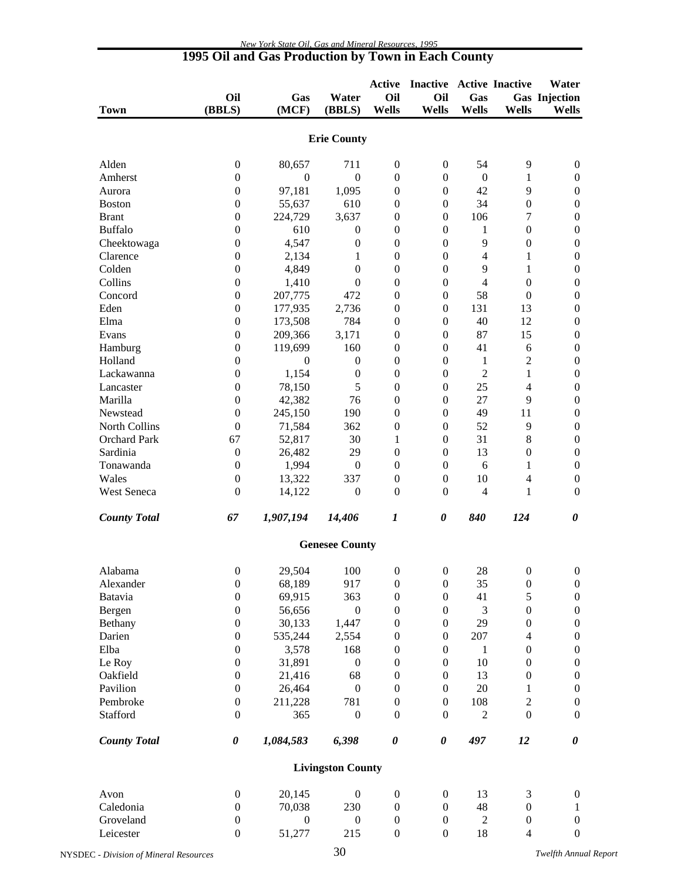## 1995 Oil and Gas Production by Town in Each County

| Town | Oil (BBLS) | Gas (MCF) | Water (BBLS) | Active Oil Wells | Inactive Oil Wells | Active Gas Wells | Inactive Gas Wells | Water Injection Wells |
|---|---|---|---|---|---|---|---|---|
| **Erie County** | | | | | | | | |
| Alden | 0 | 80,657 | 711 | 0 | 0 | 54 | 9 | 0 |
| Amherst | 0 | 0 | 0 | 0 | 0 | 0 | 1 | 0 |
| Aurora | 0 | 97,181 | 1,095 | 0 | 0 | 42 | 9 | 0 |
| Boston | 0 | 55,637 | 610 | 0 | 0 | 34 | 0 | 0 |
| Brant | 0 | 224,729 | 3,637 | 0 | 0 | 106 | 7 | 0 |
| Buffalo | 0 | 610 | 0 | 0 | 0 | 1 | 0 | 0 |
| Cheektowaga | 0 | 4,547 | 0 | 0 | 0 | 9 | 0 | 0 |
| Clarence | 0 | 2,134 | 1 | 0 | 0 | 4 | 1 | 0 |
| Colden | 0 | 4,849 | 0 | 0 | 0 | 9 | 1 | 0 |
| Collins | 0 | 1,410 | 0 | 0 | 0 | 4 | 0 | 0 |
| Concord | 0 | 207,775 | 472 | 0 | 0 | 58 | 0 | 0 |
| Eden | 0 | 177,935 | 2,736 | 0 | 0 | 131 | 13 | 0 |
| Elma | 0 | 173,508 | 784 | 0 | 0 | 40 | 12 | 0 |
| Evans | 0 | 209,366 | 3,171 | 0 | 0 | 87 | 15 | 0 |
| Hamburg | 0 | 119,699 | 160 | 0 | 0 | 41 | 6 | 0 |
| Holland | 0 | 0 | 0 | 0 | 0 | 1 | 2 | 0 |
| Lackawanna | 0 | 1,154 | 0 | 0 | 0 | 2 | 1 | 0 |
| Lancaster | 0 | 78,150 | 5 | 0 | 0 | 25 | 4 | 0 |
| Marilla | 0 | 42,382 | 76 | 0 | 0 | 27 | 9 | 0 |
| Newstead | 0 | 245,150 | 190 | 0 | 0 | 49 | 11 | 0 |
| North Collins | 0 | 71,584 | 362 | 0 | 0 | 52 | 9 | 0 |
| Orchard Park | 67 | 52,817 | 30 | 1 | 0 | 31 | 8 | 0 |
| Sardinia | 0 | 26,482 | 29 | 0 | 0 | 13 | 0 | 0 |
| Tonawanda | 0 | 1,994 | 0 | 0 | 0 | 6 | 1 | 0 |
| Wales | 0 | 13,322 | 337 | 0 | 0 | 10 | 4 | 0 |
| West Seneca | 0 | 14,122 | 0 | 0 | 0 | 4 | 1 | 0 |
| ***County Total*** | ***67*** | ***1,907,194*** | ***14,406*** | ***1*** | ***0*** | ***840*** | ***124*** | ***0*** |
| **Genesee County** | | | | | | | | |
| Alabama | 0 | 29,504 | 100 | 0 | 0 | 28 | 0 | 0 |
| Alexander | 0 | 68,189 | 917 | 0 | 0 | 35 | 0 | 0 |
| Batavia | 0 | 69,915 | 363 | 0 | 0 | 41 | 5 | 0 |
| Bergen | 0 | 56,656 | 0 | 0 | 0 | 3 | 0 | 0 |
| Bethany | 0 | 30,133 | 1,447 | 0 | 0 | 29 | 0 | 0 |
| Darien | 0 | 535,244 | 2,554 | 0 | 0 | 207 | 4 | 0 |
| Elba | 0 | 3,578 | 168 | 0 | 0 | 1 | 0 | 0 |
| Le Roy | 0 | 31,891 | 0 | 0 | 0 | 10 | 0 | 0 |
| Oakfield | 0 | 21,416 | 68 | 0 | 0 | 13 | 0 | 0 |
| Pavilion | 0 | 26,464 | 0 | 0 | 0 | 20 | 1 | 0 |
| Pembroke | 0 | 211,228 | 781 | 0 | 0 | 108 | 2 | 0 |
| Stafford | 0 | 365 | 0 | 0 | 0 | 2 | 0 | 0 |
| ***County Total*** | ***0*** | ***1,084,583*** | ***6,398*** | ***0*** | ***0*** | ***497*** | ***12*** | ***0*** |
| **Livingston County** | | | | | | | | |
| Avon | 0 | 20,145 | 0 | 0 | 0 | 13 | 3 | 0 |
| Caledonia | 0 | 70,038 | 230 | 0 | 0 | 48 | 0 | 1 |
| Groveland | 0 | 0 | 0 | 0 | 0 | 2 | 0 | 0 |
| Leicester | 0 | 51,277 | 215 | 0 | 0 | 18 | 4 | 0 |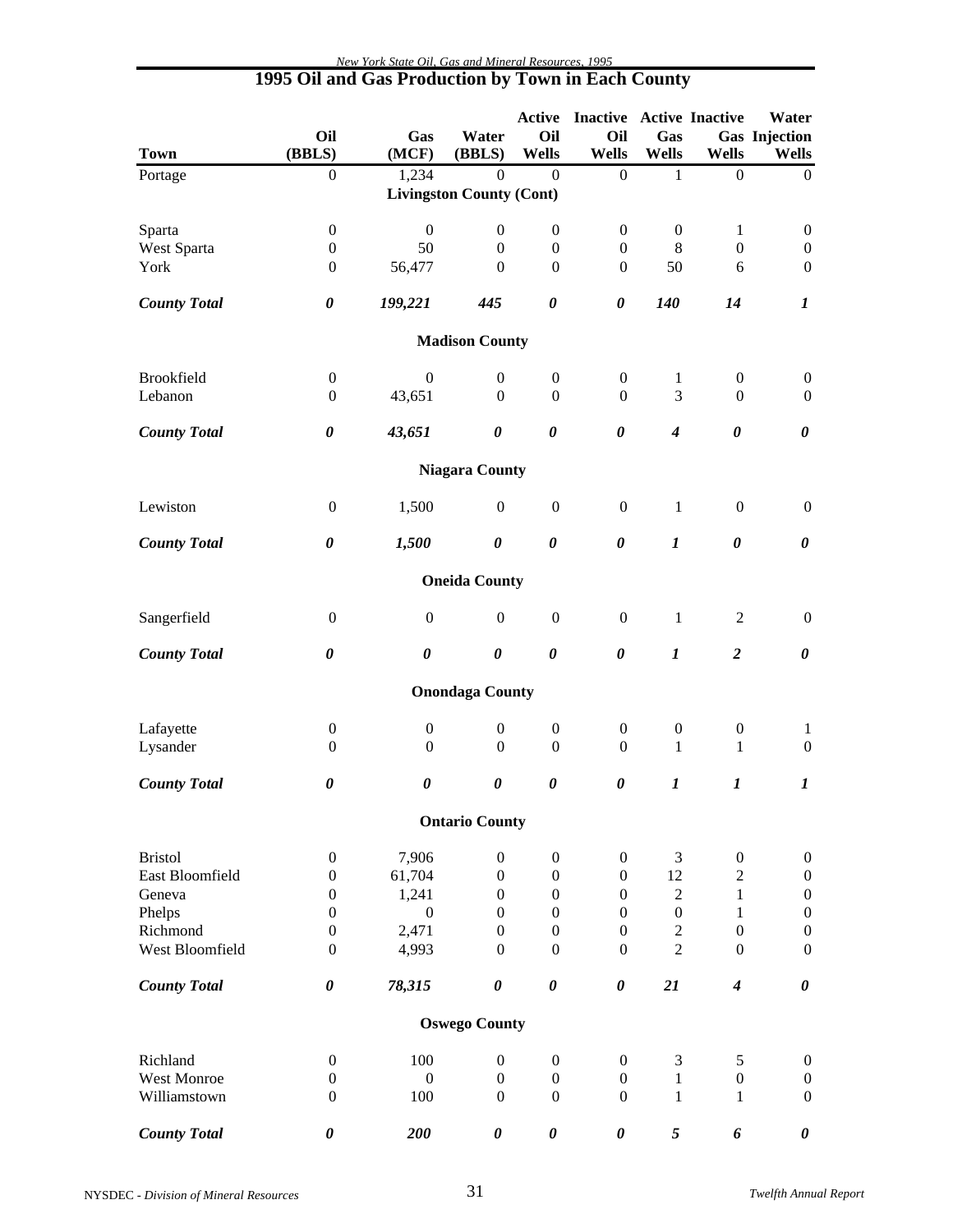## 1995 Oil and Gas Production by Town in Each County

| Town | Oil (BBLS) | Gas (MCF) | Water (BBLS) | Active Oil Wells | Inactive Oil Wells | Active Gas Wells | Inactive Gas Wells | Water Injection Wells |
|---|---|---|---|---|---|---|---|---|
| Portage | 0 | 1,234 | 0 | 0 | 0 | 1 | 0 | 0 |
| **Livingston County (Cont)** | | | | | | | | |
| Sparta | 0 | 0 | 0 | 0 | 0 | 0 | 1 | 0 |
| West Sparta | 0 | 50 | 0 | 0 | 0 | 8 | 0 | 0 |
| York | 0 | 56,477 | 0 | 0 | 0 | 50 | 6 | 0 |
| ***County Total*** | ***0*** | ***199,221*** | ***445*** | ***0*** | ***0*** | ***140*** | ***14*** | ***1*** |
| **Madison County** | | | | | | | | |
| Brookfield | 0 | 0 | 0 | 0 | 0 | 1 | 0 | 0 |
| Lebanon | 0 | 43,651 | 0 | 0 | 0 | 3 | 0 | 0 |
| ***County Total*** | ***0*** | ***43,651*** | ***0*** | ***0*** | ***0*** | ***4*** | ***0*** | ***0*** |
| **Niagara County** | | | | | | | | |
| Lewiston | 0 | 1,500 | 0 | 0 | 0 | 1 | 0 | 0 |
| ***County Total*** | ***0*** | ***1,500*** | ***0*** | ***0*** | ***0*** | ***1*** | ***0*** | ***0*** |
| **Oneida County** | | | | | | | | |
| Sangerfield | 0 | 0 | 0 | 0 | 0 | 1 | 2 | 0 |
| ***County Total*** | ***0*** | ***0*** | ***0*** | ***0*** | ***0*** | ***1*** | ***2*** | ***0*** |
| **Onondaga County** | | | | | | | | |
| Lafayette | 0 | 0 | 0 | 0 | 0 | 0 | 0 | 1 |
| Lysander | 0 | 0 | 0 | 0 | 0 | 1 | 1 | 0 |
| ***County Total*** | ***0*** | ***0*** | ***0*** | ***0*** | ***0*** | ***1*** | ***1*** | ***1*** |
| **Ontario County** | | | | | | | | |
| Bristol | 0 | 7,906 | 0 | 0 | 0 | 3 | 0 | 0 |
| East Bloomfield | 0 | 61,704 | 0 | 0 | 0 | 12 | 2 | 0 |
| Geneva | 0 | 1,241 | 0 | 0 | 0 | 2 | 1 | 0 |
| Phelps | 0 | 0 | 0 | 0 | 0 | 0 | 1 | 0 |
| Richmond | 0 | 2,471 | 0 | 0 | 0 | 2 | 0 | 0 |
| West Bloomfield | 0 | 4,993 | 0 | 0 | 0 | 2 | 0 | 0 |
| ***County Total*** | ***0*** | ***78,315*** | ***0*** | ***0*** | ***0*** | ***21*** | ***4*** | ***0*** |
| **Oswego County** | | | | | | | | |
| Richland | 0 | 100 | 0 | 0 | 0 | 3 | 5 | 0 |
| West Monroe | 0 | 0 | 0 | 0 | 0 | 1 | 0 | 0 |
| Williamstown | 0 | 100 | 0 | 0 | 0 | 1 | 1 | 0 |
| ***County Total*** | ***0*** | ***200*** | ***0*** | ***0*** | ***0*** | ***5*** | ***6*** | ***0*** |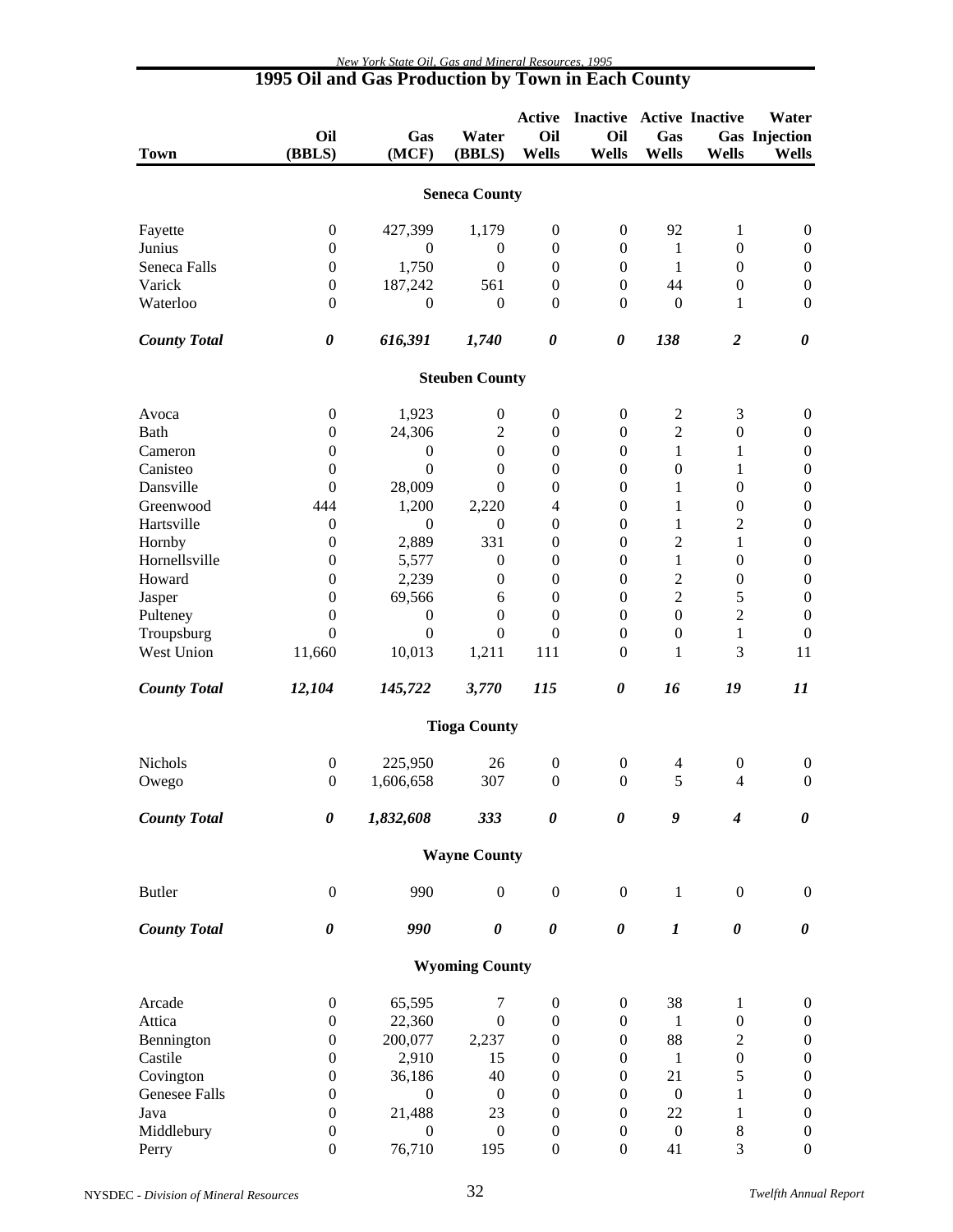## 1995 Oil and Gas Production by Town in Each County

| Town | Oil (BBLS) | Gas (MCF) | Water (BBLS) | Active Oil Wells | Inactive Oil Wells | Active Gas Wells | Inactive Gas Wells | Water Injection Wells |
|---|---|---|---|---|---|---|---|---|
| **Seneca County** | | | | | | | | |
| Fayette | 0 | 427,399 | 1,179 | 0 | 0 | 92 | 1 | 0 |
| Junius | 0 | 0 | 0 | 0 | 0 | 1 | 0 | 0 |
| Seneca Falls | 0 | 1,750 | 0 | 0 | 0 | 1 | 0 | 0 |
| Varick | 0 | 187,242 | 561 | 0 | 0 | 44 | 0 | 0 |
| Waterloo | 0 | 0 | 0 | 0 | 0 | 0 | 1 | 0 |
| ***County Total*** | ***0*** | ***616,391*** | ***1,740*** | ***0*** | ***0*** | ***138*** | ***2*** | ***0*** |
| **Steuben County** | | | | | | | | |
| Avoca | 0 | 1,923 | 0 | 0 | 0 | 2 | 3 | 0 |
| Bath | 0 | 24,306 | 2 | 0 | 0 | 2 | 0 | 0 |
| Cameron | 0 | 0 | 0 | 0 | 0 | 1 | 1 | 0 |
| Canisteo | 0 | 0 | 0 | 0 | 0 | 0 | 1 | 0 |
| Dansville | 0 | 28,009 | 0 | 0 | 0 | 1 | 0 | 0 |
| Greenwood | 444 | 1,200 | 2,220 | 4 | 0 | 1 | 0 | 0 |
| Hartsville | 0 | 0 | 0 | 0 | 0 | 1 | 2 | 0 |
| Hornby | 0 | 2,889 | 331 | 0 | 0 | 2 | 1 | 0 |
| Hornellsville | 0 | 5,577 | 0 | 0 | 0 | 1 | 0 | 0 |
| Howard | 0 | 2,239 | 0 | 0 | 0 | 2 | 0 | 0 |
| Jasper | 0 | 69,566 | 6 | 0 | 0 | 2 | 5 | 0 |
| Pulteney | 0 | 0 | 0 | 0 | 0 | 0 | 2 | 0 |
| Troupsburg | 0 | 0 | 0 | 0 | 0 | 0 | 1 | 0 |
| West Union | 11,660 | 10,013 | 1,211 | 111 | 0 | 1 | 3 | 11 |
| ***County Total*** | ***12,104*** | ***145,722*** | ***3,770*** | ***115*** | ***0*** | ***16*** | ***19*** | ***11*** |
| **Tioga County** | | | | | | | | |
| Nichols | 0 | 225,950 | 26 | 0 | 0 | 4 | 0 | 0 |
| Owego | 0 | 1,606,658 | 307 | 0 | 0 | 5 | 4 | 0 |
| ***County Total*** | ***0*** | ***1,832,608*** | ***333*** | ***0*** | ***0*** | ***9*** | ***4*** | ***0*** |
| **Wayne County** | | | | | | | | |
| Butler | 0 | 990 | 0 | 0 | 0 | 1 | 0 | 0 |
| ***County Total*** | ***0*** | ***990*** | ***0*** | ***0*** | ***0*** | ***1*** | ***0*** | ***0*** |
| **Wyoming County** | | | | | | | | |
| Arcade | 0 | 65,595 | 7 | 0 | 0 | 38 | 1 | 0 |
| Attica | 0 | 22,360 | 0 | 0 | 0 | 1 | 0 | 0 |
| Bennington | 0 | 200,077 | 2,237 | 0 | 0 | 88 | 2 | 0 |
| Castile | 0 | 2,910 | 15 | 0 | 0 | 1 | 0 | 0 |
| Covington | 0 | 36,186 | 40 | 0 | 0 | 21 | 5 | 0 |
| Genesee Falls | 0 | 0 | 0 | 0 | 0 | 0 | 1 | 0 |
| Java | 0 | 21,488 | 23 | 0 | 0 | 22 | 1 | 0 |
| Middlebury | 0 | 0 | 0 | 0 | 0 | 0 | 8 | 0 |
| Perry | 0 | 76,710 | 195 | 0 | 0 | 41 | 3 | 0 |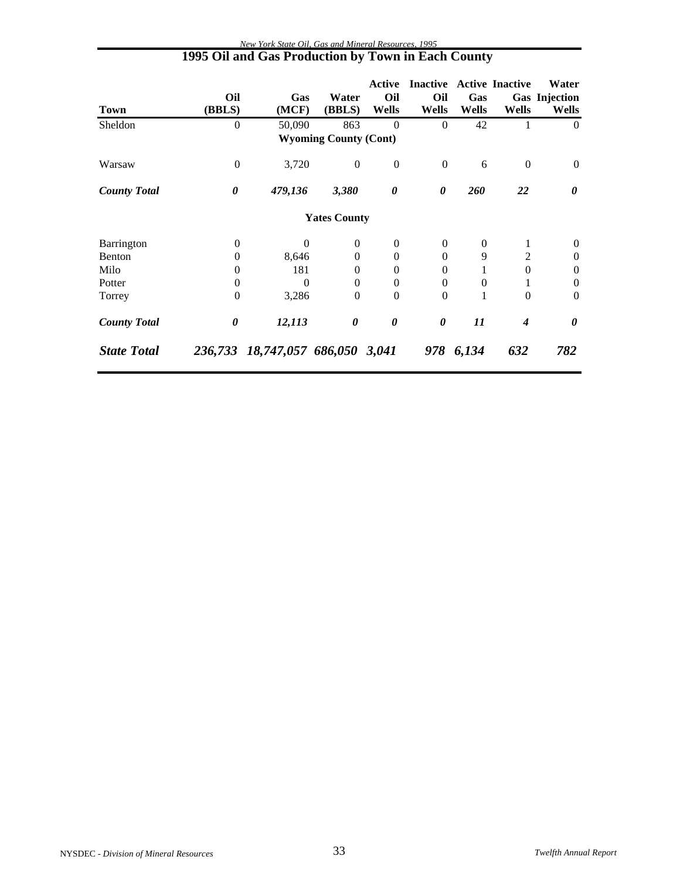## 1995 Oil and Gas Production by Town in Each County

| Town | Oil (BBLS) | Gas (MCF) | Water (BBLS) | Active Oil Wells | Inactive Oil Wells | Active Gas Wells | Inactive Gas Wells | Water Injection Wells |
|---|---|---|---|---|---|---|---|---|
| Sheldon | 0 | 50,090 | 863 | 0 | 0 | 42 | 1 | 0 |
| **Wyoming County (Cont)** | | | | | | | | |
| Warsaw | 0 | 3,720 | 0 | 0 | 0 | 6 | 0 | 0 |
| ***County Total*** | ***0*** | ***479,136*** | ***3,380*** | ***0*** | ***0*** | ***260*** | ***22*** | ***0*** |
| **Yates County** | | | | | | | | |
| Barrington | 0 | 0 | 0 | 0 | 0 | 0 | 1 | 0 |
| Benton | 0 | 8,646 | 0 | 0 | 0 | 9 | 2 | 0 |
| Milo | 0 | 181 | 0 | 0 | 0 | 1 | 0 | 0 |
| Potter | 0 | 0 | 0 | 0 | 0 | 0 | 1 | 0 |
| Torrey | 0 | 3,286 | 0 | 0 | 0 | 1 | 0 | 0 |
| ***County Total*** | ***0*** | ***12,113*** | ***0*** | ***0*** | ***0*** | ***11*** | ***4*** | ***0*** |
| ***State Total*** | ***236,733*** | ***18,747,057*** | ***686,050*** | ***3,041*** | ***978*** | ***6,134*** | ***632*** | ***782*** |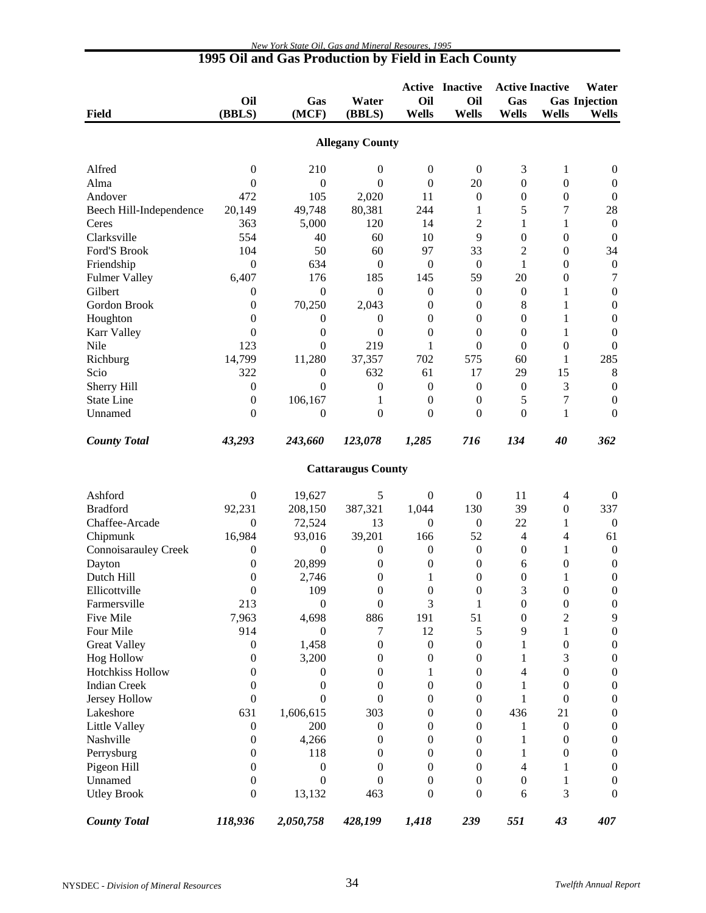## 1995 Oil and Gas Production by Field in Each County

| Field | Oil (BBLS) | Gas (MCF) | Water (BBLS) | Active Oil Wells | Inactive Oil Wells | Active Gas Wells | Inactive Gas Wells | Water Injection Wells |
|---|---|---|---|---|---|---|---|---|
| **Allegany County** | | | | | | | | |
| Alfred | 0 | 210 | 0 | 0 | 0 | 3 | 1 | 0 |
| Alma | 0 | 0 | 0 | 0 | 20 | 0 | 0 | 0 |
| Andover | 472 | 105 | 2,020 | 11 | 0 | 0 | 0 | 0 |
| Beech Hill-Independence | 20,149 | 49,748 | 80,381 | 244 | 1 | 5 | 7 | 28 |
| Ceres | 363 | 5,000 | 120 | 14 | 2 | 1 | 1 | 0 |
| Clarksville | 554 | 40 | 60 | 10 | 9 | 0 | 0 | 0 |
| Ford'S Brook | 104 | 50 | 60 | 97 | 33 | 2 | 0 | 34 |
| Friendship | 0 | 634 | 0 | 0 | 0 | 1 | 0 | 0 |
| Fulmer Valley | 6,407 | 176 | 185 | 145 | 59 | 20 | 0 | 7 |
| Gilbert | 0 | 0 | 0 | 0 | 0 | 0 | 1 | 0 |
| Gordon Brook | 0 | 70,250 | 2,043 | 0 | 0 | 8 | 1 | 0 |
| Houghton | 0 | 0 | 0 | 0 | 0 | 0 | 1 | 0 |
| Karr Valley | 0 | 0 | 0 | 0 | 0 | 0 | 1 | 0 |
| Nile | 123 | 0 | 219 | 1 | 0 | 0 | 0 | 0 |
| Richburg | 14,799 | 11,280 | 37,357 | 702 | 575 | 60 | 1 | 285 |
| Scio | 322 | 0 | 632 | 61 | 17 | 29 | 15 | 8 |
| Sherry Hill | 0 | 0 | 0 | 0 | 0 | 0 | 3 | 0 |
| State Line | 0 | 106,167 | 1 | 0 | 0 | 5 | 7 | 0 |
| Unnamed | 0 | 0 | 0 | 0 | 0 | 0 | 1 | 0 |
| ***County Total*** | ***43,293*** | ***243,660*** | ***123,078*** | ***1,285*** | ***716*** | ***134*** | ***40*** | ***362*** |
| **Cattaraugus County** | | | | | | | | |
| Ashford | 0 | 19,627 | 5 | 0 | 0 | 11 | 4 | 0 |
| Bradford | 92,231 | 208,150 | 387,321 | 1,044 | 130 | 39 | 0 | 337 |
| Chaffee-Arcade | 0 | 72,524 | 13 | 0 | 0 | 22 | 1 | 0 |
| Chipmunk | 16,984 | 93,016 | 39,201 | 166 | 52 | 4 | 4 | 61 |
| Connoisarauley Creek | 0 | 0 | 0 | 0 | 0 | 0 | 1 | 0 |
| Dayton | 0 | 20,899 | 0 | 0 | 0 | 6 | 0 | 0 |
| Dutch Hill | 0 | 2,746 | 0 | 1 | 0 | 0 | 1 | 0 |
| Ellicottville | 0 | 109 | 0 | 0 | 0 | 3 | 0 | 0 |
| Farmersville | 213 | 0 | 0 | 3 | 1 | 0 | 0 | 0 |
| Five Mile | 7,963 | 4,698 | 886 | 191 | 51 | 0 | 2 | 9 |
| Four Mile | 914 | 0 | 7 | 12 | 5 | 9 | 1 | 0 |
| Great Valley | 0 | 1,458 | 0 | 0 | 0 | 1 | 0 | 0 |
| Hog Hollow | 0 | 3,200 | 0 | 0 | 0 | 1 | 3 | 0 |
| Hotchkiss Hollow | 0 | 0 | 0 | 1 | 0 | 4 | 0 | 0 |
| Indian Creek | 0 | 0 | 0 | 0 | 0 | 1 | 0 | 0 |
| Jersey Hollow | 0 | 0 | 0 | 0 | 0 | 1 | 0 | 0 |
| Lakeshore | 631 | 1,606,615 | 303 | 0 | 0 | 436 | 21 | 0 |
| Little Valley | 0 | 200 | 0 | 0 | 0 | 1 | 0 | 0 |
| Nashville | 0 | 4,266 | 0 | 0 | 0 | 1 | 0 | 0 |
| Perrysburg | 0 | 118 | 0 | 0 | 0 | 1 | 0 | 0 |
| Pigeon Hill | 0 | 0 | 0 | 0 | 0 | 4 | 1 | 0 |
| Unnamed | 0 | 0 | 0 | 0 | 0 | 0 | 1 | 0 |
| Utley Brook | 0 | 13,132 | 463 | 0 | 0 | 6 | 3 | 0 |
| ***County Total*** | ***118,936*** | ***2,050,758*** | ***428,199*** | ***1,418*** | ***239*** | ***551*** | ***43*** | ***407*** |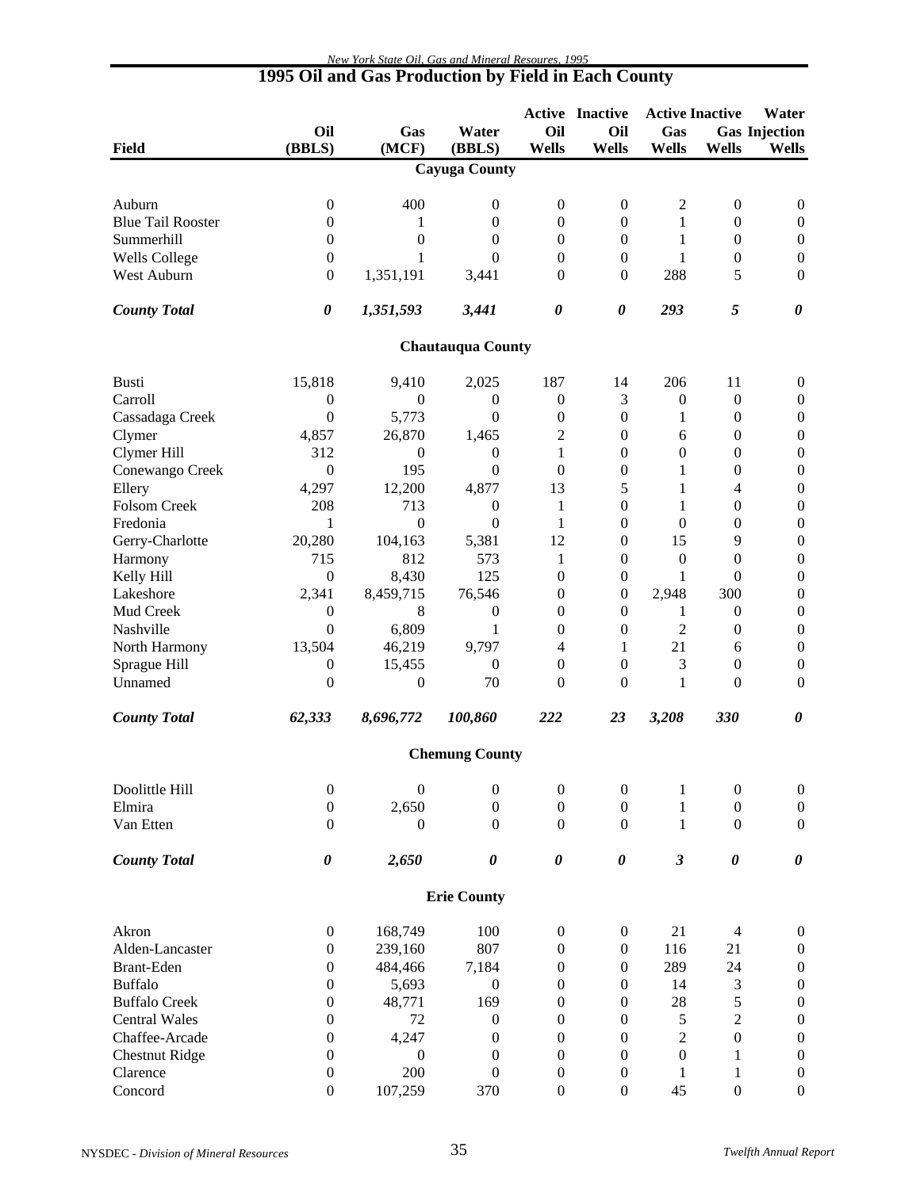## 1995 Oil and Gas Production by Field in Each County

| Field | Oil (BBLS) | Gas (MCF) | Water (BBLS) | Active Oil Wells | Inactive Oil Wells | Active Gas Wells | Inactive Gas Wells | Water Injection Wells |
|---|---|---|---|---|---|---|---|---|
| | | | **Cayuga County** | | | | | |
| Auburn | 0 | 400 | 0 | 0 | 0 | 2 | 0 | 0 |
| Blue Tail Rooster | 0 | 1 | 0 | 0 | 0 | 1 | 0 | 0 |
| Summerhill | 0 | 0 | 0 | 0 | 0 | 1 | 0 | 0 |
| Wells College | 0 | 1 | 0 | 0 | 0 | 1 | 0 | 0 |
| West Auburn | 0 | 1,351,191 | 3,441 | 0 | 0 | 288 | 5 | 0 |
| ***County Total*** | ***0*** | ***1,351,593*** | ***3,441*** | ***0*** | ***0*** | ***293*** | ***5*** | ***0*** |
| | | | **Chautauqua County** | | | | | |
| Busti | 15,818 | 9,410 | 2,025 | 187 | 14 | 206 | 11 | 0 |
| Carroll | 0 | 0 | 0 | 0 | 3 | 0 | 0 | 0 |
| Cassadaga Creek | 0 | 5,773 | 0 | 0 | 0 | 1 | 0 | 0 |
| Clymer | 4,857 | 26,870 | 1,465 | 2 | 0 | 6 | 0 | 0 |
| Clymer Hill | 312 | 0 | 0 | 1 | 0 | 0 | 0 | 0 |
| Conewango Creek | 0 | 195 | 0 | 0 | 0 | 1 | 0 | 0 |
| Ellery | 4,297 | 12,200 | 4,877 | 13 | 5 | 1 | 4 | 0 |
| Folsom Creek | 208 | 713 | 0 | 1 | 0 | 1 | 0 | 0 |
| Fredonia | 1 | 0 | 0 | 1 | 0 | 0 | 0 | 0 |
| Gerry-Charlotte | 20,280 | 104,163 | 5,381 | 12 | 0 | 15 | 9 | 0 |
| Harmony | 715 | 812 | 573 | 1 | 0 | 0 | 0 | 0 |
| Kelly Hill | 0 | 8,430 | 125 | 0 | 0 | 1 | 0 | 0 |
| Lakeshore | 2,341 | 8,459,715 | 76,546 | 0 | 0 | 2,948 | 300 | 0 |
| Mud Creek | 0 | 8 | 0 | 0 | 0 | 1 | 0 | 0 |
| Nashville | 0 | 6,809 | 1 | 0 | 0 | 2 | 0 | 0 |
| North Harmony | 13,504 | 46,219 | 9,797 | 4 | 1 | 21 | 6 | 0 |
| Sprague Hill | 0 | 15,455 | 0 | 0 | 0 | 3 | 0 | 0 |
| Unnamed | 0 | 0 | 70 | 0 | 0 | 1 | 0 | 0 |
| ***County Total*** | ***62,333*** | ***8,696,772*** | ***100,860*** | ***222*** | ***23*** | ***3,208*** | ***330*** | ***0*** |
| | | | **Chemung County** | | | | | |
| Doolittle Hill | 0 | 0 | 0 | 0 | 0 | 1 | 0 | 0 |
| Elmira | 0 | 2,650 | 0 | 0 | 0 | 1 | 0 | 0 |
| Van Etten | 0 | 0 | 0 | 0 | 0 | 1 | 0 | 0 |
| ***County Total*** | ***0*** | ***2,650*** | ***0*** | ***0*** | ***0*** | ***3*** | ***0*** | ***0*** |
| | | | **Erie County** | | | | | |
| Akron | 0 | 168,749 | 100 | 0 | 0 | 21 | 4 | 0 |
| Alden-Lancaster | 0 | 239,160 | 807 | 0 | 0 | 116 | 21 | 0 |
| Brant-Eden | 0 | 484,466 | 7,184 | 0 | 0 | 289 | 24 | 0 |
| Buffalo | 0 | 5,693 | 0 | 0 | 0 | 14 | 3 | 0 |
| Buffalo Creek | 0 | 48,771 | 169 | 0 | 0 | 28 | 5 | 0 |
| Central Wales | 0 | 72 | 0 | 0 | 0 | 5 | 2 | 0 |
| Chaffee-Arcade | 0 | 4,247 | 0 | 0 | 0 | 2 | 0 | 0 |
| Chestnut Ridge | 0 | 0 | 0 | 0 | 0 | 0 | 1 | 0 |
| Clarence | 0 | 200 | 0 | 0 | 0 | 1 | 1 | 0 |
| Concord | 0 | 107,259 | 370 | 0 | 0 | 45 | 0 | 0 |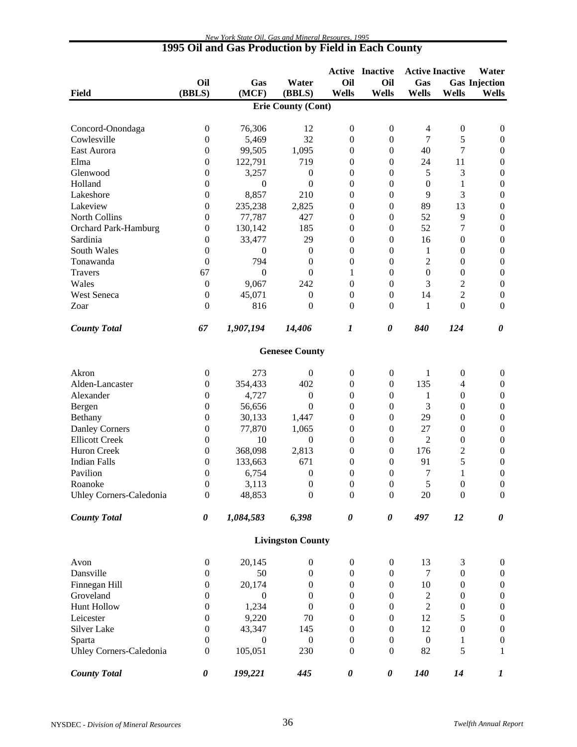## 1995 Oil and Gas Production by Field in Each County

| Field | Oil (BBLS) | Gas (MCF) | Water (BBLS) | Active Oil Wells | Inactive Oil Wells | Active Gas Wells | Inactive Gas Wells | Water Injection Wells |
|---|---|---|---|---|---|---|---|---|
| | | | **Erie County (Cont)** | | | | | |
| Concord-Onondaga | 0 | 76,306 | 12 | 0 | 0 | 4 | 0 | 0 |
| Cowlesville | 0 | 5,469 | 32 | 0 | 0 | 7 | 5 | 0 |
| East Aurora | 0 | 99,505 | 1,095 | 0 | 0 | 40 | 7 | 0 |
| Elma | 0 | 122,791 | 719 | 0 | 0 | 24 | 11 | 0 |
| Glenwood | 0 | 3,257 | 0 | 0 | 0 | 5 | 3 | 0 |
| Holland | 0 | 0 | 0 | 0 | 0 | 0 | 1 | 0 |
| Lakeshore | 0 | 8,857 | 210 | 0 | 0 | 9 | 3 | 0 |
| Lakeview | 0 | 235,238 | 2,825 | 0 | 0 | 89 | 13 | 0 |
| North Collins | 0 | 77,787 | 427 | 0 | 0 | 52 | 9 | 0 |
| Orchard Park-Hamburg | 0 | 130,142 | 185 | 0 | 0 | 52 | 7 | 0 |
| Sardinia | 0 | 33,477 | 29 | 0 | 0 | 16 | 0 | 0 |
| South Wales | 0 | 0 | 0 | 0 | 0 | 1 | 0 | 0 |
| Tonawanda | 0 | 794 | 0 | 0 | 0 | 2 | 0 | 0 |
| Travers | 67 | 0 | 0 | 1 | 0 | 0 | 0 | 0 |
| Wales | 0 | 9,067 | 242 | 0 | 0 | 3 | 2 | 0 |
| West Seneca | 0 | 45,071 | 0 | 0 | 0 | 14 | 2 | 0 |
| Zoar | 0 | 816 | 0 | 0 | 0 | 1 | 0 | 0 |
| ***County Total*** | ***67*** | ***1,907,194*** | ***14,406*** | ***1*** | ***0*** | ***840*** | ***124*** | ***0*** |
| | | | **Genesee County** | | | | | |
| Akron | 0 | 273 | 0 | 0 | 0 | 1 | 0 | 0 |
| Alden-Lancaster | 0 | 354,433 | 402 | 0 | 0 | 135 | 4 | 0 |
| Alexander | 0 | 4,727 | 0 | 0 | 0 | 1 | 0 | 0 |
| Bergen | 0 | 56,656 | 0 | 0 | 0 | 3 | 0 | 0 |
| Bethany | 0 | 30,133 | 1,447 | 0 | 0 | 29 | 0 | 0 |
| Danley Corners | 0 | 77,870 | 1,065 | 0 | 0 | 27 | 0 | 0 |
| Ellicott Creek | 0 | 10 | 0 | 0 | 0 | 2 | 0 | 0 |
| Huron Creek | 0 | 368,098 | 2,813 | 0 | 0 | 176 | 2 | 0 |
| Indian Falls | 0 | 133,663 | 671 | 0 | 0 | 91 | 5 | 0 |
| Pavilion | 0 | 6,754 | 0 | 0 | 0 | 7 | 1 | 0 |
| Roanoke | 0 | 3,113 | 0 | 0 | 0 | 5 | 0 | 0 |
| Uhley Corners-Caledonia | 0 | 48,853 | 0 | 0 | 0 | 20 | 0 | 0 |
| ***County Total*** | ***0*** | ***1,084,583*** | ***6,398*** | ***0*** | ***0*** | ***497*** | ***12*** | ***0*** |
| | | | **Livingston County** | | | | | |
| Avon | 0 | 20,145 | 0 | 0 | 0 | 13 | 3 | 0 |
| Dansville | 0 | 50 | 0 | 0 | 0 | 7 | 0 | 0 |
| Finnegan Hill | 0 | 20,174 | 0 | 0 | 0 | 10 | 0 | 0 |
| Groveland | 0 | 0 | 0 | 0 | 0 | 2 | 0 | 0 |
| Hunt Hollow | 0 | 1,234 | 0 | 0 | 0 | 2 | 0 | 0 |
| Leicester | 0 | 9,220 | 70 | 0 | 0 | 12 | 5 | 0 |
| Silver Lake | 0 | 43,347 | 145 | 0 | 0 | 12 | 0 | 0 |
| Sparta | 0 | 0 | 0 | 0 | 0 | 0 | 1 | 0 |
| Uhley Corners-Caledonia | 0 | 105,051 | 230 | 0 | 0 | 82 | 5 | 1 |
| ***County Total*** | ***0*** | ***199,221*** | ***445*** | ***0*** | ***0*** | ***140*** | ***14*** | ***1*** |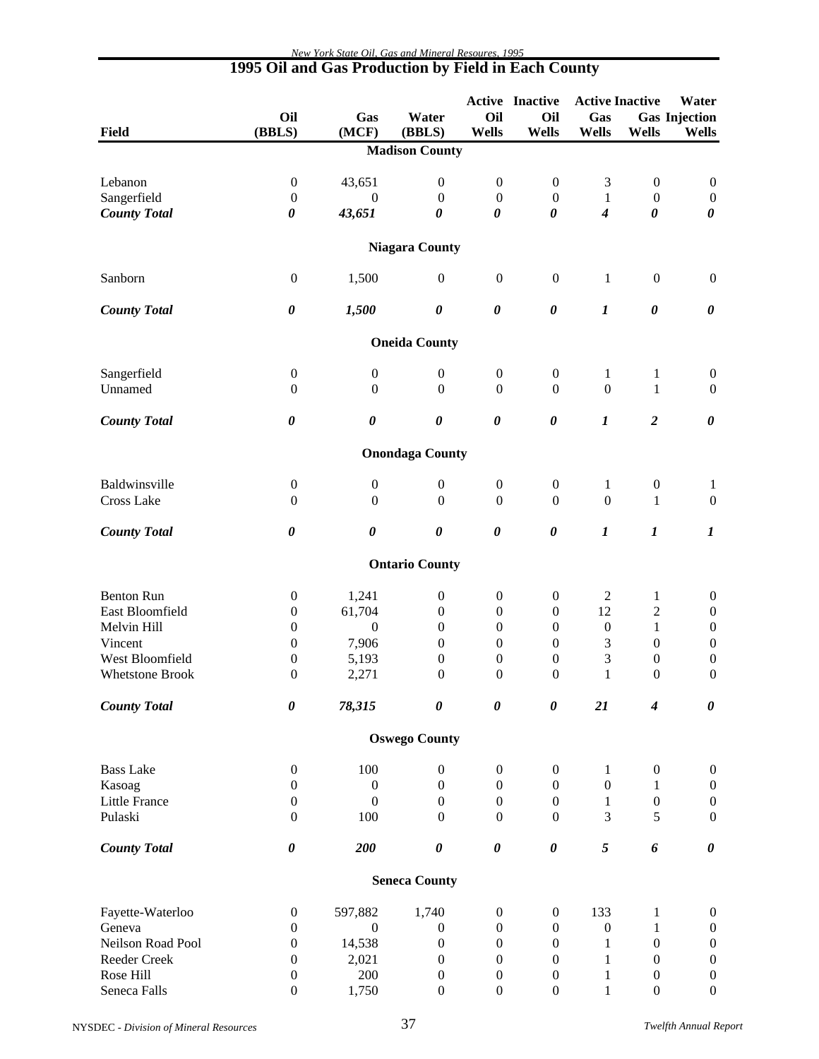## 1995 Oil and Gas Production by Field in Each County

| Field | Oil (BBLS) | Gas (MCF) | Water (BBLS) | Active Oil Wells | Inactive Oil Wells | Active Gas Wells | Inactive Gas Wells | Water Injection Wells |
|---|---|---|---|---|---|---|---|---|
| **Madison County** | | | | | | | | |
| Lebanon | 0 | 43,651 | 0 | 0 | 0 | 3 | 0 | 0 |
| Sangerfield | 0 | 0 | 0 | 0 | 0 | 1 | 0 | 0 |
| ***County Total*** | ***0*** | ***43,651*** | ***0*** | ***0*** | ***0*** | ***4*** | ***0*** | ***0*** |
| **Niagara County** | | | | | | | | |
| Sanborn | 0 | 1,500 | 0 | 0 | 0 | 1 | 0 | 0 |
| ***County Total*** | ***0*** | ***1,500*** | ***0*** | ***0*** | ***0*** | ***1*** | ***0*** | ***0*** |
| **Oneida County** | | | | | | | | |
| Sangerfield | 0 | 0 | 0 | 0 | 0 | 1 | 1 | 0 |
| Unnamed | 0 | 0 | 0 | 0 | 0 | 0 | 1 | 0 |
| ***County Total*** | ***0*** | ***0*** | ***0*** | ***0*** | ***0*** | ***1*** | ***2*** | ***0*** |
| **Onondaga County** | | | | | | | | |
| Baldwinsville | 0 | 0 | 0 | 0 | 0 | 1 | 0 | 1 |
| Cross Lake | 0 | 0 | 0 | 0 | 0 | 0 | 1 | 0 |
| ***County Total*** | ***0*** | ***0*** | ***0*** | ***0*** | ***0*** | ***1*** | ***1*** | ***1*** |
| **Ontario County** | | | | | | | | |
| Benton Run | 0 | 1,241 | 0 | 0 | 0 | 2 | 1 | 0 |
| East Bloomfield | 0 | 61,704 | 0 | 0 | 0 | 12 | 2 | 0 |
| Melvin Hill | 0 | 0 | 0 | 0 | 0 | 0 | 1 | 0 |
| Vincent | 0 | 7,906 | 0 | 0 | 0 | 3 | 0 | 0 |
| West Bloomfield | 0 | 5,193 | 0 | 0 | 0 | 3 | 0 | 0 |
| Whetstone Brook | 0 | 2,271 | 0 | 0 | 0 | 1 | 0 | 0 |
| ***County Total*** | ***0*** | ***78,315*** | ***0*** | ***0*** | ***0*** | ***21*** | ***4*** | ***0*** |
| **Oswego County** | | | | | | | | |
| Bass Lake | 0 | 100 | 0 | 0 | 0 | 1 | 0 | 0 |
| Kasoag | 0 | 0 | 0 | 0 | 0 | 0 | 1 | 0 |
| Little France | 0 | 0 | 0 | 0 | 0 | 1 | 0 | 0 |
| Pulaski | 0 | 100 | 0 | 0 | 0 | 3 | 5 | 0 |
| ***County Total*** | ***0*** | ***200*** | ***0*** | ***0*** | ***0*** | ***5*** | ***6*** | ***0*** |
| **Seneca County** | | | | | | | | |
| Fayette-Waterloo | 0 | 597,882 | 1,740 | 0 | 0 | 133 | 1 | 0 |
| Geneva | 0 | 0 | 0 | 0 | 0 | 0 | 1 | 0 |
| Neilson Road Pool | 0 | 14,538 | 0 | 0 | 0 | 1 | 0 | 0 |
| Reeder Creek | 0 | 2,021 | 0 | 0 | 0 | 1 | 0 | 0 |
| Rose Hill | 0 | 200 | 0 | 0 | 0 | 1 | 0 | 0 |
| Seneca Falls | 0 | 1,750 | 0 | 0 | 0 | 1 | 0 | 0 |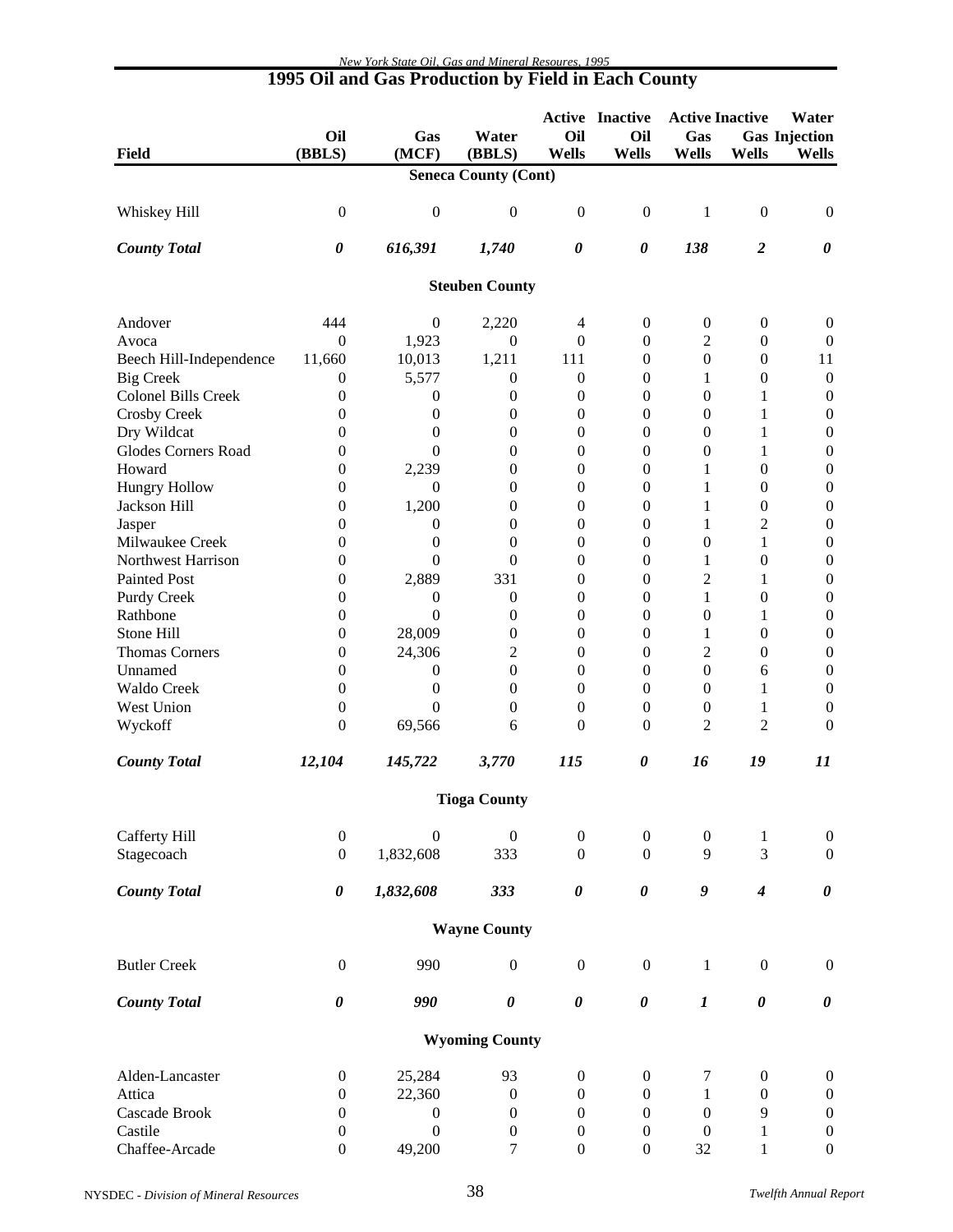## 1995 Oil and Gas Production by Field in Each County

| Field | Oil (BBLS) | Gas (MCF) | Water (BBLS) | Active Oil Wells | Inactive Oil Wells | Active Gas Wells | Inactive Gas Wells | Water Injection Wells |
|---|---|---|---|---|---|---|---|---|
| **Seneca County (Cont)** | | | | | | | | |
| Whiskey Hill | 0 | 0 | 0 | 0 | 0 | 1 | 0 | 0 |
| ***County Total*** | ***0*** | ***616,391*** | ***1,740*** | ***0*** | ***0*** | ***138*** | ***2*** | ***0*** |
| **Steuben County** | | | | | | | | |
| Andover | 444 | 0 | 2,220 | 4 | 0 | 0 | 0 | 0 |
| Avoca | 0 | 1,923 | 0 | 0 | 0 | 2 | 0 | 0 |
| Beech Hill-Independence | 11,660 | 10,013 | 1,211 | 111 | 0 | 0 | 0 | 11 |
| Big Creek | 0 | 5,577 | 0 | 0 | 0 | 1 | 0 | 0 |
| Colonel Bills Creek | 0 | 0 | 0 | 0 | 0 | 0 | 1 | 0 |
| Crosby Creek | 0 | 0 | 0 | 0 | 0 | 0 | 1 | 0 |
| Dry Wildcat | 0 | 0 | 0 | 0 | 0 | 0 | 1 | 0 |
| Glodes Corners Road | 0 | 0 | 0 | 0 | 0 | 0 | 1 | 0 |
| Howard | 0 | 2,239 | 0 | 0 | 0 | 1 | 0 | 0 |
| Hungry Hollow | 0 | 0 | 0 | 0 | 0 | 1 | 0 | 0 |
| Jackson Hill | 0 | 1,200 | 0 | 0 | 0 | 1 | 0 | 0 |
| Jasper | 0 | 0 | 0 | 0 | 0 | 1 | 2 | 0 |
| Milwaukee Creek | 0 | 0 | 0 | 0 | 0 | 0 | 1 | 0 |
| Northwest Harrison | 0 | 0 | 0 | 0 | 0 | 1 | 0 | 0 |
| Painted Post | 0 | 2,889 | 331 | 0 | 0 | 2 | 1 | 0 |
| Purdy Creek | 0 | 0 | 0 | 0 | 0 | 1 | 0 | 0 |
| Rathbone | 0 | 0 | 0 | 0 | 0 | 0 | 1 | 0 |
| Stone Hill | 0 | 28,009 | 0 | 0 | 0 | 1 | 0 | 0 |
| Thomas Corners | 0 | 24,306 | 2 | 0 | 0 | 2 | 0 | 0 |
| Unnamed | 0 | 0 | 0 | 0 | 0 | 0 | 6 | 0 |
| Waldo Creek | 0 | 0 | 0 | 0 | 0 | 0 | 1 | 0 |
| West Union | 0 | 0 | 0 | 0 | 0 | 0 | 1 | 0 |
| Wyckoff | 0 | 69,566 | 6 | 0 | 0 | 2 | 2 | 0 |
| ***County Total*** | ***12,104*** | ***145,722*** | ***3,770*** | ***115*** | ***0*** | ***16*** | ***19*** | ***11*** |
| **Tioga County** | | | | | | | | |
| Cafferty Hill | 0 | 0 | 0 | 0 | 0 | 0 | 1 | 0 |
| Stagecoach | 0 | 1,832,608 | 333 | 0 | 0 | 9 | 3 | 0 |
| ***County Total*** | ***0*** | ***1,832,608*** | ***333*** | ***0*** | ***0*** | ***9*** | ***4*** | ***0*** |
| **Wayne County** | | | | | | | | |
| Butler Creek | 0 | 990 | 0 | 0 | 0 | 1 | 0 | 0 |
| ***County Total*** | ***0*** | ***990*** | ***0*** | ***0*** | ***0*** | ***1*** | ***0*** | ***0*** |
| **Wyoming County** | | | | | | | | |
| Alden-Lancaster | 0 | 25,284 | 93 | 0 | 0 | 7 | 0 | 0 |
| Attica | 0 | 22,360 | 0 | 0 | 0 | 1 | 0 | 0 |
| Cascade Brook | 0 | 0 | 0 | 0 | 0 | 0 | 9 | 0 |
| Castile | 0 | 0 | 0 | 0 | 0 | 0 | 1 | 0 |
| Chaffee-Arcade | 0 | 49,200 | 7 | 0 | 0 | 32 | 1 | 0 |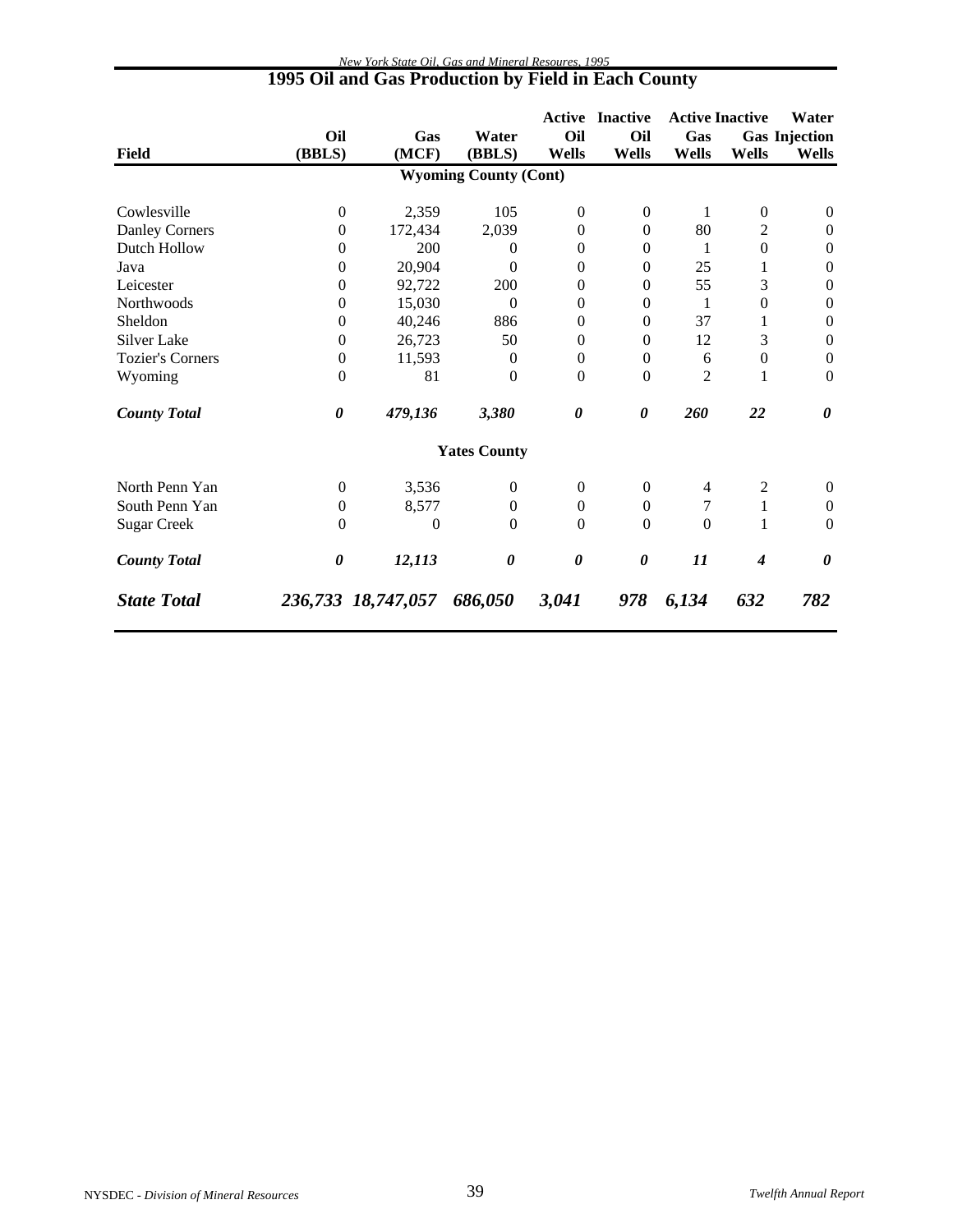## 1995 Oil and Gas Production by Field in Each County

| Field | Oil (BBLS) | Gas (MCF) | Water (BBLS) | Active Oil Wells | Inactive Oil Wells | Active Gas Wells | Inactive Gas Wells | Water Injection Wells |
|---|---|---|---|---|---|---|---|---|
| **Wyoming County (Cont)** | | | | | | | | |
| Cowlesville | 0 | 2,359 | 105 | 0 | 0 | 1 | 0 | 0 |
| Danley Corners | 0 | 172,434 | 2,039 | 0 | 0 | 80 | 2 | 0 |
| Dutch Hollow | 0 | 200 | 0 | 0 | 0 | 1 | 0 | 0 |
| Java | 0 | 20,904 | 0 | 0 | 0 | 25 | 1 | 0 |
| Leicester | 0 | 92,722 | 200 | 0 | 0 | 55 | 3 | 0 |
| Northwoods | 0 | 15,030 | 0 | 0 | 0 | 1 | 0 | 0 |
| Sheldon | 0 | 40,246 | 886 | 0 | 0 | 37 | 1 | 0 |
| Silver Lake | 0 | 26,723 | 50 | 0 | 0 | 12 | 3 | 0 |
| Tozier's Corners | 0 | 11,593 | 0 | 0 | 0 | 6 | 0 | 0 |
| Wyoming | 0 | 81 | 0 | 0 | 0 | 2 | 1 | 0 |
| ***County Total*** | ***0*** | ***479,136*** | ***3,380*** | ***0*** | ***0*** | ***260*** | ***22*** | ***0*** |
| **Yates County** | | | | | | | | |
| North Penn Yan | 0 | 3,536 | 0 | 0 | 0 | 4 | 2 | 0 |
| South Penn Yan | 0 | 8,577 | 0 | 0 | 0 | 7 | 1 | 0 |
| Sugar Creek | 0 | 0 | 0 | 0 | 0 | 0 | 1 | 0 |
| ***County Total*** | ***0*** | ***12,113*** | ***0*** | ***0*** | ***0*** | ***11*** | ***4*** | ***0*** |
| ***State Total*** | ***236,733*** | ***18,747,057*** | ***686,050*** | ***3,041*** | ***978*** | ***6,134*** | ***632*** | ***782*** |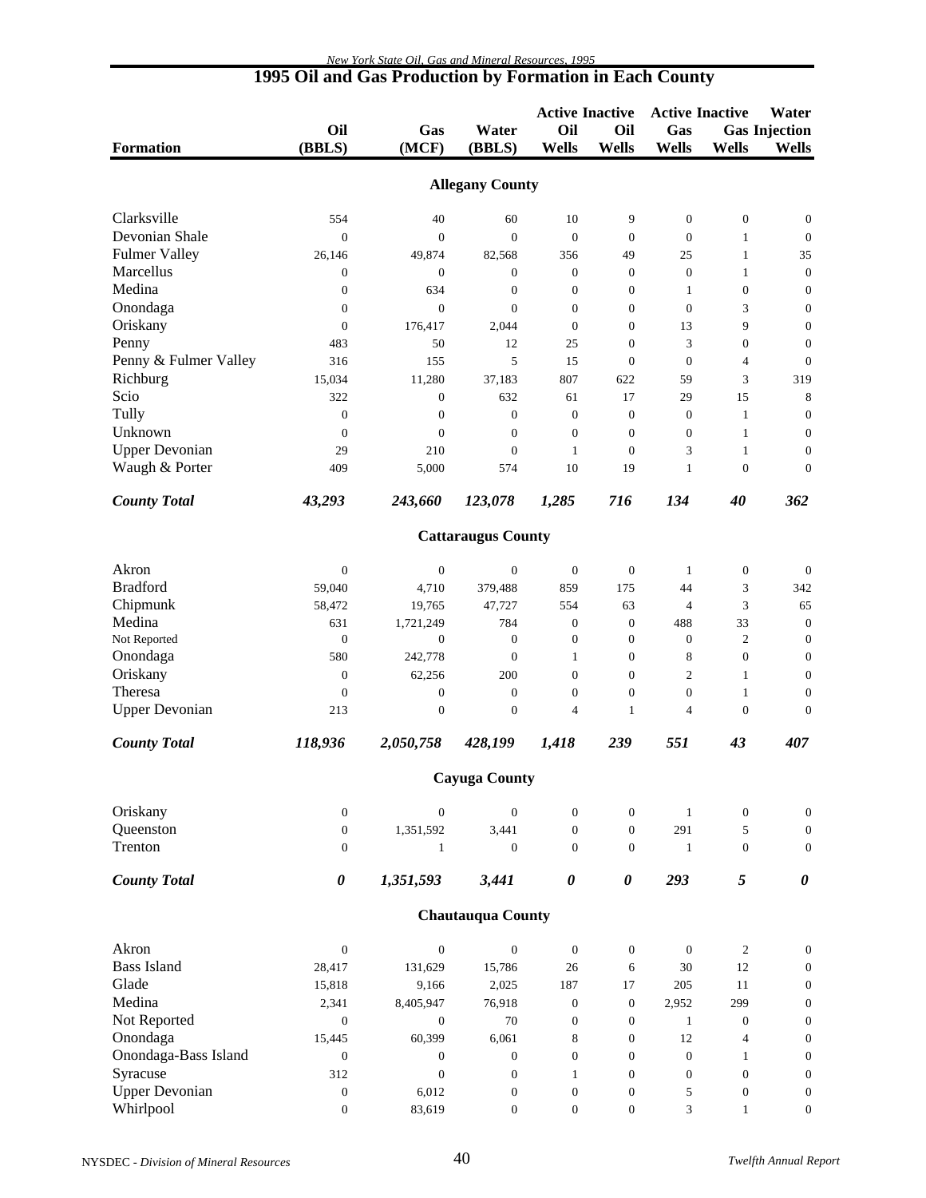# 1995 Oil and Gas Production by Formation in Each County

| Formation | Oil (BBLS) | Gas (MCF) | Water (BBLS) | Active Oil Wells | Inactive Oil Wells | Active Gas Wells | Inactive Gas Wells | Water Injection Wells |
|---|---|---|---|---|---|---|---|---|
| **Allegany County** | | | | | | | | |
| Clarksville | 554 | 40 | 60 | 10 | 9 | 0 | 0 | 0 |
| Devonian Shale | 0 | 0 | 0 | 0 | 0 | 0 | 1 | 0 |
| Fulmer Valley | 26,146 | 49,874 | 82,568 | 356 | 49 | 25 | 1 | 35 |
| Marcellus | 0 | 0 | 0 | 0 | 0 | 0 | 1 | 0 |
| Medina | 0 | 634 | 0 | 0 | 0 | 1 | 0 | 0 |
| Onondaga | 0 | 0 | 0 | 0 | 0 | 0 | 3 | 0 |
| Oriskany | 0 | 176,417 | 2,044 | 0 | 0 | 13 | 9 | 0 |
| Penny | 483 | 50 | 12 | 25 | 0 | 3 | 0 | 0 |
| Penny & Fulmer Valley | 316 | 155 | 5 | 15 | 0 | 0 | 4 | 0 |
| Richburg | 15,034 | 11,280 | 37,183 | 807 | 622 | 59 | 3 | 319 |
| Scio | 322 | 0 | 632 | 61 | 17 | 29 | 15 | 8 |
| Tully | 0 | 0 | 0 | 0 | 0 | 0 | 1 | 0 |
| Unknown | 0 | 0 | 0 | 0 | 0 | 0 | 1 | 0 |
| Upper Devonian | 29 | 210 | 0 | 1 | 0 | 3 | 1 | 0 |
| Waugh & Porter | 409 | 5,000 | 574 | 10 | 19 | 1 | 0 | 0 |
| ***County Total*** | ***43,293*** | ***243,660*** | ***123,078*** | ***1,285*** | ***716*** | ***134*** | ***40*** | ***362*** |
| **Cattaraugus County** | | | | | | | | |
| Akron | 0 | 0 | 0 | 0 | 0 | 1 | 0 | 0 |
| Bradford | 59,040 | 4,710 | 379,488 | 859 | 175 | 44 | 3 | 342 |
| Chipmunk | 58,472 | 19,765 | 47,727 | 554 | 63 | 4 | 3 | 65 |
| Medina | 631 | 1,721,249 | 784 | 0 | 0 | 488 | 33 | 0 |
| Not Reported | 0 | 0 | 0 | 0 | 0 | 0 | 2 | 0 |
| Onondaga | 580 | 242,778 | 0 | 1 | 0 | 8 | 0 | 0 |
| Oriskany | 0 | 62,256 | 200 | 0 | 0 | 2 | 1 | 0 |
| Theresa | 0 | 0 | 0 | 0 | 0 | 0 | 1 | 0 |
| Upper Devonian | 213 | 0 | 0 | 4 | 1 | 4 | 0 | 0 |
| ***County Total*** | ***118,936*** | ***2,050,758*** | ***428,199*** | ***1,418*** | ***239*** | ***551*** | ***43*** | ***407*** |
| **Cayuga County** | | | | | | | | |
| Oriskany | 0 | 0 | 0 | 0 | 0 | 1 | 0 | 0 |
| Queenston | 0 | 1,351,592 | 3,441 | 0 | 0 | 291 | 5 | 0 |
| Trenton | 0 | 1 | 0 | 0 | 0 | 1 | 0 | 0 |
| ***County Total*** | ***0*** | ***1,351,593*** | ***3,441*** | ***0*** | ***0*** | ***293*** | ***5*** | ***0*** |
| **Chautauqua County** | | | | | | | | |
| Akron | 0 | 0 | 0 | 0 | 0 | 0 | 2 | 0 |
| Bass Island | 28,417 | 131,629 | 15,786 | 26 | 6 | 30 | 12 | 0 |
| Glade | 15,818 | 9,166 | 2,025 | 187 | 17 | 205 | 11 | 0 |
| Medina | 2,341 | 8,405,947 | 76,918 | 0 | 0 | 2,952 | 299 | 0 |
| Not Reported | 0 | 0 | 70 | 0 | 0 | 1 | 0 | 0 |
| Onondaga | 15,445 | 60,399 | 6,061 | 8 | 0 | 12 | 4 | 0 |
| Onondaga-Bass Island | 0 | 0 | 0 | 0 | 0 | 0 | 1 | 0 |
| Syracuse | 312 | 0 | 0 | 1 | 0 | 0 | 0 | 0 |
| Upper Devonian | 0 | 6,012 | 0 | 0 | 0 | 5 | 0 | 0 |
| Whirlpool | 0 | 83,619 | 0 | 0 | 0 | 3 | 1 | 0 |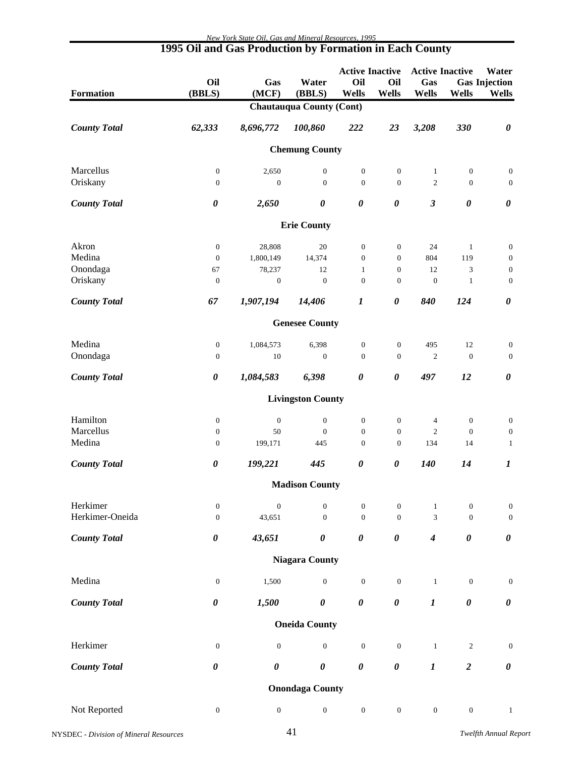# 1995 Oil and Gas Production by Formation in Each County

| Formation | Oil (BBLS) | Gas (MCF) | Water (BBLS) | Active Oil Wells | Inactive Oil Wells | Active Gas Wells | Inactive Gas Wells | Water Injection Wells |
|---|---|---|---|---|---|---|---|---|
| **Chautauqua County (Cont)** | | | | | | | | |
| ***County Total*** | ***62,333*** | ***8,696,772*** | ***100,860*** | ***222*** | ***23*** | ***3,208*** | ***330*** | ***0*** |
| **Chemung County** | | | | | | | | |
| Marcellus | 0 | 2,650 | 0 | 0 | 0 | 1 | 0 | 0 |
| Oriskany | 0 | 0 | 0 | 0 | 0 | 2 | 0 | 0 |
| ***County Total*** | ***0*** | ***2,650*** | ***0*** | ***0*** | ***0*** | ***3*** | ***0*** | ***0*** |
| **Erie County** | | | | | | | | |
| Akron | 0 | 28,808 | 20 | 0 | 0 | 24 | 1 | 0 |
| Medina | 0 | 1,800,149 | 14,374 | 0 | 0 | 804 | 119 | 0 |
| Onondaga | 67 | 78,237 | 12 | 1 | 0 | 12 | 3 | 0 |
| Oriskany | 0 | 0 | 0 | 0 | 0 | 0 | 1 | 0 |
| ***County Total*** | ***67*** | ***1,907,194*** | ***14,406*** | ***1*** | ***0*** | ***840*** | ***124*** | ***0*** |
| **Genesee County** | | | | | | | | |
| Medina | 0 | 1,084,573 | 6,398 | 0 | 0 | 495 | 12 | 0 |
| Onondaga | 0 | 10 | 0 | 0 | 0 | 2 | 0 | 0 |
| ***County Total*** | ***0*** | ***1,084,583*** | ***6,398*** | ***0*** | ***0*** | ***497*** | ***12*** | ***0*** |
| **Livingston County** | | | | | | | | |
| Hamilton | 0 | 0 | 0 | 0 | 0 | 4 | 0 | 0 |
| Marcellus | 0 | 50 | 0 | 0 | 0 | 2 | 0 | 0 |
| Medina | 0 | 199,171 | 445 | 0 | 0 | 134 | 14 | 1 |
| ***County Total*** | ***0*** | ***199,221*** | ***445*** | ***0*** | ***0*** | ***140*** | ***14*** | ***1*** |
| **Madison County** | | | | | | | | |
| Herkimer | 0 | 0 | 0 | 0 | 0 | 1 | 0 | 0 |
| Herkimer-Oneida | 0 | 43,651 | 0 | 0 | 0 | 3 | 0 | 0 |
| ***County Total*** | ***0*** | ***43,651*** | ***0*** | ***0*** | ***0*** | ***4*** | ***0*** | ***0*** |
| **Niagara County** | | | | | | | | |
| Medina | 0 | 1,500 | 0 | 0 | 0 | 1 | 0 | 0 |
| ***County Total*** | ***0*** | ***1,500*** | ***0*** | ***0*** | ***0*** | ***1*** | ***0*** | ***0*** |
| **Oneida County** | | | | | | | | |
| Herkimer | 0 | 0 | 0 | 0 | 0 | 1 | 2 | 0 |
| ***County Total*** | ***0*** | ***0*** | ***0*** | ***0*** | ***0*** | ***1*** | ***2*** | ***0*** |
| **Onondaga County** | | | | | | | | |
| Not Reported | 0 | 0 | 0 | 0 | 0 | 0 | 0 | 1 |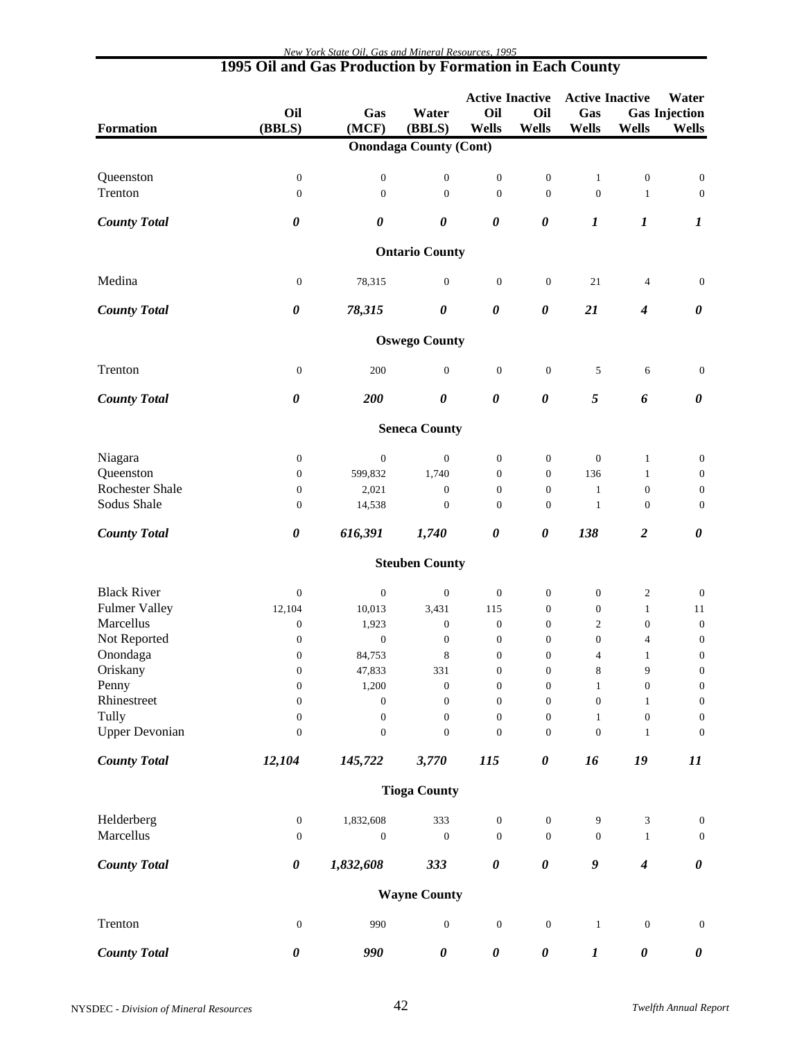## 1995 Oil and Gas Production by Formation in Each County

| Formation | Oil (BBLS) | Gas (MCF) | Water (BBLS) | Active Oil Wells | Inactive Oil Wells | Active Gas Wells | Inactive Gas Wells | Water Gas Injection Wells |
|---|---|---|---|---|---|---|---|---|
| **Onondaga County (Cont)** | | | | | | | | |
| Queenston | 0 | 0 | 0 | 0 | 0 | 1 | 0 | 0 |
| Trenton | 0 | 0 | 0 | 0 | 0 | 0 | 1 | 0 |
| ***County Total*** | ***0*** | ***0*** | ***0*** | ***0*** | ***0*** | ***1*** | ***1*** | ***1*** |
| **Ontario County** | | | | | | | | |
| Medina | 0 | 78,315 | 0 | 0 | 0 | 21 | 4 | 0 |
| ***County Total*** | ***0*** | ***78,315*** | ***0*** | ***0*** | ***0*** | ***21*** | ***4*** | ***0*** |
| **Oswego County** | | | | | | | | |
| Trenton | 0 | 200 | 0 | 0 | 0 | 5 | 6 | 0 |
| ***County Total*** | ***0*** | ***200*** | ***0*** | ***0*** | ***0*** | ***5*** | ***6*** | ***0*** |
| **Seneca County** | | | | | | | | |
| Niagara | 0 | 0 | 0 | 0 | 0 | 0 | 1 | 0 |
| Queenston | 0 | 599,832 | 1,740 | 0 | 0 | 136 | 1 | 0 |
| Rochester Shale | 0 | 2,021 | 0 | 0 | 0 | 1 | 0 | 0 |
| Sodus Shale | 0 | 14,538 | 0 | 0 | 0 | 1 | 0 | 0 |
| ***County Total*** | ***0*** | ***616,391*** | ***1,740*** | ***0*** | ***0*** | ***138*** | ***2*** | ***0*** |
| **Steuben County** | | | | | | | | |
| Black River | 0 | 0 | 0 | 0 | 0 | 0 | 2 | 0 |
| Fulmer Valley | 12,104 | 10,013 | 3,431 | 115 | 0 | 0 | 1 | 11 |
| Marcellus | 0 | 1,923 | 0 | 0 | 0 | 2 | 0 | 0 |
| Not Reported | 0 | 0 | 0 | 0 | 0 | 0 | 4 | 0 |
| Onondaga | 0 | 84,753 | 8 | 0 | 0 | 4 | 1 | 0 |
| Oriskany | 0 | 47,833 | 331 | 0 | 0 | 8 | 9 | 0 |
| Penny | 0 | 1,200 | 0 | 0 | 0 | 1 | 0 | 0 |
| Rhinestreet | 0 | 0 | 0 | 0 | 0 | 0 | 1 | 0 |
| Tully | 0 | 0 | 0 | 0 | 0 | 1 | 0 | 0 |
| Upper Devonian | 0 | 0 | 0 | 0 | 0 | 0 | 1 | 0 |
| ***County Total*** | ***12,104*** | ***145,722*** | ***3,770*** | ***115*** | ***0*** | ***16*** | ***19*** | ***11*** |
| **Tioga County** | | | | | | | | |
| Helderberg | 0 | 1,832,608 | 333 | 0 | 0 | 9 | 3 | 0 |
| Marcellus | 0 | 0 | 0 | 0 | 0 | 0 | 1 | 0 |
| ***County Total*** | ***0*** | ***1,832,608*** | ***333*** | ***0*** | ***0*** | ***9*** | ***4*** | ***0*** |
| **Wayne County** | | | | | | | | |
| Trenton | 0 | 990 | 0 | 0 | 0 | 1 | 0 | 0 |
| ***County Total*** | ***0*** | ***990*** | ***0*** | ***0*** | ***0*** | ***1*** | ***0*** | ***0*** |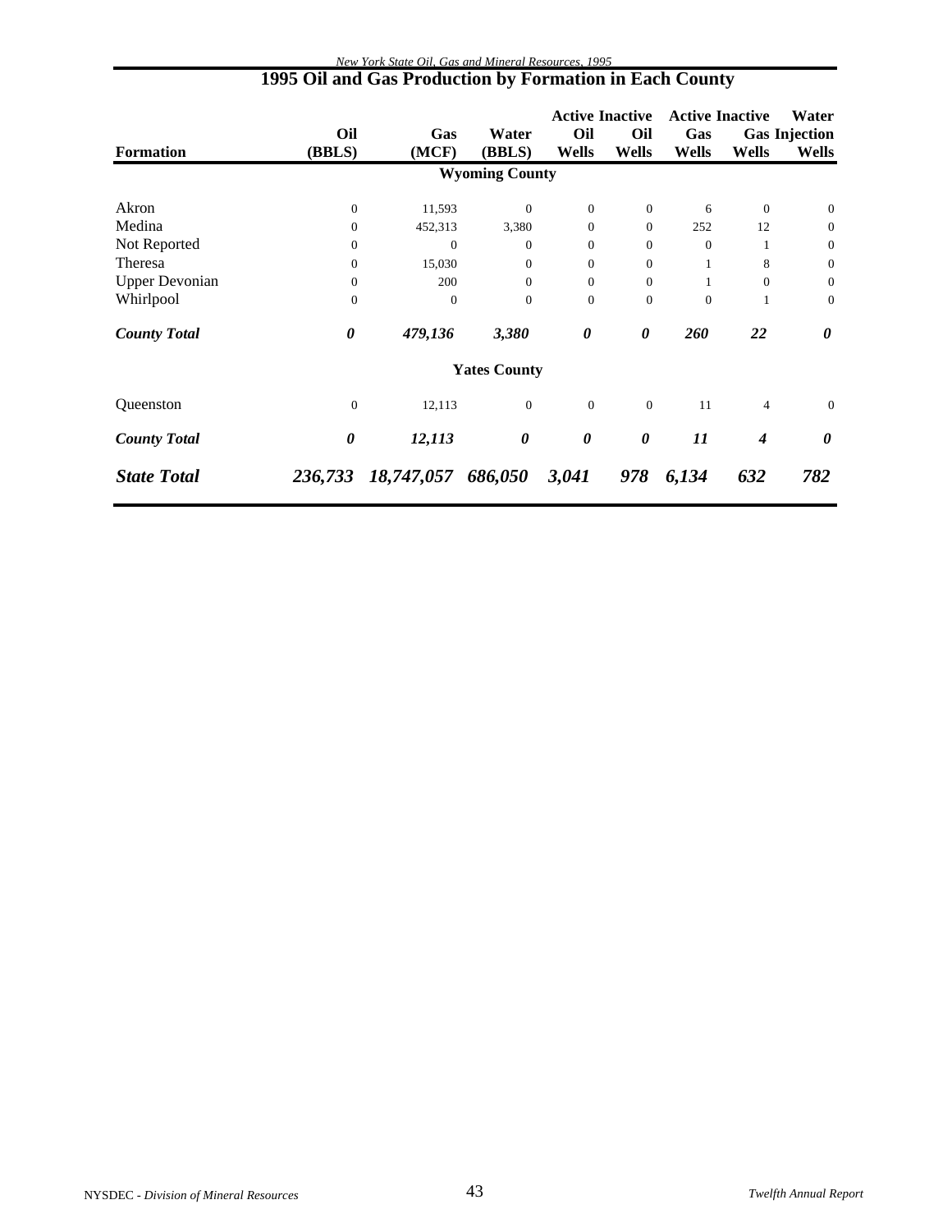# 1995 Oil and Gas Production by Formation in Each County

| Formation | Oil (BBLS) | Gas (MCF) | Water (BBLS) | Active Oil Wells | Inactive Oil Wells | Active Gas Wells | Inactive Gas Wells | Water Injection Wells |
|---|---|---|---|---|---|---|---|---|
| **Wyoming County** | | | | | | | | |
| Akron | 0 | 11,593 | 0 | 0 | 0 | 6 | 0 | 0 |
| Medina | 0 | 452,313 | 3,380 | 0 | 0 | 252 | 12 | 0 |
| Not Reported | 0 | 0 | 0 | 0 | 0 | 0 | 1 | 0 |
| Theresa | 0 | 15,030 | 0 | 0 | 0 | 1 | 8 | 0 |
| Upper Devonian | 0 | 200 | 0 | 0 | 0 | 1 | 0 | 0 |
| Whirlpool | 0 | 0 | 0 | 0 | 0 | 0 | 1 | 0 |
| ***County Total*** | ***0*** | ***479,136*** | ***3,380*** | ***0*** | ***0*** | ***260*** | ***22*** | ***0*** |
| **Yates County** | | | | | | | | |
| Queenston | 0 | 12,113 | 0 | 0 | 0 | 11 | 4 | 0 |
| ***County Total*** | ***0*** | ***12,113*** | ***0*** | ***0*** | ***0*** | ***11*** | ***4*** | ***0*** |
| ***State Total*** | ***236,733*** | ***18,747,057*** | ***686,050*** | ***3,041*** | ***978*** | ***6,134*** | ***632*** | ***782*** |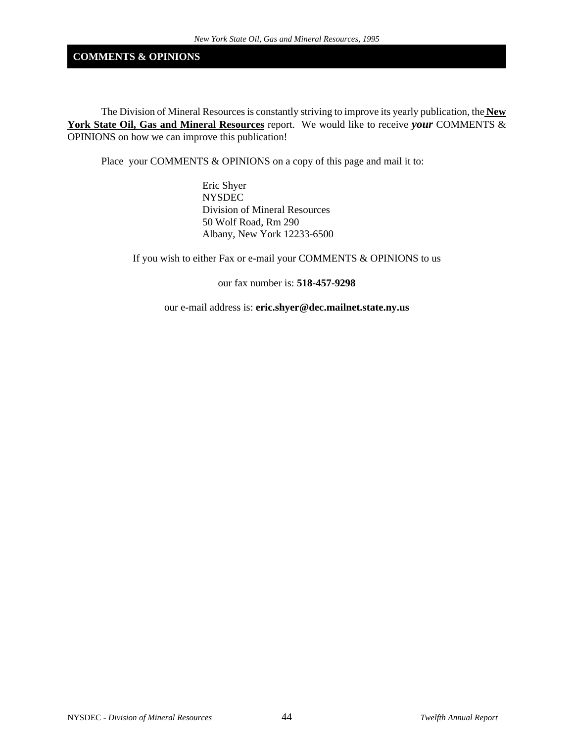## COMMENTS & OPINIONS

The Division of Mineral Resources is constantly striving to improve its yearly publication, the **New York State Oil, Gas and Mineral Resources** report. We would like to receive ***your*** COMMENTS & OPINIONS on how we can improve this publication!

Place your COMMENTS & OPINIONS on a copy of this page and mail it to:

Eric Shyer
NYSDEC
Division of Mineral Resources
50 Wolf Road, Rm 290
Albany, New York 12233-6500

If you wish to either Fax or e-mail your COMMENTS & OPINIONS to us

our fax number is: **518-457-9298**

our e-mail address is: **eric.shyer@dec.mailnet.state.ny.us**